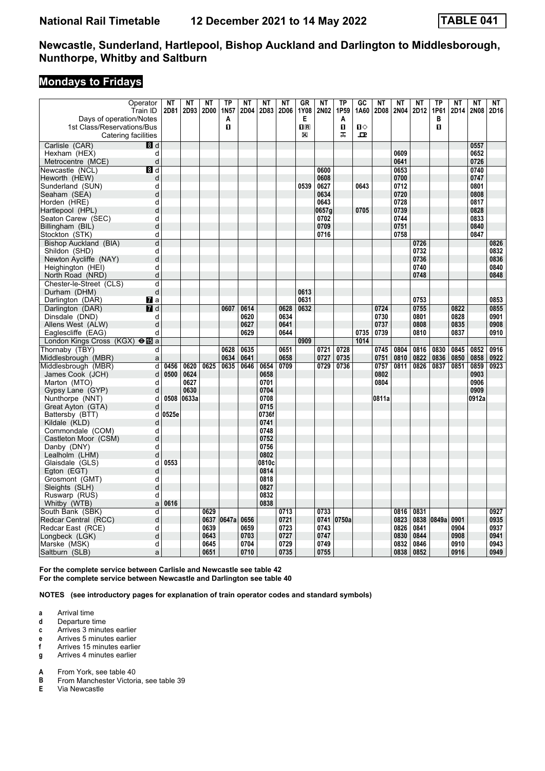# Newcastle, Sunderland, Hartlepool, Bishop Auckland and Darlington to Middlesborough, Nunthorpe, Whitby and Saltburn

## Mondays to Fridays

| Operator | | NT | NT | NT | TP | NT | NT | NT | GR | NT | TP | GC | NT | NT | NT | TP | NT | NT | NT |
|---|---|---|---|---|---|---|---|---|---|---|---|---|---|---|---|---|---|---|---|
| Train ID | | 2D81 | 2D93 | 2D00 | 1N57 | 2D04 | 2D83 | 2D06 | 1Y08 | 2N02 | 1P59 | 1A60 | 2D08 | 2N04 | 2D12 | 1P61 | 2D14 | 2N08 | 2D16 |
| Days of operation/Notes | | | | | A | | | | E | | A | | | | | B | | | |
| 1st Class/Reservations/Bus | | | | | 1 | | | | 1R | | 1 | 1◇ | | | | 1 | | | |
| Catering facilities | | | | | | | | | ⊠ | | ⚗ | ⊡ | | | | | | | |
| Carlisle (CAR) | 8 d | | | | | | | | | | | | | | | | | 0557 | |
| Hexham (HEX) | d | | | | | | | | | | | | | 0609 | | | | 0652 | |
| Metrocentre (MCE) | d | | | | | | | | | | | | | 0641 | | | | 0726 | |
| Newcastle (NCL) | 8 d | | | | | | | | | 0600 | | | | 0653 | | | | 0740 | |
| Heworth (HEW) | d | | | | | | | | | 0608 | | | | 0700 | | | | 0747 | |
| Sunderland (SUN) | d | | | | | | | | 0539 | 0627 | | 0643 | | 0712 | | | | 0801 | |
| Seaham (SEA) | d | | | | | | | | | 0634 | | | | 0720 | | | | 0808 | |
| Horden (HRE) | d | | | | | | | | | 0643 | | | | 0728 | | | | 0817 | |
| Hartlepool (HPL) | d | | | | | | | | | 0657g | | 0705 | | 0739 | | | | 0828 | |
| Seaton Carew (SEC) | d | | | | | | | | | 0702 | | | | 0744 | | | | 0833 | |
| Billingham (BIL) | d | | | | | | | | | 0709 | | | | 0751 | | | | 0840 | |
| Stockton (STK) | d | | | | | | | | | 0716 | | | | 0758 | | | | 0847 | |
| Bishop Auckland (BIA) | d | | | | | | | | | | | | | | 0726 | | | | 0826 |
| Shildon (SHD) | d | | | | | | | | | | | | | | 0732 | | | | 0832 |
| Newton Aycliffe (NAY) | d | | | | | | | | | | | | | | 0736 | | | | 0836 |
| Heighington (HEI) | d | | | | | | | | | | | | | | 0740 | | | | 0840 |
| North Road (NRD) | d | | | | | | | | | | | | | | 0748 | | | | 0848 |
| Chester-le-Street (CLS) | d | | | | | | | | | | | | | | | | | | |
| Durham (DHM) | d | | | | | | | | 0613 | | | | | | | | | | |
| Darlington (DAR) | 7 a | | | | | | | | 0631 | | | | | | 0753 | | | | 0853 |
| Darlington (DAR) | 7 d | | | | 0607 | 0614 | | 0628 | 0632 | | | | 0724 | | 0755 | | 0822 | | 0855 |
| Dinsdale (DND) | d | | | | | 0620 | | 0634 | | | | | 0730 | | 0801 | | 0828 | | 0901 |
| Allens West (ALW) | d | | | | | 0627 | | 0641 | | | | | 0737 | | 0808 | | 0835 | | 0908 |
| Eaglescliffe (EAG) | d | | | | | 0629 | | 0644 | | | | 0735 | 0739 | | 0810 | | 0837 | | 0910 |
| London Kings Cross (KGX) ⊖15 | a | | | | | | | | 0909 | | | 1014 | | | | | | | |
| Thornaby (TBY) | d | | | | 0628 | 0635 | | 0651 | | 0721 | 0728 | | 0745 | 0804 | 0816 | 0830 | 0845 | 0852 | 0916 |
| Middlesbrough (MBR) | a | | | | 0634 | 0641 | | 0658 | | 0727 | 0735 | | 0751 | 0810 | 0822 | 0836 | 0850 | 0858 | 0922 |
| Middlesbrough (MBR) | d | 0456 | 0620 | 0625 | 0635 | 0646 | 0654 | 0709 | | 0729 | 0736 | | 0757 | 0811 | 0826 | 0837 | 0851 | 0859 | 0923 |
| James Cook (JCH) | d | 0500 | 0624 | | | | 0658 | | | | | | 0802 | | | | | 0903 | |
| Marton (MTO) | d | | 0627 | | | | 0701 | | | | | | 0804 | | | | | 0906 | |
| Gypsy Lane (GYP) | d | | 0630 | | | | 0704 | | | | | | | | | | | 0909 | |
| Nunthorpe (NNT) | d | 0508 | 0633a | | | | 0708 | | | | | | 0811a | | | | | 0912a | |
| Great Ayton (GTA) | d | | | | | | 0715 | | | | | | | | | | | | |
| Battersby (BTT) | d | 0525e | | | | | 0736f | | | | | | | | | | | | |
| Kildale (KLD) | d | | | | | | 0741 | | | | | | | | | | | | |
| Commondale (COM) | d | | | | | | 0748 | | | | | | | | | | | | |
| Castleton Moor (CSM) | d | | | | | | 0752 | | | | | | | | | | | | |
| Danby (DNY) | d | | | | | | 0756 | | | | | | | | | | | | |
| Lealholm (LHM) | d | | | | | | 0802 | | | | | | | | | | | | |
| Glaisdale (GLS) | d | 0553 | | | | | 0810c | | | | | | | | | | | | |
| Egton (EGT) | d | | | | | | 0814 | | | | | | | | | | | | |
| Grosmont (GMT) | d | | | | | | 0818 | | | | | | | | | | | | |
| Sleights (SLH) | d | | | | | | 0827 | | | | | | | | | | | | |
| Ruswarp (RUS) | d | | | | | | 0832 | | | | | | | | | | | | |
| Whitby (WTB) | a | 0616 | | | | | 0838 | | | | | | | | | | | | |
| South Bank (SBK) | d | | | 0629 | | | | 0713 | | 0733 | | | | 0816 | 0831 | | | | 0927 |
| Redcar Central (RCC) | d | | | 0637 | 0647a | 0656 | | 0721 | | 0741 | 0750a | | | 0823 | 0838 | 0849a | 0901 | | 0935 |
| Redcar East (RCE) | d | | | 0639 | | 0659 | | 0723 | | 0743 | | | | 0826 | 0841 | | 0904 | | 0937 |
| Longbeck (LGK) | d | | | 0643 | | 0703 | | 0727 | | 0747 | | | | 0830 | 0844 | | 0908 | | 0941 |
| Marske (MSK) | d | | | 0645 | | 0704 | | 0729 | | 0749 | | | | 0832 | 0846 | | 0910 | | 0943 |
| Saltburn (SLB) | a | | | 0651 | | 0710 | | 0735 | | 0755 | | | | 0838 | 0852 | | 0916 | | 0949 |

**For the complete service between Carlisle and Newcastle see table 42**
**For the complete service between Newcastle and Darlington see table 40**

**NOTES (see introductory pages for explanation of train operator codes and standard symbols)**

- **a** Arrival time
- **d** Departure time
- **c** Arrives 3 minutes earlier
- **e** Arrives 5 minutes earlier
- **f** Arrives 15 minutes earlier
- **g** Arrives 4 minutes earlier

- **A** From York, see table 40
- **B** From Manchester Victoria, see table 39
- **E** Via Newcastle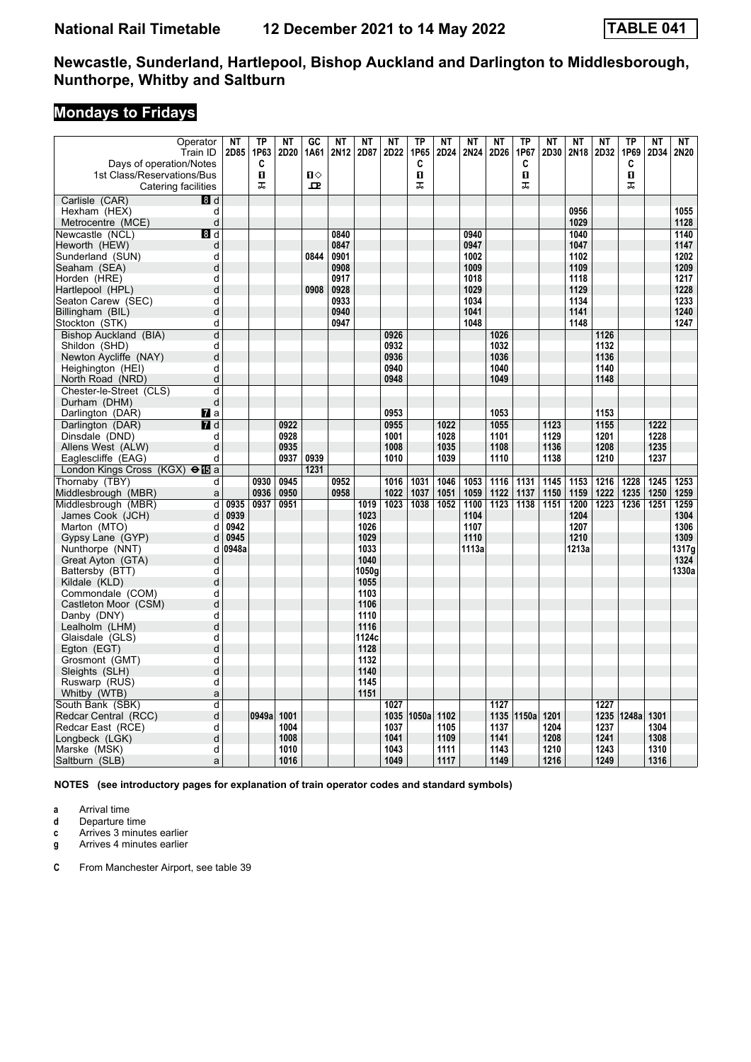# National Rail Timetable 12 December 2021 to 14 May 2022 TABLE 041

## Newcastle, Sunderland, Hartlepool, Bishop Auckland and Darlington to Middlesborough, Nunthorpe, Whitby and Saltburn

### Mondays to Fridays

| Operator | | NT | TP | NT | GC | NT | NT | NT | TP | NT | NT | NT | TP | NT | NT | NT | TP | NT | NT |
|---|---|---|---|---|---|---|---|---|---|---|---|---|---|---|---|---|---|---|---|
| Train ID | | 2D85 | 1P63 | 2D20 | 1A61 | 2N12 | 2D87 | 2D22 | 1P65 | 2D24 | 2N24 | 2D26 | 1P67 | 2D30 | 2N18 | 2D32 | 1P69 | 2D34 | 2N20 |
| Days of operation/Notes | | | C | | | | | | C | | | | C | | | | C | | |
| 1st Class/Reservations/Bus | | | ◨ | | ◨◇ | | | | ◨ | | | | ◨ | | | | ◨ | | |
| Catering facilities | | | ⚗ | | ⊡ | | | | ⚗ | | | | ⚗ | | | | ⚗ | | |
| Carlisle (CAR) | 8 d | | | | | | | | | | | | | | | | | | |
| Hexham (HEX) | d | | | | | | | | | | | | | | 0956 | | | | 1055 |
| Metrocentre (MCE) | d | | | | | | | | | | | | | | 1029 | | | | 1128 |
| Newcastle (NCL) | 8 d | | | | | 0840 | | | | | 0940 | | | | 1040 | | | | 1140 |
| Heworth (HEW) | d | | | | | 0847 | | | | | 0947 | | | | 1047 | | | | 1147 |
| Sunderland (SUN) | d | | | | 0844 | 0901 | | | | | 1002 | | | | 1102 | | | | 1202 |
| Seaham (SEA) | d | | | | | 0908 | | | | | 1009 | | | | 1109 | | | | 1209 |
| Horden (HRE) | d | | | | | 0917 | | | | | 1018 | | | | 1118 | | | | 1217 |
| Hartlepool (HPL) | d | | | | 0908 | 0928 | | | | | 1029 | | | | 1129 | | | | 1228 |
| Seaton Carew (SEC) | d | | | | | 0933 | | | | | 1034 | | | | 1134 | | | | 1233 |
| Billingham (BIL) | d | | | | | 0940 | | | | | 1041 | | | | 1141 | | | | 1240 |
| Stockton (STK) | d | | | | | 0947 | | | | | 1048 | | | | 1148 | | | | 1247 |
| Bishop Auckland (BIA) | d | | | | | | | 0926 | | | | 1026 | | | | 1126 | | | |
| Shildon (SHD) | d | | | | | | | 0932 | | | | 1032 | | | | 1132 | | | |
| Newton Aycliffe (NAY) | d | | | | | | | 0936 | | | | 1036 | | | | 1136 | | | |
| Heighington (HEI) | d | | | | | | | 0940 | | | | 1040 | | | | 1140 | | | |
| North Road (NRD) | d | | | | | | | 0948 | | | | 1049 | | | | 1148 | | | |
| Chester-le-Street (CLS) | d | | | | | | | | | | | | | | | | | | |
| Durham (DHM) | d | | | | | | | | | | | | | | | | | | |
| Darlington (DAR) | 7 a | | | | | | | 0953 | | | | 1053 | | | | 1153 | | | |
| Darlington (DAR) | 7 d | | | 0922 | | | | 0955 | | 1022 | | 1055 | | 1123 | | 1155 | | 1222 | |
| Dinsdale (DND) | d | | | 0928 | | | | 1001 | | 1028 | | 1101 | | 1129 | | 1201 | | 1228 | |
| Allens West (ALW) | d | | | 0935 | | | | 1008 | | 1035 | | 1108 | | 1136 | | 1208 | | 1235 | |
| Eaglescliffe (EAG) | d | | | 0937 | 0939 | | | 1010 | | 1039 | | 1110 | | 1138 | | 1210 | | 1237 | |
| London Kings Cross (KGX) ⊖15 | a | | | | 1231 | | | | | | | | | | | | | | |
| Thornaby (TBY) | d | | 0930 | 0945 | | 0952 | | 1016 | 1031 | 1046 | 1053 | 1116 | 1131 | 1145 | 1153 | 1216 | 1228 | 1245 | 1253 |
| Middlesbrough (MBR) | a | | 0936 | 0950 | | 0958 | | 1022 | 1037 | 1051 | 1059 | 1122 | 1137 | 1150 | 1159 | 1222 | 1235 | 1250 | 1259 |
| Middlesbrough (MBR) | d | 0935 | 0937 | 0951 | | | 1019 | 1023 | 1038 | 1052 | 1100 | 1123 | 1138 | 1151 | 1200 | 1223 | 1236 | 1251 | 1259 |
| James Cook (JCH) | d | 0939 | | | | | 1023 | | | | 1104 | | | | 1204 | | | | 1304 |
| Marton (MTO) | d | 0942 | | | | | 1026 | | | | 1107 | | | | 1207 | | | | 1306 |
| Gypsy Lane (GYP) | d | 0945 | | | | | 1029 | | | | 1110 | | | | 1210 | | | | 1309 |
| Nunthorpe (NNT) | d | 0948a | | | | | 1033 | | | | 1113a | | | | 1213a | | | | 1317g |
| Great Ayton (GTA) | d | | | | | | 1040 | | | | | | | | | | | | 1324 |
| Battersby (BTT) | d | | | | | | 1050g | | | | | | | | | | | | 1330a |
| Kildale (KLD) | d | | | | | | 1055 | | | | | | | | | | | | |
| Commondale (COM) | d | | | | | | 1103 | | | | | | | | | | | | |
| Castleton Moor (CSM) | d | | | | | | 1106 | | | | | | | | | | | | |
| Danby (DNY) | d | | | | | | 1110 | | | | | | | | | | | | |
| Lealholm (LHM) | d | | | | | | 1116 | | | | | | | | | | | | |
| Glaisdale (GLS) | d | | | | | | 1124c | | | | | | | | | | | | |
| Egton (EGT) | d | | | | | | 1128 | | | | | | | | | | | | |
| Grosmont (GMT) | d | | | | | | 1132 | | | | | | | | | | | | |
| Sleights (SLH) | d | | | | | | 1140 | | | | | | | | | | | | |
| Ruswarp (RUS) | d | | | | | | 1145 | | | | | | | | | | | | |
| Whitby (WTB) | a | | | | | | 1151 | | | | | | | | | | | | |
| South Bank (SBK) | d | | | | | | | 1027 | | | | 1127 | | | | 1227 | | | |
| Redcar Central (RCC) | d | | 0949a | 1001 | | | | 1035 | 1050a | 1102 | | 1135 | 1150a | 1201 | | 1235 | 1248a | 1301 | |
| Redcar East (RCE) | d | | | 1004 | | | | 1037 | | 1105 | | 1137 | | 1204 | | 1237 | | 1304 | |
| Longbeck (LGK) | d | | | 1008 | | | | 1041 | | 1109 | | 1141 | | 1208 | | 1241 | | 1308 | |
| Marske (MSK) | d | | | 1010 | | | | 1043 | | 1111 | | 1143 | | 1210 | | 1243 | | 1310 | |
| Saltburn (SLB) | a | | | 1016 | | | | 1049 | | 1117 | | 1149 | | 1216 | | 1249 | | 1316 | |

**NOTES (see introductory pages for explanation of train operator codes and standard symbols)**

- **a** Arrival time
- **d** Departure time
- **c** Arrives 3 minutes earlier
- **g** Arrives 4 minutes earlier

- **C** From Manchester Airport, see table 39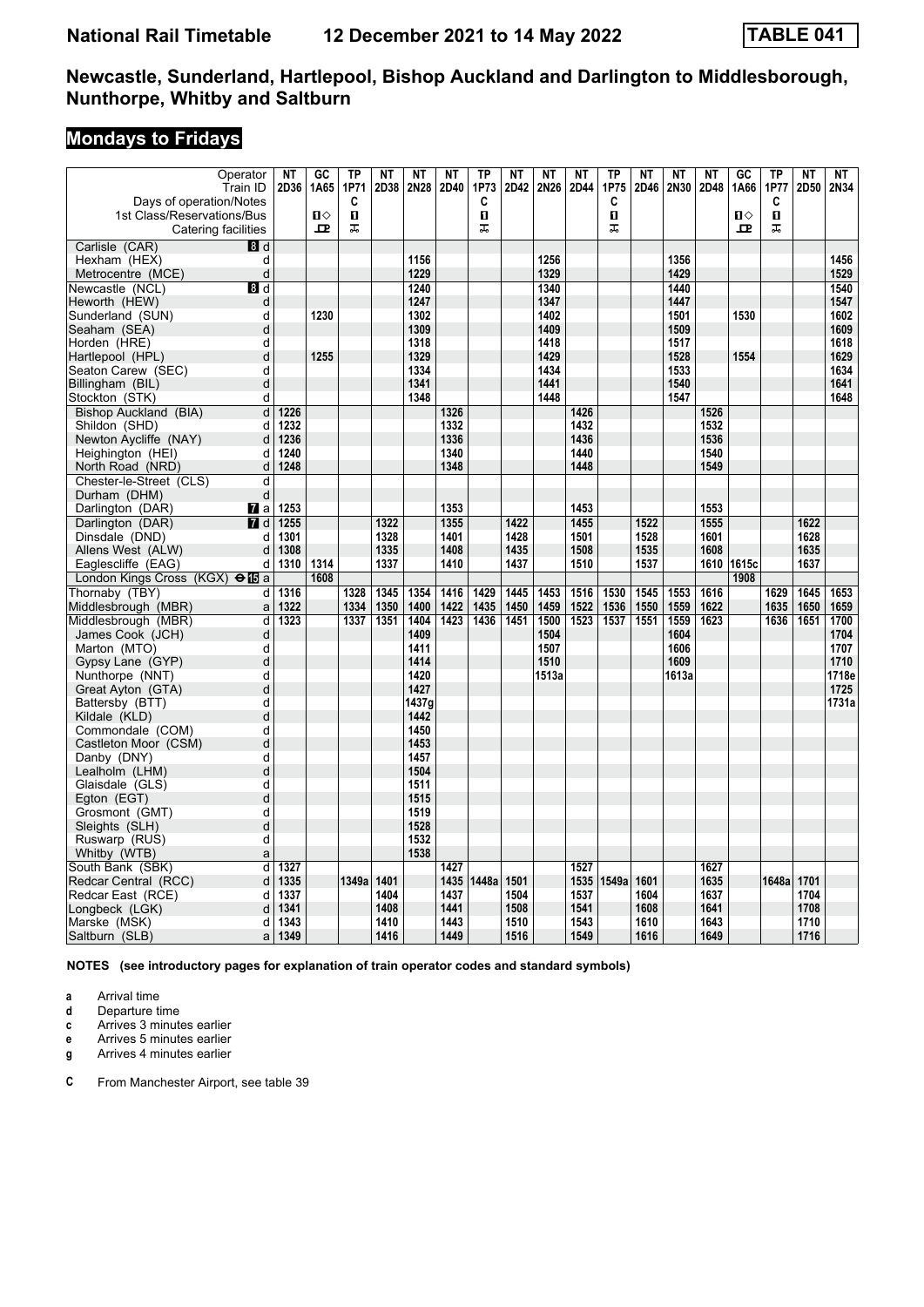# National Rail Timetable 12 December 2021 to 14 May 2022 TABLE 041

## Newcastle, Sunderland, Hartlepool, Bishop Auckland and Darlington to Middlesborough, Nunthorpe, Whitby and Saltburn

### Mondays to Fridays

| Operator | | NT | GC | TP | NT | NT | NT | TP | NT | NT | NT | TP | NT | NT | NT | GC | TP | NT | NT |
|---|---|---|---|---|---|---|---|---|---|---|---|---|---|---|---|---|---|---|---|
| Train ID | | 2D36 | 1A65 | 1P71 | 2D38 | 2N28 | 2D40 | 1P73 | 2D42 | 2N26 | 2D44 | 1P75 | 2D46 | 2N30 | 2D48 | 1A66 | 1P77 | 2D50 | 2N34 |
| Days of operation/Notes | | | | C | | | | C | | | | C | | | | | C | | |
| 1st Class/Reservations/Bus | | | 1◇ | 1 | | | | 1 | | | | 1 | | | | 1◇ | 1 | | |
| Catering facilities | | | ꟾ | ꟾ | | | | ꟾ | | | | ꟾ | | | | ꟾ | ꟾ | | |
| Carlisle (CAR) | 8 d | | | | | | | | | | | | | | | | | | |
| Hexham (HEX) | d | | | | | 1156 | | | | 1256 | | | | 1356 | | | | | 1456 |
| Metrocentre (MCE) | d | | | | | 1229 | | | | 1329 | | | | 1429 | | | | | 1529 |
| Newcastle (NCL) | 8 d | | | | | 1240 | | | | 1340 | | | | 1440 | | | | | 1540 |
| Heworth (HEW) | d | | | | | 1247 | | | | 1347 | | | | 1447 | | | | | 1547 |
| Sunderland (SUN) | d | | 1230 | | | 1302 | | | | 1402 | | | | 1501 | | 1530 | | | 1602 |
| Seaham (SEA) | d | | | | | 1309 | | | | 1409 | | | | 1509 | | | | | 1609 |
| Horden (HRE) | d | | | | | 1318 | | | | 1418 | | | | 1517 | | | | | 1618 |
| Hartlepool (HPL) | d | | 1255 | | | 1329 | | | | 1429 | | | | 1528 | | 1554 | | | 1629 |
| Seaton Carew (SEC) | d | | | | | 1334 | | | | 1434 | | | | 1533 | | | | | 1634 |
| Billingham (BIL) | d | | | | | 1341 | | | | 1441 | | | | 1540 | | | | | 1641 |
| Stockton (STK) | d | | | | | 1348 | | | | 1448 | | | | 1547 | | | | | 1648 |
| Bishop Auckland (BIA) | d | 1226 | | | | | 1326 | | | | 1426 | | | | 1526 | | | | |
| Shildon (SHD) | d | 1232 | | | | | 1332 | | | | 1432 | | | | 1532 | | | | |
| Newton Aycliffe (NAY) | d | 1236 | | | | | 1336 | | | | 1436 | | | | 1536 | | | | |
| Heighington (HEI) | d | 1240 | | | | | 1340 | | | | 1440 | | | | 1540 | | | | |
| North Road (NRD) | d | 1248 | | | | | 1348 | | | | 1448 | | | | 1549 | | | | |
| Chester-le-Street (CLS) | d | | | | | | | | | | | | | | | | | | |
| Durham (DHM) | d | | | | | | | | | | | | | | | | | | |
| Darlington (DAR) | 7 a | 1253 | | | | | 1353 | | | | 1453 | | | | 1553 | | | | |
| Darlington (DAR) | 7 d | 1255 | | | 1322 | | 1355 | | 1422 | | 1455 | | 1522 | | 1555 | | | 1622 | |
| Dinsdale (DND) | d | 1301 | | | 1328 | | 1401 | | 1428 | | 1501 | | 1528 | | 1601 | | | 1628 | |
| Allens West (ALW) | d | 1308 | | | 1335 | | 1408 | | 1435 | | 1508 | | 1535 | | 1608 | | | 1635 | |
| Eaglescliffe (EAG) | d | 1310 | 1314 | | 1337 | | 1410 | | 1437 | | 1510 | | 1537 | | 1610 | 1615c | | 1637 | |
| London Kings Cross (KGX) ⊖15 | a | | 1608 | | | | | | | | | | | | | 1908 | | | |
| Thornaby (TBY) | d | 1316 | | 1328 | 1345 | 1354 | 1416 | 1429 | 1445 | 1453 | 1516 | 1530 | 1545 | 1553 | 1616 | | 1629 | 1645 | 1653 |
| Middlesbrough (MBR) | a | 1322 | | 1334 | 1350 | 1400 | 1422 | 1435 | 1450 | 1459 | 1522 | 1536 | 1550 | 1559 | 1622 | | 1635 | 1650 | 1659 |
| Middlesbrough (MBR) | d | 1323 | | 1337 | 1351 | 1404 | 1423 | 1436 | 1451 | 1500 | 1523 | 1537 | 1551 | 1559 | 1623 | | 1636 | 1651 | 1700 |
| James Cook (JCH) | d | | | | | 1409 | | | | 1504 | | | | 1604 | | | | | 1704 |
| Marton (MTO) | d | | | | | 1411 | | | | 1507 | | | | 1606 | | | | | 1707 |
| Gypsy Lane (GYP) | d | | | | | 1414 | | | | 1510 | | | | 1609 | | | | | 1710 |
| Nunthorpe (NNT) | d | | | | | 1420 | | | | 1513a | | | | 1613a | | | | | 1718e |
| Great Ayton (GTA) | d | | | | | 1427 | | | | | | | | | | | | | 1725 |
| Battersby (BTT) | d | | | | | 1437g | | | | | | | | | | | | | 1731a |
| Kildale (KLD) | d | | | | | 1442 | | | | | | | | | | | | | |
| Commondale (COM) | d | | | | | 1450 | | | | | | | | | | | | | |
| Castleton Moor (CSM) | d | | | | | 1453 | | | | | | | | | | | | | |
| Danby (DNY) | d | | | | | 1457 | | | | | | | | | | | | | |
| Lealholm (LHM) | d | | | | | 1504 | | | | | | | | | | | | | |
| Glaisdale (GLS) | d | | | | | 1511 | | | | | | | | | | | | | |
| Egton (EGT) | d | | | | | 1515 | | | | | | | | | | | | | |
| Grosmont (GMT) | d | | | | | 1519 | | | | | | | | | | | | | |
| Sleights (SLH) | d | | | | | 1528 | | | | | | | | | | | | | |
| Ruswarp (RUS) | d | | | | | 1532 | | | | | | | | | | | | | |
| Whitby (WTB) | a | | | | | 1538 | | | | | | | | | | | | | |
| South Bank (SBK) | d | 1327 | | | | | 1427 | | | | 1527 | | | | 1627 | | | | |
| Redcar Central (RCC) | d | 1335 | | 1349a | 1401 | | 1435 | 1448a | 1501 | | 1535 | 1549a | 1601 | | 1635 | | 1648a | 1701 | |
| Redcar East (RCE) | d | 1337 | | | 1404 | | 1437 | | 1504 | | 1537 | | 1604 | | 1637 | | | 1704 | |
| Longbeck (LGK) | d | 1341 | | | 1408 | | 1441 | | 1508 | | 1541 | | 1608 | | 1641 | | | 1708 | |
| Marske (MSK) | d | 1343 | | | 1410 | | 1443 | | 1510 | | 1543 | | 1610 | | 1643 | | | 1710 | |
| Saltburn (SLB) | a | 1349 | | | 1416 | | 1449 | | 1516 | | 1549 | | 1616 | | 1649 | | | 1716 | |

**NOTES (see introductory pages for explanation of train operator codes and standard symbols)**

- **a** Arrival time
- **d** Departure time
- **c** Arrives 3 minutes earlier
- **e** Arrives 5 minutes earlier
- **g** Arrives 4 minutes earlier

- **C** From Manchester Airport, see table 39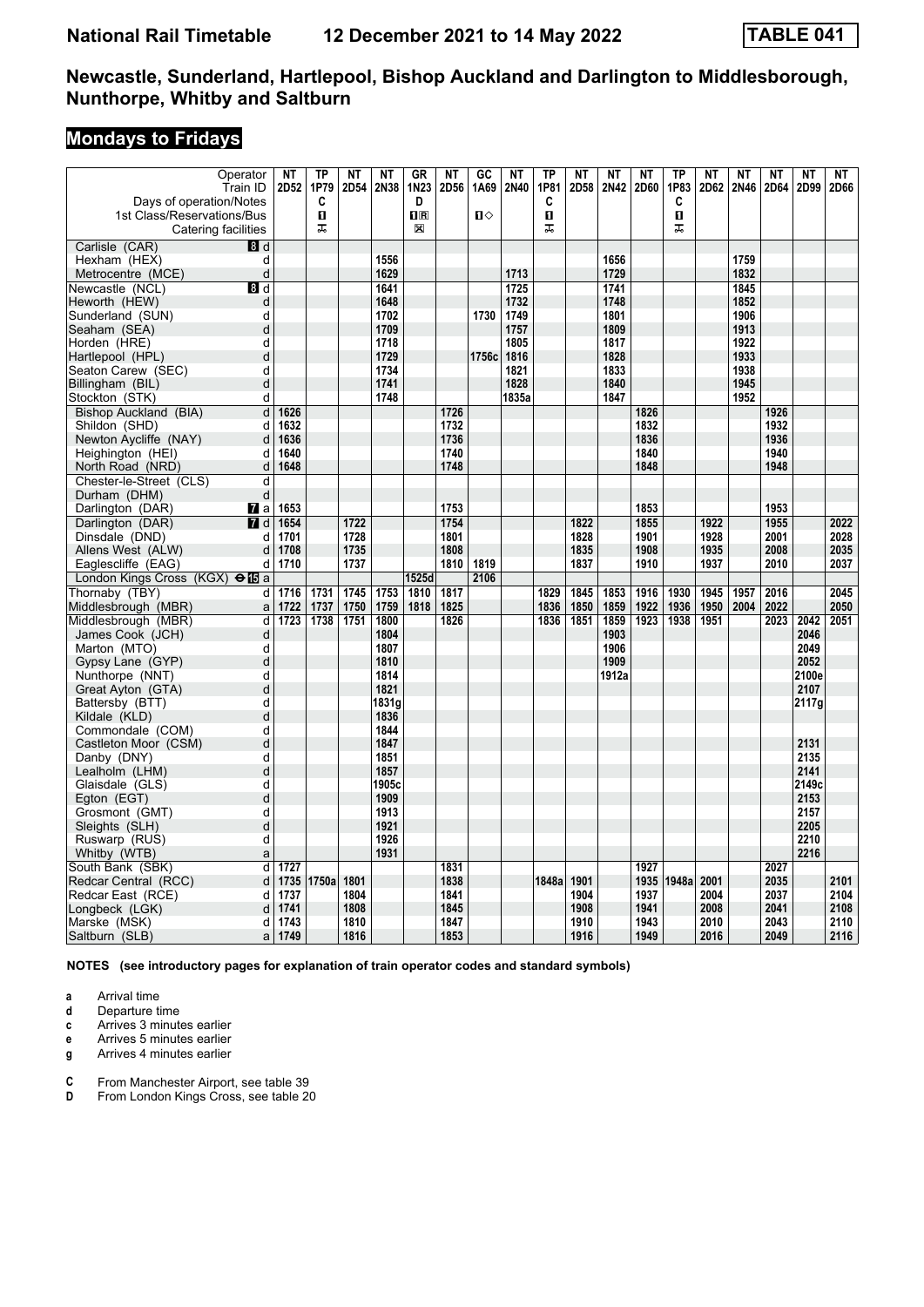# National Rail Timetable 12 December 2021 to 14 May 2022 TABLE 041

## Newcastle, Sunderland, Hartlepool, Bishop Auckland and Darlington to Middlesborough, Nunthorpe, Whitby and Saltburn

### Mondays to Fridays

| Operator | | NT | TP | NT | NT | GR | NT | GC | NT | TP | NT | NT | NT | TP | NT | NT | NT | NT | NT |
|---|---|---|---|---|---|---|---|---|---|---|---|---|---|---|---|---|---|---|---|
| Train ID | | 2D52 | 1P79 | 2D54 | 2N38 | 1N23 | 2D56 | 1A69 | 2N40 | 1P81 | 2D58 | 2N42 | 2D60 | 1P83 | 2D62 | 2N46 | 2D64 | 2D99 | 2D66 |
| Days of operation/Notes | | | C | | | D | | | | C | | | | C | | | | | |
| 1st Class/Reservations/Bus | | | 1 | | | 1R | | 1◇ | | 1 | | | | 1 | | | | | |
| Catering facilities | | | ᚁ | | | ⊠ | | | | ᚁ | | | | ᚁ | | | | | |
| Carlisle (CAR) | 8 d | | | | | | | | | | | | | | | | | | |
| Hexham (HEX) | d | | | | 1556 | | | | | | | 1656 | | | | 1759 | | | |
| Metrocentre (MCE) | d | | | | 1629 | | | | 1713 | | | 1729 | | | | 1832 | | | |
| Newcastle (NCL) | 8 d | | | | 1641 | | | | 1725 | | | 1741 | | | | 1845 | | | |
| Heworth (HEW) | d | | | | 1648 | | | | 1732 | | | 1748 | | | | 1852 | | | |
| Sunderland (SUN) | d | | | | 1702 | | | 1730 | 1749 | | | 1801 | | | | 1906 | | | |
| Seaham (SEA) | d | | | | 1709 | | | | 1757 | | | 1809 | | | | 1913 | | | |
| Horden (HRE) | d | | | | 1718 | | | | 1805 | | | 1817 | | | | 1922 | | | |
| Hartlepool (HPL) | d | | | | 1729 | | | 1756c | 1816 | | | 1828 | | | | 1933 | | | |
| Seaton Carew (SEC) | d | | | | 1734 | | | | 1821 | | | 1833 | | | | 1938 | | | |
| Billingham (BIL) | d | | | | 1741 | | | | 1828 | | | 1840 | | | | 1945 | | | |
| Stockton (STK) | d | | | | 1748 | | | | 1835a | | | 1847 | | | | 1952 | | | |
| Bishop Auckland (BIA) | d | 1626 | | | | | 1726 | | | | | | 1826 | | | | 1926 | | |
| Shildon (SHD) | d | 1632 | | | | | 1732 | | | | | | 1832 | | | | 1932 | | |
| Newton Aycliffe (NAY) | d | 1636 | | | | | 1736 | | | | | | 1836 | | | | 1936 | | |
| Heighington (HEI) | d | 1640 | | | | | 1740 | | | | | | 1840 | | | | 1940 | | |
| North Road (NRD) | d | 1648 | | | | | 1748 | | | | | | 1848 | | | | 1948 | | |
| Chester-le-Street (CLS) | d | | | | | | | | | | | | | | | | | | |
| Durham (DHM) | d | | | | | | | | | | | | | | | | | | |
| Darlington (DAR) | 7 a | 1653 | | | | | 1753 | | | | | | 1853 | | | | 1953 | | |
| Darlington (DAR) | 7 d | 1654 | | 1722 | | | 1754 | | | | 1822 | | 1855 | | 1922 | | 1955 | | 2022 |
| Dinsdale (DND) | d | 1701 | | 1728 | | | 1801 | | | | 1828 | | 1901 | | 1928 | | 2001 | | 2028 |
| Allens West (ALW) | d | 1708 | | 1735 | | | 1808 | | | | 1835 | | 1908 | | 1935 | | 2008 | | 2035 |
| Eaglescliffe (EAG) | d | 1710 | | 1737 | | | 1810 | 1819 | | | 1837 | | 1910 | | 1937 | | 2010 | | 2037 |
| London Kings Cross (KGX) ⊖15 | a | | | | | 1525d | | 2106 | | | | | | | | | | | |
| Thornaby (TBY) | d | 1716 | 1731 | 1745 | 1753 | 1810 | 1817 | | | 1829 | 1845 | 1853 | 1916 | 1930 | 1945 | 1957 | 2016 | | 2045 |
| Middlesbrough (MBR) | a | 1722 | 1737 | 1750 | 1759 | 1818 | 1825 | | | 1836 | 1850 | 1859 | 1922 | 1936 | 1950 | 2004 | 2022 | | 2050 |
| Middlesbrough (MBR) | d | 1723 | 1738 | 1751 | 1800 | | 1826 | | | 1836 | 1851 | 1859 | 1923 | 1938 | 1951 | | 2023 | 2042 | 2051 |
| James Cook (JCH) | d | | | | 1804 | | | | | | | 1903 | | | | | | 2046 | |
| Marton (MTO) | d | | | | 1807 | | | | | | | 1906 | | | | | | 2049 | |
| Gypsy Lane (GYP) | d | | | | 1810 | | | | | | | 1909 | | | | | | 2052 | |
| Nunthorpe (NNT) | d | | | | 1814 | | | | | | | 1912a | | | | | | 2100e | |
| Great Ayton (GTA) | d | | | | 1821 | | | | | | | | | | | | | 2107 | |
| Battersby (BTT) | d | | | | 1831g | | | | | | | | | | | | | 2117g | |
| Kildale (KLD) | d | | | | 1836 | | | | | | | | | | | | | | |
| Commondale (COM) | d | | | | 1844 | | | | | | | | | | | | | | |
| Castleton Moor (CSM) | d | | | | 1847 | | | | | | | | | | | | | 2131 | |
| Danby (DNY) | d | | | | 1851 | | | | | | | | | | | | | 2135 | |
| Lealholm (LHM) | d | | | | 1857 | | | | | | | | | | | | | 2141 | |
| Glaisdale (GLS) | d | | | | 1905c | | | | | | | | | | | | | 2149c | |
| Egton (EGT) | d | | | | 1909 | | | | | | | | | | | | | 2153 | |
| Grosmont (GMT) | d | | | | 1913 | | | | | | | | | | | | | 2157 | |
| Sleights (SLH) | d | | | | 1921 | | | | | | | | | | | | | 2205 | |
| Ruswarp (RUS) | d | | | | 1926 | | | | | | | | | | | | | 2210 | |
| Whitby (WTB) | a | | | | 1931 | | | | | | | | | | | | | 2216 | |
| South Bank (SBK) | d | 1727 | | | | | 1831 | | | | | | 1927 | | | | 2027 | | |
| Redcar Central (RCC) | d | 1735 | 1750a | 1801 | | | 1838 | | | 1848a | 1901 | | 1935 | 1948a | 2001 | | 2035 | | 2101 |
| Redcar East (RCE) | d | 1737 | | 1804 | | | 1841 | | | | 1904 | | 1937 | | 2004 | | 2037 | | 2104 |
| Longbeck (LGK) | d | 1741 | | 1808 | | | 1845 | | | | 1908 | | 1941 | | 2008 | | 2041 | | 2108 |
| Marske (MSK) | d | 1743 | | 1810 | | | 1847 | | | | 1910 | | 1943 | | 2010 | | 2043 | | 2110 |
| Saltburn (SLB) | a | 1749 | | 1816 | | | 1853 | | | | 1916 | | 1949 | | 2016 | | 2049 | | 2116 |

**NOTES (see introductory pages for explanation of train operator codes and standard symbols)**

- **a** Arrival time
- **d** Departure time
- **c** Arrives 3 minutes earlier
- **e** Arrives 5 minutes earlier
- **g** Arrives 4 minutes earlier

- **C** From Manchester Airport, see table 39
- **D** From London Kings Cross, see table 20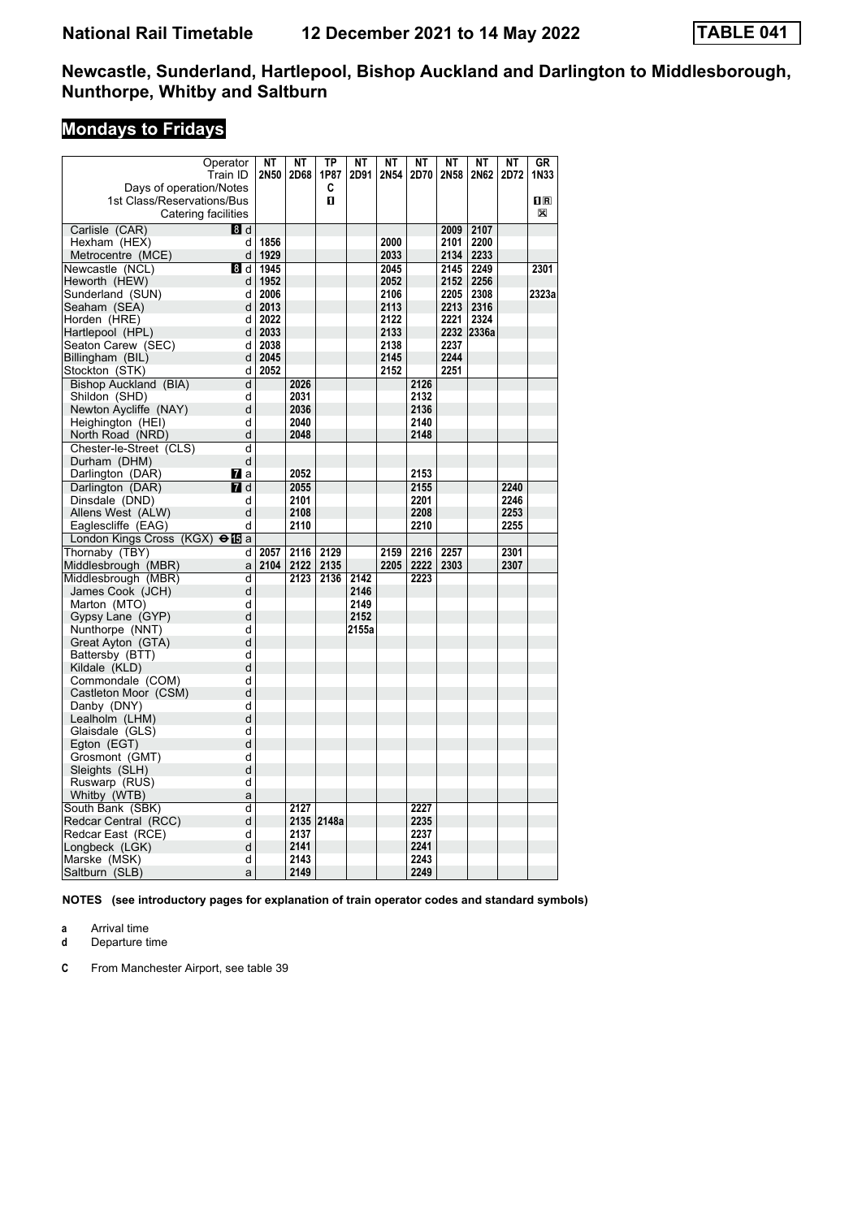# National Rail Timetable 12 December 2021 to 14 May 2022 TABLE 041

## Newcastle, Sunderland, Hartlepool, Bishop Auckland and Darlington to Middlesborough, Nunthorpe, Whitby and Saltburn

### Mondays to Fridays

| Operator | | NT | NT | TP | NT | NT | NT | NT | NT | NT | GR |
|---|---|---|---|---|---|---|---|---|---|---|---|
| Train ID | | 2N50 | 2D68 | 1P87 | 2D91 | 2N54 | 2D70 | 2N58 | 2N62 | 2D72 | 1N33 |
| Days of operation/Notes | | | | C | | | | | | | |
| 1st Class/Reservations/Bus | | | | 1 | | | | | | | 1R |
| Catering facilities | | | | | | | | | | | ☒ |
| Carlisle (CAR) | 8 d | | | | | | | 2009 | 2107 | | |
| Hexham (HEX) | d | 1856 | | | | 2000 | | 2101 | 2200 | | |
| Metrocentre (MCE) | d | 1929 | | | | 2033 | | 2134 | 2233 | | |
| Newcastle (NCL) | 8 d | 1945 | | | | 2045 | | 2145 | 2249 | | 2301 |
| Heworth (HEW) | d | 1952 | | | | 2052 | | 2152 | 2256 | | |
| Sunderland (SUN) | d | 2006 | | | | 2106 | | 2205 | 2308 | | 2323a |
| Seaham (SEA) | d | 2013 | | | | 2113 | | 2213 | 2316 | | |
| Horden (HRE) | d | 2022 | | | | 2122 | | 2221 | 2324 | | |
| Hartlepool (HPL) | d | 2033 | | | | 2133 | | 2232 | 2336a | | |
| Seaton Carew (SEC) | d | 2038 | | | | 2138 | | 2237 | | | |
| Billingham (BIL) | d | 2045 | | | | 2145 | | 2244 | | | |
| Stockton (STK) | d | 2052 | | | | 2152 | | 2251 | | | |
| Bishop Auckland (BIA) | d | | 2026 | | | | 2126 | | | | |
| Shildon (SHD) | d | | 2031 | | | | 2132 | | | | |
| Newton Aycliffe (NAY) | d | | 2036 | | | | 2136 | | | | |
| Heighington (HEI) | d | | 2040 | | | | 2140 | | | | |
| North Road (NRD) | d | | 2048 | | | | 2148 | | | | |
| Chester-le-Street (CLS) | d | | | | | | | | | | |
| Durham (DHM) | d | | | | | | | | | | |
| Darlington (DAR) | 7 a | | 2052 | | | | 2153 | | | | |
| Darlington (DAR) | 7 d | | 2055 | | | | 2155 | | | 2240 | |
| Dinsdale (DND) | d | | 2101 | | | | 2201 | | | 2246 | |
| Allens West (ALW) | d | | 2108 | | | | 2208 | | | 2253 | |
| Eaglescliffe (EAG) | d | | 2110 | | | | 2210 | | | 2255 | |
| London Kings Cross (KGX) ⊖15 | a | | | | | | | | | | |
| Thornaby (TBY) | d | 2057 | 2116 | 2129 | | 2159 | 2216 | 2257 | | 2301 | |
| Middlesbrough (MBR) | a | 2104 | 2122 | 2135 | | 2205 | 2222 | 2303 | | 2307 | |
| Middlesbrough (MBR) | d | | 2123 | 2136 | 2142 | | 2223 | | | | |
| James Cook (JCH) | d | | | | 2146 | | | | | | |
| Marton (MTO) | d | | | | 2149 | | | | | | |
| Gypsy Lane (GYP) | d | | | | 2152 | | | | | | |
| Nunthorpe (NNT) | d | | | | 2155a | | | | | | |
| Great Ayton (GTA) | d | | | | | | | | | | |
| Battersby (BTT) | d | | | | | | | | | | |
| Kildale (KLD) | d | | | | | | | | | | |
| Commondale (COM) | d | | | | | | | | | | |
| Castleton Moor (CSM) | d | | | | | | | | | | |
| Danby (DNY) | d | | | | | | | | | | |
| Lealholm (LHM) | d | | | | | | | | | | |
| Glaisdale (GLS) | d | | | | | | | | | | |
| Egton (EGT) | d | | | | | | | | | | |
| Grosmont (GMT) | d | | | | | | | | | | |
| Sleights (SLH) | d | | | | | | | | | | |
| Ruswarp (RUS) | d | | | | | | | | | | |
| Whitby (WTB) | a | | | | | | | | | | |
| South Bank (SBK) | d | | 2127 | | | | 2227 | | | | |
| Redcar Central (RCC) | d | | 2135 | 2148a | | | 2235 | | | | |
| Redcar East (RCE) | d | | 2137 | | | | 2237 | | | | |
| Longbeck (LGK) | d | | 2141 | | | | 2241 | | | | |
| Marske (MSK) | d | | 2143 | | | | 2243 | | | | |
| Saltburn (SLB) | a | | 2149 | | | | 2249 | | | | |

**NOTES (see introductory pages for explanation of train operator codes and standard symbols)**

**a** Arrival time
**d** Departure time

**C** From Manchester Airport, see table 39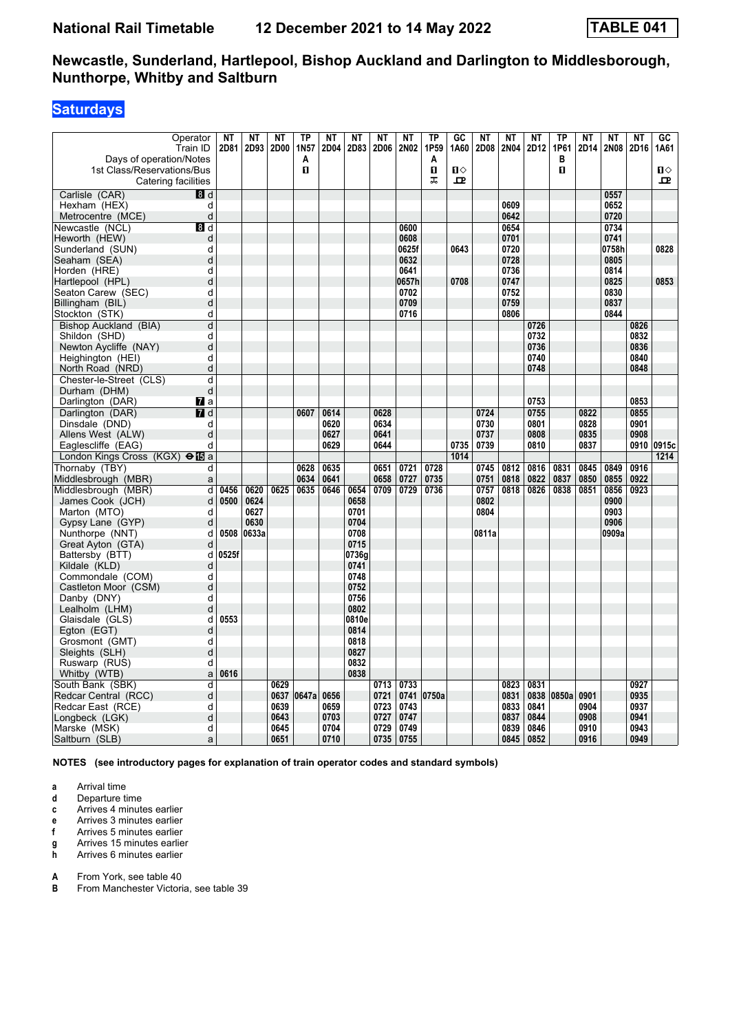# National Rail Timetable 12 December 2021 to 14 May 2022 TABLE 041

## Newcastle, Sunderland, Hartlepool, Bishop Auckland and Darlington to Middlesborough, Nunthorpe, Whitby and Saltburn

### Saturdays

| Operator | | NT | NT | NT | TP | NT | NT | NT | NT | TP | GC | NT | NT | NT | TP | NT | NT | NT | GC |
|---|---|---|---|---|---|---|---|---|---|---|---|---|---|---|---|---|---|---|---|
| Train ID | | 2D81 | 2D93 | 2D00 | 1N57 | 2D04 | 2D83 | 2D06 | 2N02 | 1P59 | 1A60 | 2D08 | 2N04 | 2D12 | 1P61 | 2D14 | 2N08 | 2D16 | 1A61 |
| Days of operation/Notes | | | | | A | | | | | A | | | | | B | | | | |
| 1st Class/Reservations/Bus | | | | | ◻ | | | | | ◻ | ◻◇ | | | | ◻ | | | | ◻◇ |
| Catering facilities | | | | | | | | | | ✠ | ⊡ | | | | | | | | ⊡ |
| Carlisle (CAR) | 8 d | | | | | | | | | | | | | | | | 0557 | | |
| Hexham (HEX) | d | | | | | | | | | | | | 0609 | | | | 0652 | | |
| Metrocentre (MCE) | d | | | | | | | | | | | | 0642 | | | | 0720 | | |
| Newcastle (NCL) | 8 d | | | | | | | | 0600 | | | | 0654 | | | | 0734 | | |
| Heworth (HEW) | d | | | | | | | | 0608 | | | | 0701 | | | | 0741 | | |
| Sunderland (SUN) | d | | | | | | | | 0625f | | 0643 | | 0720 | | | | 0758h | | 0828 |
| Seaham (SEA) | d | | | | | | | | 0632 | | | | 0728 | | | | 0805 | | |
| Horden (HRE) | d | | | | | | | | 0641 | | | | 0736 | | | | 0814 | | |
| Hartlepool (HPL) | d | | | | | | | | 0657h | | 0708 | | 0747 | | | | 0825 | | 0853 |
| Seaton Carew (SEC) | d | | | | | | | | 0702 | | | | 0752 | | | | 0830 | | |
| Billingham (BIL) | d | | | | | | | | 0709 | | | | 0759 | | | | 0837 | | |
| Stockton (STK) | d | | | | | | | | 0716 | | | | 0806 | | | | 0844 | | |
| Bishop Auckland (BIA) | d | | | | | | | | | | | | | 0726 | | | | 0826 | |
| Shildon (SHD) | d | | | | | | | | | | | | | 0732 | | | | 0832 | |
| Newton Aycliffe (NAY) | d | | | | | | | | | | | | | 0736 | | | | 0836 | |
| Heighington (HEI) | d | | | | | | | | | | | | | 0740 | | | | 0840 | |
| North Road (NRD) | d | | | | | | | | | | | | | 0748 | | | | 0848 | |
| Chester-le-Street (CLS) | d | | | | | | | | | | | | | | | | | | |
| Durham (DHM) | d | | | | | | | | | | | | | | | | | | |
| Darlington (DAR) | 7 a | | | | | | | | | | | | | 0753 | | | | 0853 | |
| Darlington (DAR) | 7 d | | | | 0607 | 0614 | | 0628 | | | | 0724 | | 0755 | | 0822 | | 0855 | |
| Dinsdale (DND) | d | | | | | 0620 | | 0634 | | | | 0730 | | 0801 | | 0828 | | 0901 | |
| Allens West (ALW) | d | | | | | 0627 | | 0641 | | | | 0737 | | 0808 | | 0835 | | 0908 | |
| Eaglescliffe (EAG) | d | | | | | 0629 | | 0644 | | | 0735 | 0739 | | 0810 | | 0837 | | 0910 | 0915c |
| London Kings Cross (KGX) ⊖ 15 | a | | | | | | | | | | 1014 | | | | | | | | 1214 |
| Thornaby (TBY) | d | | | | 0628 | 0635 | | 0651 | 0721 | 0728 | | 0745 | 0812 | 0816 | 0831 | 0845 | 0849 | 0916 | |
| Middlesbrough (MBR) | a | | | | 0634 | 0641 | | 0658 | 0727 | 0735 | | 0751 | 0818 | 0822 | 0837 | 0850 | 0855 | 0922 | |
| Middlesbrough (MBR) | d | 0456 | 0620 | 0625 | 0635 | 0646 | 0654 | 0709 | 0729 | 0736 | | 0757 | 0818 | 0826 | 0838 | 0851 | 0856 | 0923 | |
| James Cook (JCH) | d | 0500 | 0624 | | | | 0658 | | | | | 0802 | | | | | 0900 | | |
| Marton (MTO) | d | | 0627 | | | | 0701 | | | | | 0804 | | | | | 0903 | | |
| Gypsy Lane (GYP) | d | | 0630 | | | | 0704 | | | | | | | | | | 0906 | | |
| Nunthorpe (NNT) | d | 0508 | 0633a | | | | 0708 | | | | | 0811a | | | | | 0909a | | |
| Great Ayton (GTA) | d | | | | | | 0715 | | | | | | | | | | | | |
| Battersby (BTT) | d | 0525f | | | | | 0736g | | | | | | | | | | | | |
| Kildale (KLD) | d | | | | | | 0741 | | | | | | | | | | | | |
| Commondale (COM) | d | | | | | | 0748 | | | | | | | | | | | | |
| Castleton Moor (CSM) | d | | | | | | 0752 | | | | | | | | | | | | |
| Danby (DNY) | d | | | | | | 0756 | | | | | | | | | | | | |
| Lealholm (LHM) | d | | | | | | 0802 | | | | | | | | | | | | |
| Glaisdale (GLS) | d | 0553 | | | | | 0810e | | | | | | | | | | | | |
| Egton (EGT) | d | | | | | | 0814 | | | | | | | | | | | | |
| Grosmont (GMT) | d | | | | | | 0818 | | | | | | | | | | | | |
| Sleights (SLH) | d | | | | | | 0827 | | | | | | | | | | | | |
| Ruswarp (RUS) | d | | | | | | 0832 | | | | | | | | | | | | |
| Whitby (WTB) | a | 0616 | | | | | 0838 | | | | | | | | | | | | |
| South Bank (SBK) | d | | | 0629 | | | | 0713 | 0733 | | | | 0823 | 0831 | | | | 0927 | |
| Redcar Central (RCC) | d | | | 0637 | 0647a | 0656 | | 0721 | 0741 | 0750a | | | 0831 | 0838 | 0850a | 0901 | | 0935 | |
| Redcar East (RCE) | d | | | 0639 | | 0659 | | 0723 | 0743 | | | | 0833 | 0841 | | 0904 | | 0937 | |
| Longbeck (LGK) | d | | | 0643 | | 0703 | | 0727 | 0747 | | | | 0837 | 0844 | | 0908 | | 0941 | |
| Marske (MSK) | d | | | 0645 | | 0704 | | 0729 | 0749 | | | | 0839 | 0846 | | 0910 | | 0943 | |
| Saltburn (SLB) | a | | | 0651 | | 0710 | | 0735 | 0755 | | | | 0845 | 0852 | | 0916 | | 0949 | |

**NOTES (see introductory pages for explanation of train operator codes and standard symbols)**

- **a** Arrival time
- **d** Departure time
- **c** Arrives 4 minutes earlier
- **e** Arrives 3 minutes earlier
- **f** Arrives 5 minutes earlier
- **g** Arrives 15 minutes earlier
- **h** Arrives 6 minutes earlier

- **A** From York, see table 40
- **B** From Manchester Victoria, see table 39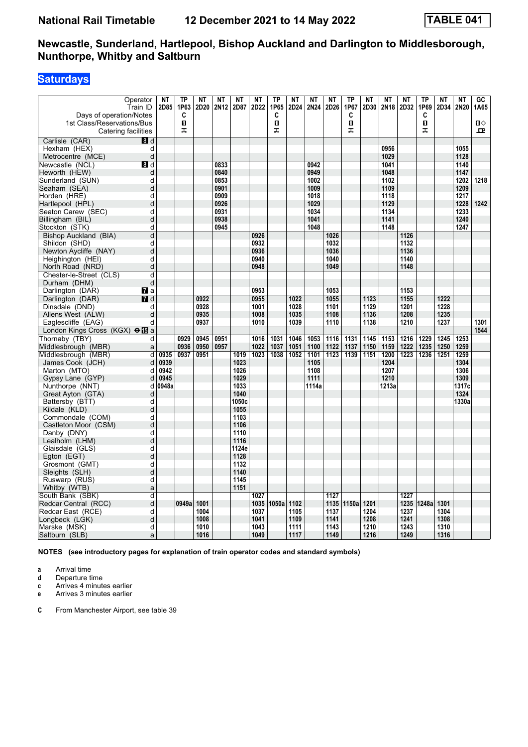# National Rail Timetable 12 December 2021 to 14 May 2022 TABLE 041

## Newcastle, Sunderland, Hartlepool, Bishop Auckland and Darlington to Middlesborough, Nunthorpe, Whitby and Saltburn

### Saturdays

| Operator | | NT | TP | NT | NT | NT | NT | TP | NT | NT | NT | TP | NT | NT | NT | TP | NT | NT | GC |
|---|---|---|---|---|---|---|---|---|---|---|---|---|---|---|---|---|---|---|---|
| Train ID | | 2D85 | 1P63 | 2D20 | 2N12 | 2D87 | 2D22 | 1P65 | 2D24 | 2N24 | 2D26 | 1P67 | 2D30 | 2N18 | 2D32 | 1P69 | 2D34 | 2N20 | 1A65 |
| Days of operation/Notes | | | C | | | | | C | | | | C | | | | C | | | |
| 1st Class/Reservations/Bus | | | 1 | | | | | 1 | | | | 1 | | | | 1 | | | 1◇ |
| Catering facilities | | | ⚲ | | | | | ⚲ | | | | ⚲ | | | | ⚲ | | | ⊡ |
| Carlisle (CAR) | 8 d | | | | | | | | | | | | | | | | | | |
| Hexham (HEX) | d | | | | | | | | | | | | | 0956 | | | | 1055 | |
| Metrocentre (MCE) | d | | | | | | | | | | | | | 1029 | | | | 1128 | |
| Newcastle (NCL) | 8 d | | | | 0833 | | | | | 0942 | | | | 1041 | | | | 1140 | |
| Heworth (HEW) | d | | | | 0840 | | | | | 0949 | | | | 1048 | | | | 1147 | |
| Sunderland (SUN) | d | | | | 0853 | | | | | 1002 | | | | 1102 | | | | 1202 | 1218 |
| Seaham (SEA) | d | | | | 0901 | | | | | 1009 | | | | 1109 | | | | 1209 | |
| Horden (HRE) | d | | | | 0909 | | | | | 1018 | | | | 1118 | | | | 1217 | |
| Hartlepool (HPL) | d | | | | 0926 | | | | | 1029 | | | | 1129 | | | | 1228 | 1242 |
| Seaton Carew (SEC) | d | | | | 0931 | | | | | 1034 | | | | 1134 | | | | 1233 | |
| Billingham (BIL) | d | | | | 0938 | | | | | 1041 | | | | 1141 | | | | 1240 | |
| Stockton (STK) | d | | | | 0945 | | | | | 1048 | | | | 1148 | | | | 1247 | |
| Bishop Auckland (BIA) | d | | | | | | 0926 | | | | 1026 | | | | 1126 | | | | |
| Shildon (SHD) | d | | | | | | 0932 | | | | 1032 | | | | 1132 | | | | |
| Newton Aycliffe (NAY) | d | | | | | | 0936 | | | | 1036 | | | | 1136 | | | | |
| Heighington (HEI) | d | | | | | | 0940 | | | | 1040 | | | | 1140 | | | | |
| North Road (NRD) | d | | | | | | 0948 | | | | 1049 | | | | 1148 | | | | |
| Chester-le-Street (CLS) | d | | | | | | | | | | | | | | | | | | |
| Durham (DHM) | d | | | | | | | | | | | | | | | | | | |
| Darlington (DAR) | 7 a | | | | | | 0953 | | | | 1053 | | | | 1153 | | | | |
| Darlington (DAR) | 7 d | | | 0922 | | | 0955 | | 1022 | | 1055 | | 1123 | | 1155 | | 1222 | | |
| Dinsdale (DND) | d | | | 0928 | | | 1001 | | 1028 | | 1101 | | 1129 | | 1201 | | 1228 | | |
| Allens West (ALW) | d | | | 0935 | | | 1008 | | 1035 | | 1108 | | 1136 | | 1208 | | 1235 | | |
| Eaglescliffe (EAG) | d | | | 0937 | | | 1010 | | 1039 | | 1110 | | 1138 | | 1210 | | 1237 | | 1301 |
| London Kings Cross (KGX) ⊖15 | a | | | | | | | | | | | | | | | | | | 1544 |
| Thornaby (TBY) | d | | 0929 | 0945 | 0951 | | 1016 | 1031 | 1046 | 1053 | 1116 | 1131 | 1145 | 1153 | 1216 | 1229 | 1245 | 1253 | |
| Middlesbrough (MBR) | a | | 0936 | 0950 | 0957 | | 1022 | 1037 | 1051 | 1100 | 1122 | 1137 | 1150 | 1159 | 1222 | 1235 | 1250 | 1259 | |
| Middlesbrough (MBR) | d | 0935 | 0937 | 0951 | | 1019 | 1023 | 1038 | 1052 | 1101 | 1123 | 1139 | 1151 | 1200 | 1223 | 1236 | 1251 | 1259 | |
| James Cook (JCH) | d | 0939 | | | | 1023 | | | | 1105 | | | | 1204 | | | | 1304 | |
| Marton (MTO) | d | 0942 | | | | 1026 | | | | 1108 | | | | 1207 | | | | 1306 | |
| Gypsy Lane (GYP) | d | 0945 | | | | 1029 | | | | 1111 | | | | 1210 | | | | 1309 | |
| Nunthorpe (NNT) | d | 0948a | | | | 1033 | | | | 1114a | | | | 1213a | | | | 1317c | |
| Great Ayton (GTA) | d | | | | | 1040 | | | | | | | | | | | | 1324 | |
| Battersby (BTT) | d | | | | | 1050c | | | | | | | | | | | | 1330a | |
| Kildale (KLD) | d | | | | | 1055 | | | | | | | | | | | | | |
| Commondale (COM) | d | | | | | 1103 | | | | | | | | | | | | | |
| Castleton Moor (CSM) | d | | | | | 1106 | | | | | | | | | | | | | |
| Danby (DNY) | d | | | | | 1110 | | | | | | | | | | | | | |
| Lealholm (LHM) | d | | | | | 1116 | | | | | | | | | | | | | |
| Glaisdale (GLS) | d | | | | | 1124e | | | | | | | | | | | | | |
| Egton (EGT) | d | | | | | 1128 | | | | | | | | | | | | | |
| Grosmont (GMT) | d | | | | | 1132 | | | | | | | | | | | | | |
| Sleights (SLH) | d | | | | | 1140 | | | | | | | | | | | | | |
| Ruswarp (RUS) | d | | | | | 1145 | | | | | | | | | | | | | |
| Whitby (WTB) | a | | | | | 1151 | | | | | | | | | | | | | |
| South Bank (SBK) | d | | | | | | 1027 | | | | 1127 | | | | 1227 | | | | |
| Redcar Central (RCC) | d | | 0949a | 1001 | | | 1035 | 1050a | 1102 | | 1135 | 1150a | 1201 | | 1235 | 1248a | 1301 | | |
| Redcar East (RCE) | d | | | 1004 | | | 1037 | | 1105 | | 1137 | | 1204 | | 1237 | | 1304 | | |
| Longbeck (LGK) | d | | | 1008 | | | 1041 | | 1109 | | 1141 | | 1208 | | 1241 | | 1308 | | |
| Marske (MSK) | d | | | 1010 | | | 1043 | | 1111 | | 1143 | | 1210 | | 1243 | | 1310 | | |
| Saltburn (SLB) | a | | | 1016 | | | 1049 | | 1117 | | 1149 | | 1216 | | 1249 | | 1316 | | |

**NOTES (see introductory pages for explanation of train operator codes and standard symbols)**

- **a** Arrival time
- **d** Departure time
- **c** Arrives 4 minutes earlier
- **e** Arrives 3 minutes earlier

- **C** From Manchester Airport, see table 39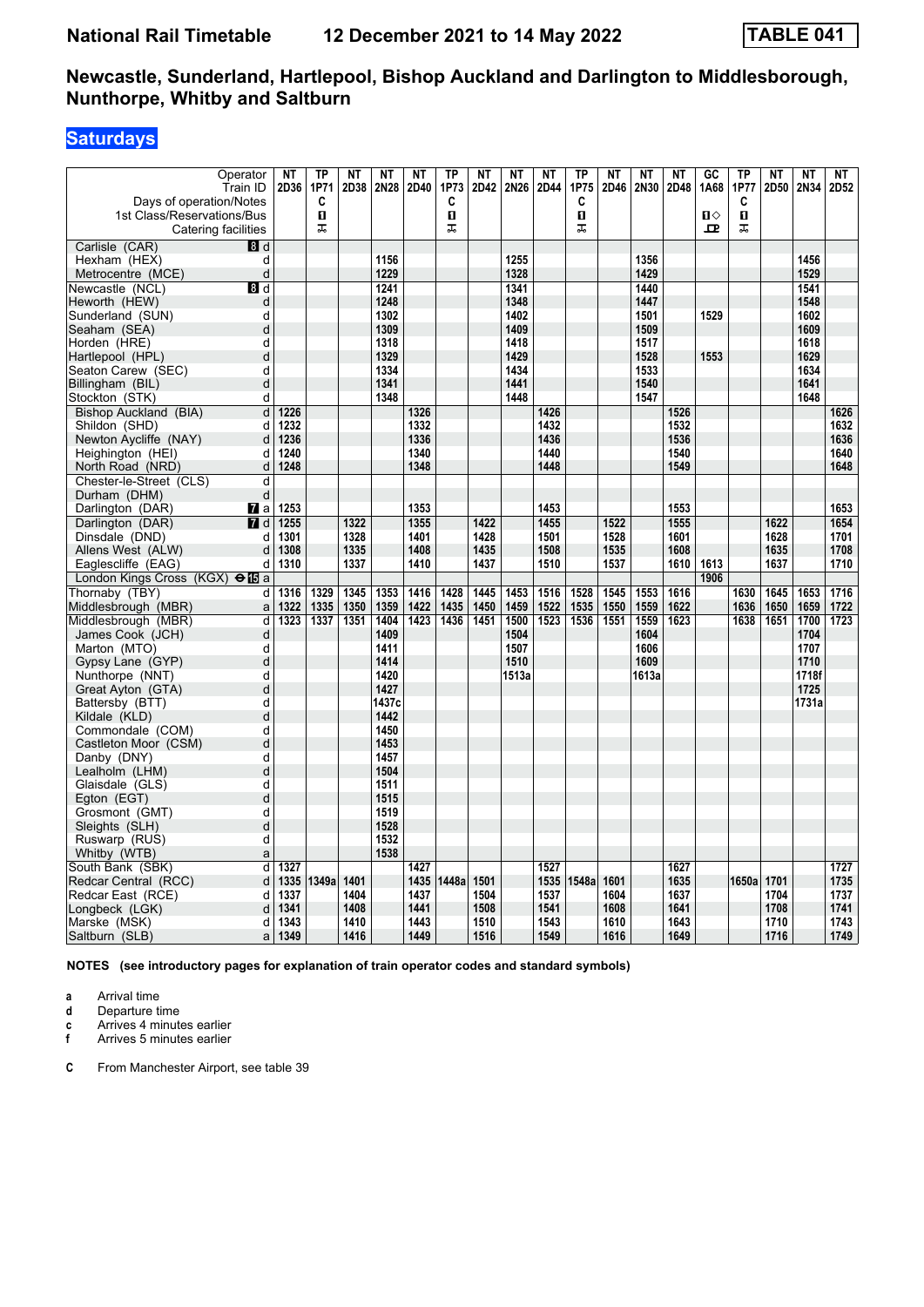# National Rail Timetable 12 December 2021 to 14 May 2022 TABLE 041

## Newcastle, Sunderland, Hartlepool, Bishop Auckland and Darlington to Middlesborough, Nunthorpe, Whitby and Saltburn

### Saturdays

| Operator | | NT | TP | NT | NT | NT | TP | NT | NT | NT | TP | NT | NT | NT | GC | TP | NT | NT | NT |
|---|---|---|---|---|---|---|---|---|---|---|---|---|---|---|---|---|---|---|---|
| Train ID | | 2D36 | 1P71 | 2D38 | 2N28 | 2D40 | 1P73 | 2D42 | 2N26 | 2D44 | 1P75 | 2D46 | 2N30 | 2D48 | 1A68 | 1P77 | 2D50 | 2N34 | 2D52 |
| Days of operation/Notes | | | C | | | | C | | | | C | | | | | C | | | |
| 1st Class/Reservations/Bus | | | ■ | | | | ■ | | | | ■ | | | | ■◇ | ■ | | | |
| Catering facilities | | | ⚒ | | | | ⚒ | | | | ⚒ | | | | ⌂ | ⚒ | | | |
| Carlisle (CAR) | 8 d | | | | | | | | | | | | | | | | | | |
| Hexham (HEX) | d | | | | 1156 | | | | 1255 | | | | 1356 | | | | | 1456 | |
| Metrocentre (MCE) | d | | | | 1229 | | | | 1328 | | | | 1429 | | | | | 1529 | |
| Newcastle (NCL) | 8 d | | | | 1241 | | | | 1341 | | | | 1440 | | | | | 1541 | |
| Heworth (HEW) | d | | | | 1248 | | | | 1348 | | | | 1447 | | | | | 1548 | |
| Sunderland (SUN) | d | | | | 1302 | | | | 1402 | | | | 1501 | | 1529 | | | 1602 | |
| Seaham (SEA) | d | | | | 1309 | | | | 1409 | | | | 1509 | | | | | 1609 | |
| Horden (HRE) | d | | | | 1318 | | | | 1418 | | | | 1517 | | | | | 1618 | |
| Hartlepool (HPL) | d | | | | 1329 | | | | 1429 | | | | 1528 | | 1553 | | | 1629 | |
| Seaton Carew (SEC) | d | | | | 1334 | | | | 1434 | | | | 1533 | | | | | 1634 | |
| Billingham (BIL) | d | | | | 1341 | | | | 1441 | | | | 1540 | | | | | 1641 | |
| Stockton (STK) | d | | | | 1348 | | | | 1448 | | | | 1547 | | | | | 1648 | |
| Bishop Auckland (BIA) | d | 1226 | | | | 1326 | | | | 1426 | | | | 1526 | | | | | 1626 |
| Shildon (SHD) | d | 1232 | | | | 1332 | | | | 1432 | | | | 1532 | | | | | 1632 |
| Newton Aycliffe (NAY) | d | 1236 | | | | 1336 | | | | 1436 | | | | 1536 | | | | | 1636 |
| Heighington (HEI) | d | 1240 | | | | 1340 | | | | 1440 | | | | 1540 | | | | | 1640 |
| North Road (NRD) | d | 1248 | | | | 1348 | | | | 1448 | | | | 1549 | | | | | 1648 |
| Chester-le-Street (CLS) | d | | | | | | | | | | | | | | | | | | |
| Durham (DHM) | d | | | | | | | | | | | | | | | | | | |
| Darlington (DAR) | 7 a | 1253 | | | | 1353 | | | | 1453 | | | | 1553 | | | | | 1653 |
| Darlington (DAR) | 7 d | 1255 | | 1322 | | 1355 | | 1422 | | 1455 | | 1522 | | 1555 | | | 1622 | | 1654 |
| Dinsdale (DND) | d | 1301 | | 1328 | | 1401 | | 1428 | | 1501 | | 1528 | | 1601 | | | 1628 | | 1701 |
| Allens West (ALW) | d | 1308 | | 1335 | | 1408 | | 1435 | | 1508 | | 1535 | | 1608 | | | 1635 | | 1708 |
| Eaglescliffe (EAG) | d | 1310 | | 1337 | | 1410 | | 1437 | | 1510 | | 1537 | | 1610 | 1613 | | 1637 | | 1710 |
| London Kings Cross (KGX) ⊖15 | a | | | | | | | | | | | | | | 1906 | | | | |
| Thornaby (TBY) | d | 1316 | 1329 | 1345 | 1353 | 1416 | 1428 | 1445 | 1453 | 1516 | 1528 | 1545 | 1553 | 1616 | | 1630 | 1645 | 1653 | 1716 |
| Middlesbrough (MBR) | a | 1322 | 1335 | 1350 | 1359 | 1422 | 1435 | 1450 | 1459 | 1522 | 1535 | 1550 | 1559 | 1622 | | 1636 | 1650 | 1659 | 1722 |
| Middlesbrough (MBR) | d | 1323 | 1337 | 1351 | 1404 | 1423 | 1436 | 1451 | 1500 | 1523 | 1536 | 1551 | 1559 | 1623 | | 1638 | 1651 | 1700 | 1723 |
| James Cook (JCH) | d | | | | 1409 | | | | 1504 | | | | 1604 | | | | | 1704 | |
| Marton (MTO) | d | | | | 1411 | | | | 1507 | | | | 1606 | | | | | 1707 | |
| Gypsy Lane (GYP) | d | | | | 1414 | | | | 1510 | | | | 1609 | | | | | 1710 | |
| Nunthorpe (NNT) | d | | | | 1420 | | | | 1513a | | | | 1613a | | | | | 1718f | |
| Great Ayton (GTA) | d | | | | 1427 | | | | | | | | | | | | | 1725 | |
| Battersby (BTT) | d | | | | 1437c | | | | | | | | | | | | | 1731a | |
| Kildale (KLD) | d | | | | 1442 | | | | | | | | | | | | | | |
| Commondale (COM) | d | | | | 1450 | | | | | | | | | | | | | | |
| Castleton Moor (CSM) | d | | | | 1453 | | | | | | | | | | | | | | |
| Danby (DNY) | d | | | | 1457 | | | | | | | | | | | | | | |
| Lealholm (LHM) | d | | | | 1504 | | | | | | | | | | | | | | |
| Glaisdale (GLS) | d | | | | 1511 | | | | | | | | | | | | | | |
| Egton (EGT) | d | | | | 1515 | | | | | | | | | | | | | | |
| Grosmont (GMT) | d | | | | 1519 | | | | | | | | | | | | | | |
| Sleights (SLH) | d | | | | 1528 | | | | | | | | | | | | | | |
| Ruswarp (RUS) | d | | | | 1532 | | | | | | | | | | | | | | |
| Whitby (WTB) | a | | | | 1538 | | | | | | | | | | | | | | |
| South Bank (SBK) | d | 1327 | | | | 1427 | | | | 1527 | | | | 1627 | | | | | 1727 |
| Redcar Central (RCC) | d | 1335 | 1349a | 1401 | | 1435 | 1448a | 1501 | | 1535 | 1548a | 1601 | | 1635 | | 1650a | 1701 | | 1735 |
| Redcar East (RCE) | d | 1337 | | 1404 | | 1437 | | 1504 | | 1537 | | 1604 | | 1637 | | | 1704 | | 1737 |
| Longbeck (LGK) | d | 1341 | | 1408 | | 1441 | | 1508 | | 1541 | | 1608 | | 1641 | | | 1708 | | 1741 |
| Marske (MSK) | d | 1343 | | 1410 | | 1443 | | 1510 | | 1543 | | 1610 | | 1643 | | | 1710 | | 1743 |
| Saltburn (SLB) | a | 1349 | | 1416 | | 1449 | | 1516 | | 1549 | | 1616 | | 1649 | | | 1716 | | 1749 |

**NOTES (see introductory pages for explanation of train operator codes and standard symbols)**

- **a** Arrival time
- **d** Departure time
- **c** Arrives 4 minutes earlier
- **f** Arrives 5 minutes earlier

- **C** From Manchester Airport, see table 39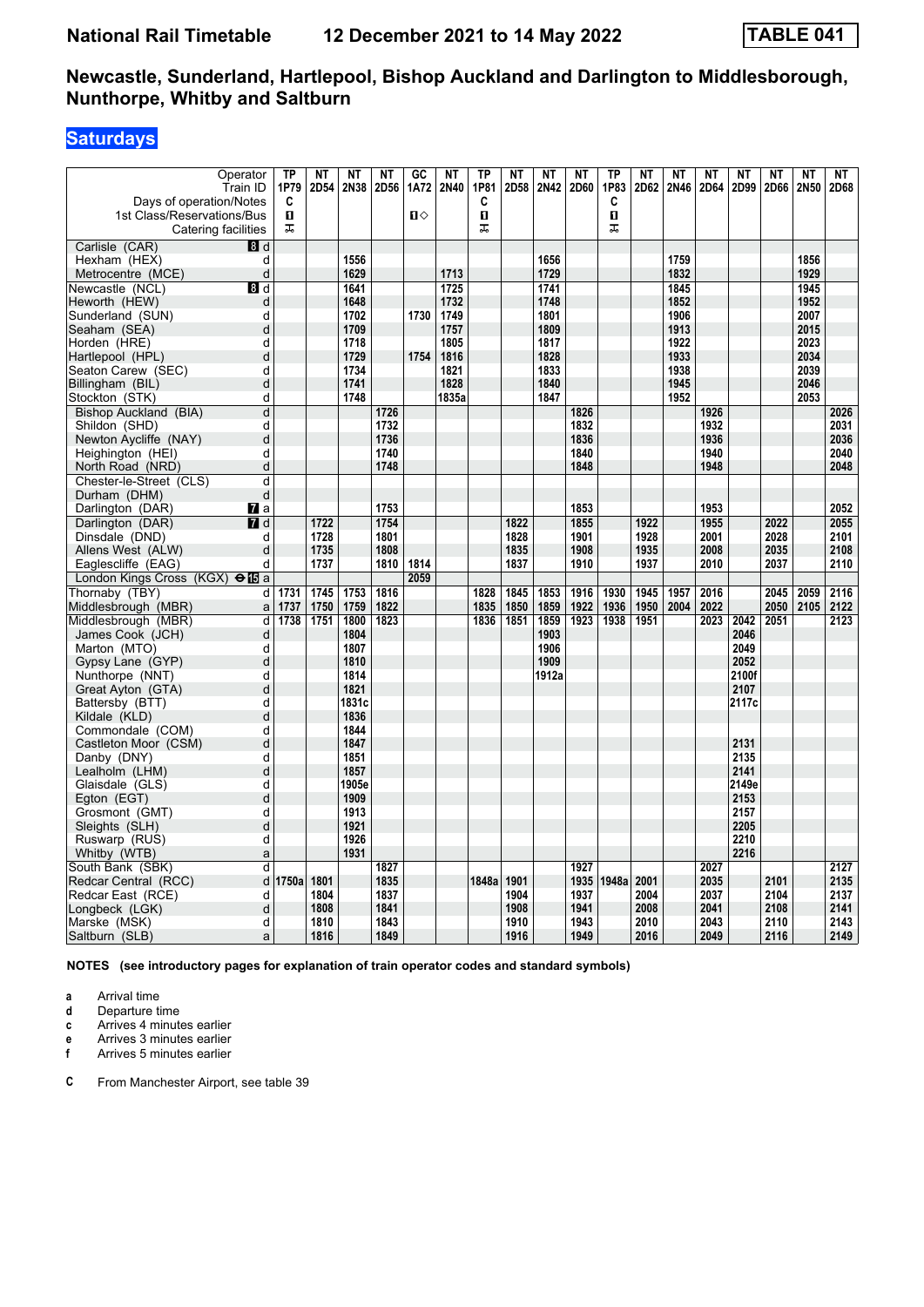# National Rail Timetable — 12 December 2021 to 14 May 2022 — TABLE 041

## Newcastle, Sunderland, Hartlepool, Bishop Auckland and Darlington to Middlesborough, Nunthorpe, Whitby and Saltburn

### Saturdays

| Operator | | TP | NT | NT | NT | GC | NT | TP | NT | NT | NT | TP | NT | NT | NT | NT | NT | NT | NT |
|---|---|---|---|---|---|---|---|---|---|---|---|---|---|---|---|---|---|---|---|
| Train ID | | 1P79 | 2D54 | 2N38 | 2D56 | 1A72 | 2N40 | 1P81 | 2D58 | 2N42 | 2D60 | 1P83 | 2D62 | 2N46 | 2D64 | 2D99 | 2D66 | 2N50 | 2D68 |
| Days of operation/Notes | | C | | | | | | C | | | | C | | | | | | | |
| 1st Class/Reservations/Bus | | ■ | | | | ■◇ | | ■ | | | | ■ | | | | | | | |
| Catering facilities | | T | | | | | | T | | | | T | | | | | | | |
| Carlisle (CAR) 8 | d | | | | | | | | | | | | | | | | | | |
| Hexham (HEX) | d | | | 1556 | | | | | | 1656 | | | | 1759 | | | | 1856 | |
| Metrocentre (MCE) | d | | | 1629 | | | 1713 | | | 1729 | | | | 1832 | | | | 1929 | |
| Newcastle (NCL) 8 | d | | | 1641 | | | 1725 | | | 1741 | | | | 1845 | | | | 1945 | |
| Heworth (HEW) | d | | | 1648 | | | 1732 | | | 1748 | | | | 1852 | | | | 1952 | |
| Sunderland (SUN) | d | | | 1702 | | 1730 | 1749 | | | 1801 | | | | 1906 | | | | 2007 | |
| Seaham (SEA) | d | | | 1709 | | | 1757 | | | 1809 | | | | 1913 | | | | 2015 | |
| Horden (HRE) | d | | | 1718 | | | 1805 | | | 1817 | | | | 1922 | | | | 2023 | |
| Hartlepool (HPL) | d | | | 1729 | | 1754 | 1816 | | | 1828 | | | | 1933 | | | | 2034 | |
| Seaton Carew (SEC) | d | | | 1734 | | | 1821 | | | 1833 | | | | 1938 | | | | 2039 | |
| Billingham (BIL) | d | | | 1741 | | | 1828 | | | 1840 | | | | 1945 | | | | 2046 | |
| Stockton (STK) | d | | | 1748 | | | 1835a | | | 1847 | | | | 1952 | | | | 2053 | |
| Bishop Auckland (BIA) | d | | | | 1726 | | | | | | 1826 | | | | 1926 | | | | 2026 |
| Shildon (SHD) | d | | | | 1732 | | | | | | 1832 | | | | 1932 | | | | 2031 |
| Newton Aycliffe (NAY) | d | | | | 1736 | | | | | | 1836 | | | | 1936 | | | | 2036 |
| Heighington (HEI) | d | | | | 1740 | | | | | | 1840 | | | | 1940 | | | | 2040 |
| North Road (NRD) | d | | | | 1748 | | | | | | 1848 | | | | 1948 | | | | 2048 |
| Chester-le-Street (CLS) | d | | | | | | | | | | | | | | | | | | |
| Durham (DHM) | d | | | | | | | | | | | | | | | | | | |
| Darlington (DAR) 7 | a | | | | 1753 | | | | | | 1853 | | | | 1953 | | | | 2052 |
| Darlington (DAR) 7 | d | | 1722 | | 1754 | | | | 1822 | | 1855 | | 1922 | | 1955 | | 2022 | | 2055 |
| Dinsdale (DND) | d | | 1728 | | 1801 | | | | 1828 | | 1901 | | 1928 | | 2001 | | 2028 | | 2101 |
| Allens West (ALW) | d | | 1735 | | 1808 | | | | 1835 | | 1908 | | 1935 | | 2008 | | 2035 | | 2108 |
| Eaglescliffe (EAG) | d | | 1737 | | 1810 | 1814 | | | 1837 | | 1910 | | 1937 | | 2010 | | 2037 | | 2110 |
| London Kings Cross (KGX) ⊖ 15 | a | | | | | 2059 | | | | | | | | | | | | | |
| Thornaby (TBY) | d | 1731 | 1745 | 1753 | 1816 | | | 1828 | 1845 | 1853 | 1916 | 1930 | 1945 | 1957 | 2016 | | 2045 | 2059 | 2116 |
| Middlesbrough (MBR) | a | 1737 | 1750 | 1759 | 1822 | | | 1835 | 1850 | 1859 | 1922 | 1936 | 1950 | 2004 | 2022 | | 2050 | 2105 | 2122 |
| Middlesbrough (MBR) | d | 1738 | 1751 | 1800 | 1823 | | | 1836 | 1851 | 1859 | 1923 | 1938 | 1951 | | 2023 | 2042 | 2051 | | 2123 |
| James Cook (JCH) | d | | | 1804 | | | | | | 1903 | | | | | | 2046 | | | |
| Marton (MTO) | d | | | 1807 | | | | | | 1906 | | | | | | 2049 | | | |
| Gypsy Lane (GYP) | d | | | 1810 | | | | | | 1909 | | | | | | 2052 | | | |
| Nunthorpe (NNT) | d | | | 1814 | | | | | | 1912a | | | | | | 2100f | | | |
| Great Ayton (GTA) | d | | | 1821 | | | | | | | | | | | | 2107 | | | |
| Battersby (BTT) | d | | | 1831c | | | | | | | | | | | | 2117c | | | |
| Kildale (KLD) | d | | | 1836 | | | | | | | | | | | | | | | |
| Commondale (COM) | d | | | 1844 | | | | | | | | | | | | | | | |
| Castleton Moor (CSM) | d | | | 1847 | | | | | | | | | | | | 2131 | | | |
| Danby (DNY) | d | | | 1851 | | | | | | | | | | | | 2135 | | | |
| Lealholm (LHM) | d | | | 1857 | | | | | | | | | | | | 2141 | | | |
| Glaisdale (GLS) | d | | | 1905e | | | | | | | | | | | | 2149e | | | |
| Egton (EGT) | d | | | 1909 | | | | | | | | | | | | 2153 | | | |
| Grosmont (GMT) | d | | | 1913 | | | | | | | | | | | | 2157 | | | |
| Sleights (SLH) | d | | | 1921 | | | | | | | | | | | | 2205 | | | |
| Ruswarp (RUS) | d | | | 1926 | | | | | | | | | | | | 2210 | | | |
| Whitby (WTB) | a | | | 1931 | | | | | | | | | | | | 2216 | | | |
| South Bank (SBK) | d | | | | 1827 | | | | | | 1927 | | | | 2027 | | | | 2127 |
| Redcar Central (RCC) | d | 1750a | 1801 | | 1835 | | | 1848a | 1901 | | 1935 | 1948a | 2001 | | 2035 | | 2101 | | 2135 |
| Redcar East (RCE) | d | | 1804 | | 1837 | | | | 1904 | | 1937 | | 2004 | | 2037 | | 2104 | | 2137 |
| Longbeck (LGK) | d | | 1808 | | 1841 | | | | 1908 | | 1941 | | 2008 | | 2041 | | 2108 | | 2141 |
| Marske (MSK) | d | | 1810 | | 1843 | | | | 1910 | | 1943 | | 2010 | | 2043 | | 2110 | | 2143 |
| Saltburn (SLB) | a | | 1816 | | 1849 | | | | 1916 | | 1949 | | 2016 | | 2049 | | 2116 | | 2149 |

**NOTES (see introductory pages for explanation of train operator codes and standard symbols)**

- **a** Arrival time
- **d** Departure time
- **c** Arrives 4 minutes earlier
- **e** Arrives 3 minutes earlier
- **f** Arrives 5 minutes earlier

- **C** From Manchester Airport, see table 39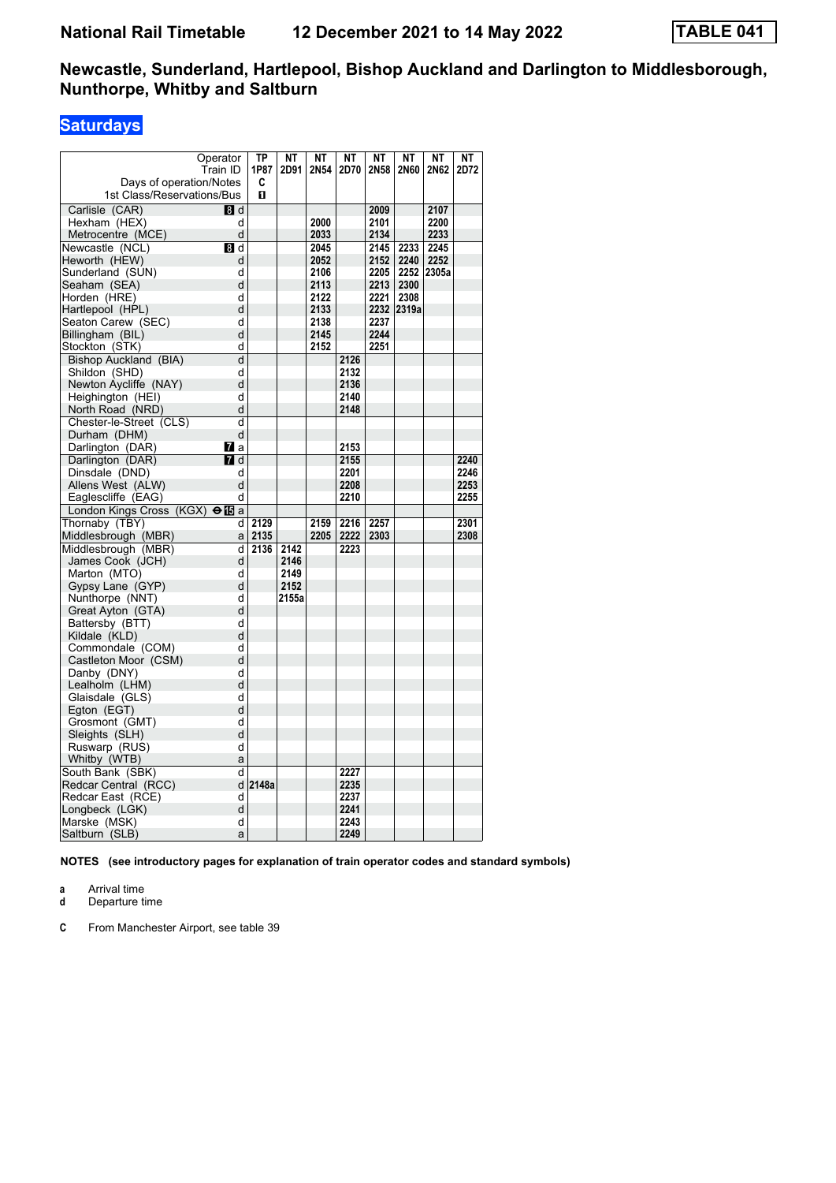# National Rail Timetable 12 December 2021 to 14 May 2022 TABLE 041

## Newcastle, Sunderland, Hartlepool, Bishop Auckland and Darlington to Middlesborough, Nunthorpe, Whitby and Saltburn

### Saturdays

| Operator | | TP | NT | NT | NT | NT | NT | NT | NT |
|---|---|---|---|---|---|---|---|---|---|
| Train ID | | 1P87 | 2D91 | 2N54 | 2D70 | 2N58 | 2N60 | 2N62 | 2D72 |
| Days of operation/Notes | | C | | | | | | | |
| 1st Class/Reservations/Bus | | 1 | | | | | | | |
| Carlisle (CAR) | 8 d | | | | | 2009 | | 2107 | |
| Hexham (HEX) | d | | | 2000 | | 2101 | | 2200 | |
| Metrocentre (MCE) | d | | | 2033 | | 2134 | | 2233 | |
| Newcastle (NCL) | 8 d | | | 2045 | | 2145 | 2233 | 2245 | |
| Heworth (HEW) | d | | | 2052 | | 2152 | 2240 | 2252 | |
| Sunderland (SUN) | d | | | 2106 | | 2205 | 2252 | 2305a | |
| Seaham (SEA) | d | | | 2113 | | 2213 | 2300 | | |
| Horden (HRE) | d | | | 2122 | | 2221 | 2308 | | |
| Hartlepool (HPL) | d | | | 2133 | | 2232 | 2319a | | |
| Seaton Carew (SEC) | d | | | 2138 | | 2237 | | | |
| Billingham (BIL) | d | | | 2145 | | 2244 | | | |
| Stockton (STK) | d | | | 2152 | | 2251 | | | |
| Bishop Auckland (BIA) | d | | | | 2126 | | | | |
| Shildon (SHD) | d | | | | 2132 | | | | |
| Newton Aycliffe (NAY) | d | | | | 2136 | | | | |
| Heighington (HEI) | d | | | | 2140 | | | | |
| North Road (NRD) | d | | | | 2148 | | | | |
| Chester-le-Street (CLS) | d | | | | | | | | |
| Durham (DHM) | d | | | | | | | | |
| Darlington (DAR) | 7 a | | | | 2153 | | | | |
| Darlington (DAR) | 7 d | | | | 2155 | | | | 2240 |
| Dinsdale (DND) | d | | | | 2201 | | | | 2246 |
| Allens West (ALW) | d | | | | 2208 | | | | 2253 |
| Eaglescliffe (EAG) | d | | | | 2210 | | | | 2255 |
| London Kings Cross (KGX) ⊖ 15 | a | | | | | | | | |
| Thornaby (TBY) | d | 2129 | | 2159 | 2216 | 2257 | | | 2301 |
| Middlesbrough (MBR) | a | 2135 | | 2205 | 2222 | 2303 | | | 2308 |
| Middlesbrough (MBR) | d | 2136 | 2142 | | 2223 | | | | |
| James Cook (JCH) | d | | 2146 | | | | | | |
| Marton (MTO) | d | | 2149 | | | | | | |
| Gypsy Lane (GYP) | d | | 2152 | | | | | | |
| Nunthorpe (NNT) | d | | 2155a | | | | | | |
| Great Ayton (GTA) | d | | | | | | | | |
| Battersby (BTT) | d | | | | | | | | |
| Kildale (KLD) | d | | | | | | | | |
| Commondale (COM) | d | | | | | | | | |
| Castleton Moor (CSM) | d | | | | | | | | |
| Danby (DNY) | d | | | | | | | | |
| Lealholm (LHM) | d | | | | | | | | |
| Glaisdale (GLS) | d | | | | | | | | |
| Egton (EGT) | d | | | | | | | | |
| Grosmont (GMT) | d | | | | | | | | |
| Sleights (SLH) | d | | | | | | | | |
| Ruswarp (RUS) | d | | | | | | | | |
| Whitby (WTB) | a | | | | | | | | |
| South Bank (SBK) | d | | | | 2227 | | | | |
| Redcar Central (RCC) | d | 2148a | | | 2235 | | | | |
| Redcar East (RCE) | d | | | | 2237 | | | | |
| Longbeck (LGK) | d | | | | 2241 | | | | |
| Marske (MSK) | d | | | | 2243 | | | | |
| Saltburn (SLB) | a | | | | 2249 | | | | |

**NOTES (see introductory pages for explanation of train operator codes and standard symbols)**

**a** Arrival time
**d** Departure time

**C** From Manchester Airport, see table 39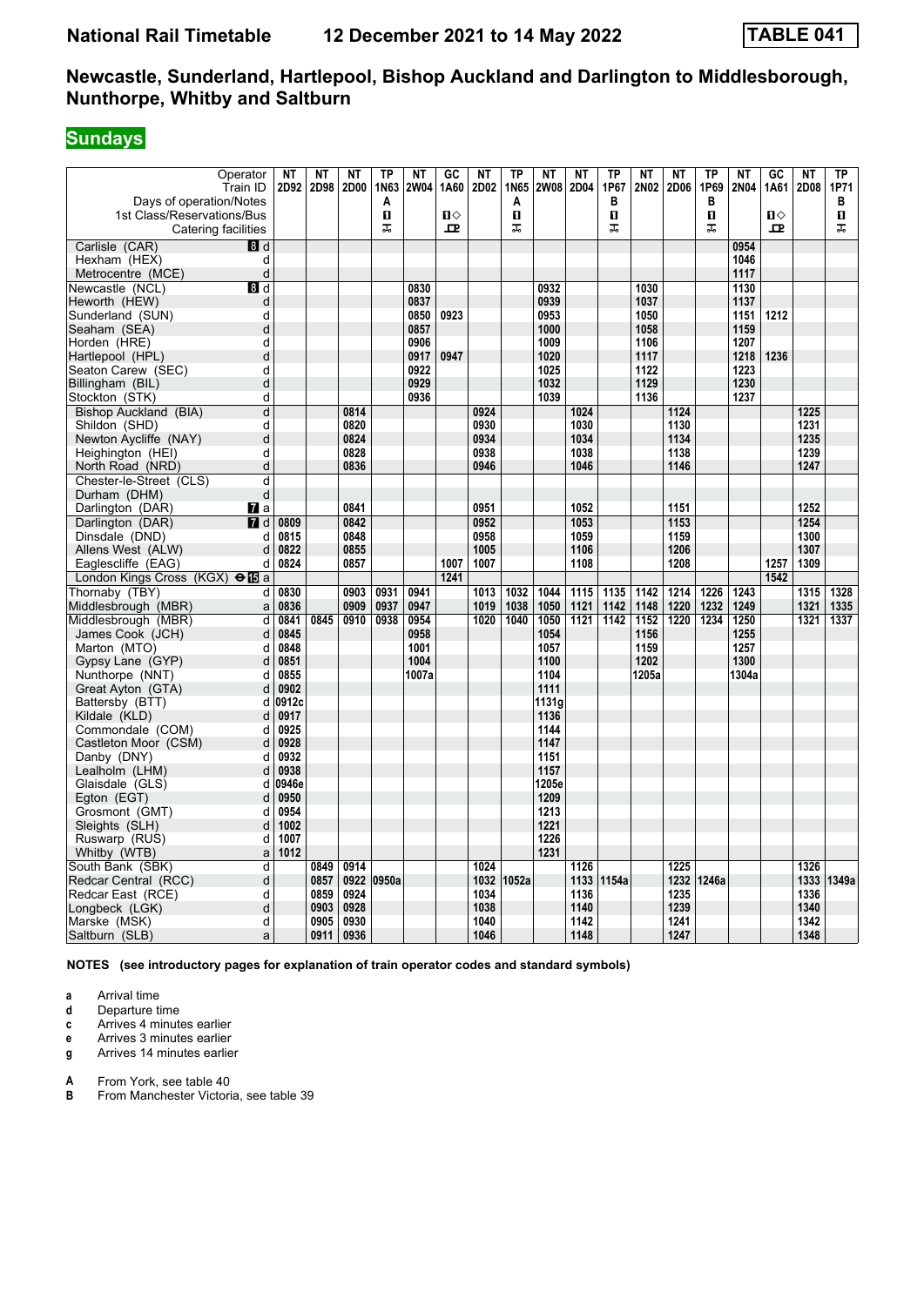# National Rail Timetable 12 December 2021 to 14 May 2022 TABLE 041

## Newcastle, Sunderland, Hartlepool, Bishop Auckland and Darlington to Middlesborough, Nunthorpe, Whitby and Saltburn

**Sundays**

| Operator | | NT | NT | NT | TP | NT | GC | NT | TP | NT | NT | TP | NT | NT | TP | NT | GC | NT | TP |
|---|---|---|---|---|---|---|---|---|---|---|---|---|---|---|---|---|---|---|---|
| Train ID | | 2D92 | 2D98 | 2D00 | 1N63 | 2W04 | 1A60 | 2D02 | 1N65 | 2W08 | 2D04 | 1P67 | 2N02 | 2D06 | 1P69 | 2N04 | 1A61 | 2D08 | 1P71 |
| Days of operation/Notes | | | | | A | | | | A | | | B | | | B | | | | B |
| 1st Class/Reservations/Bus | | | | | 1 | | 1◇ | | 1 | | | 1 | | | 1 | | 1◇ | | 1 |
| Catering facilities | | | | | ✠ | | ✠ | | ✠ | | | ✠ | | | ✠ | | ✠ | | ✠ |
| Carlisle (CAR) 8 | d | | | | | | | | | | | | | | | 0954 | | | |
| Hexham (HEX) | d | | | | | | | | | | | | | | | 1046 | | | |
| Metrocentre (MCE) | d | | | | | | | | | | | | | | | 1117 | | | |
| Newcastle (NCL) 8 | d | | | | | 0830 | | | | 0932 | | | 1030 | | | 1130 | | | |
| Heworth (HEW) | d | | | | | 0837 | | | | 0939 | | | 1037 | | | 1137 | | | |
| Sunderland (SUN) | d | | | | | 0850 | 0923 | | | 0953 | | | 1050 | | | 1151 | 1212 | | |
| Seaham (SEA) | d | | | | | 0857 | | | | 1000 | | | 1058 | | | 1159 | | | |
| Horden (HRE) | d | | | | | 0906 | | | | 1009 | | | 1106 | | | 1207 | | | |
| Hartlepool (HPL) | d | | | | | 0917 | 0947 | | | 1020 | | | 1117 | | | 1218 | 1236 | | |
| Seaton Carew (SEC) | d | | | | | 0922 | | | | 1025 | | | 1122 | | | 1223 | | | |
| Billingham (BIL) | d | | | | | 0929 | | | | 1032 | | | 1129 | | | 1230 | | | |
| Stockton (STK) | d | | | | | 0936 | | | | 1039 | | | 1136 | | | 1237 | | | |
| Bishop Auckland (BIA) | d | | | 0814 | | | | 0924 | | | 1024 | | | 1124 | | | | 1225 | |
| Shildon (SHD) | d | | | 0820 | | | | 0930 | | | 1030 | | | 1130 | | | | 1231 | |
| Newton Aycliffe (NAY) | d | | | 0824 | | | | 0934 | | | 1034 | | | 1134 | | | | 1235 | |
| Heighington (HEI) | d | | | 0828 | | | | 0938 | | | 1038 | | | 1138 | | | | 1239 | |
| North Road (NRD) | d | | | 0836 | | | | 0946 | | | 1046 | | | 1146 | | | | 1247 | |
| Chester-le-Street (CLS) | d | | | | | | | | | | | | | | | | | | |
| Durham (DHM) | d | | | | | | | | | | | | | | | | | | |
| Darlington (DAR) 7 | a | | | 0841 | | | | 0951 | | | 1052 | | | 1151 | | | | 1252 | |
| Darlington (DAR) 7 | d | 0809 | | 0842 | | | | 0952 | | | 1053 | | | 1153 | | | | 1254 | |
| Dinsdale (DND) | d | 0815 | | 0848 | | | | 0958 | | | 1059 | | | 1159 | | | | 1300 | |
| Allens West (ALW) | d | 0822 | | 0855 | | | | 1005 | | | 1106 | | | 1206 | | | | 1307 | |
| Eaglescliffe (EAG) | d | 0824 | | 0857 | | | 1007 | 1007 | | | 1108 | | | 1208 | | | 1257 | 1309 | |
| London Kings Cross (KGX) ⊖15 | a | | | | | | 1241 | | | | | | | | | | 1542 | | |
| Thornaby (TBY) | d | 0830 | | 0903 | 0931 | 0941 | | 1013 | 1032 | 1044 | 1115 | 1135 | 1142 | 1214 | 1226 | 1243 | | 1315 | 1328 |
| Middlesbrough (MBR) | a | 0836 | | 0909 | 0937 | 0947 | | 1019 | 1038 | 1050 | 1121 | 1142 | 1148 | 1220 | 1232 | 1249 | | 1321 | 1335 |
| Middlesbrough (MBR) | d | 0841 | 0845 | 0910 | 0938 | 0954 | | 1020 | 1040 | 1050 | 1121 | 1142 | 1152 | 1220 | 1234 | 1250 | | 1321 | 1337 |
| James Cook (JCH) | d | 0845 | | | | 0958 | | | | 1054 | | | 1156 | | | 1255 | | | |
| Marton (MTO) | d | 0848 | | | | 1001 | | | | 1057 | | | 1159 | | | 1257 | | | |
| Gypsy Lane (GYP) | d | 0851 | | | | 1004 | | | | 1100 | | | 1202 | | | 1300 | | | |
| Nunthorpe (NNT) | d | 0855 | | | | 1007a | | | | 1104 | | | 1205a | | | 1304a | | | |
| Great Ayton (GTA) | d | 0902 | | | | | | | | 1111 | | | | | | | | | |
| Battersby (BTT) | d | 0912c | | | | | | | | 1131g | | | | | | | | | |
| Kildale (KLD) | d | 0917 | | | | | | | | 1136 | | | | | | | | | |
| Commondale (COM) | d | 0925 | | | | | | | | 1144 | | | | | | | | | |
| Castleton Moor (CSM) | d | 0928 | | | | | | | | 1147 | | | | | | | | | |
| Danby (DNY) | d | 0932 | | | | | | | | 1151 | | | | | | | | | |
| Lealholm (LHM) | d | 0938 | | | | | | | | 1157 | | | | | | | | | |
| Glaisdale (GLS) | d | 0946e | | | | | | | | 1205e | | | | | | | | | |
| Egton (EGT) | d | 0950 | | | | | | | | 1209 | | | | | | | | | |
| Grosmont (GMT) | d | 0954 | | | | | | | | 1213 | | | | | | | | | |
| Sleights (SLH) | d | 1002 | | | | | | | | 1221 | | | | | | | | | |
| Ruswarp (RUS) | d | 1007 | | | | | | | | 1226 | | | | | | | | | |
| Whitby (WTB) | a | 1012 | | | | | | | | 1231 | | | | | | | | | |
| South Bank (SBK) | d | | 0849 | 0914 | | | | 1024 | | | 1126 | | | 1225 | | | | 1326 | |
| Redcar Central (RCC) | d | | 0857 | 0922 | 0950a | | | 1032 | 1052a | | 1133 | 1154a | | 1232 | 1246a | | | 1333 | 1349a |
| Redcar East (RCE) | d | | 0859 | 0924 | | | | 1034 | | | 1136 | | | 1235 | | | | 1336 | |
| Longbeck (LGK) | d | | 0903 | 0928 | | | | 1038 | | | 1140 | | | 1239 | | | | 1340 | |
| Marske (MSK) | d | | 0905 | 0930 | | | | 1040 | | | 1142 | | | 1241 | | | | 1342 | |
| Saltburn (SLB) | a | | 0911 | 0936 | | | | 1046 | | | 1148 | | | 1247 | | | | 1348 | |

**NOTES (see introductory pages for explanation of train operator codes and standard symbols)**

- **a** Arrival time
- **d** Departure time
- **c** Arrives 4 minutes earlier
- **e** Arrives 3 minutes earlier
- **g** Arrives 14 minutes earlier

- **A** From York, see table 40
- **B** From Manchester Victoria, see table 39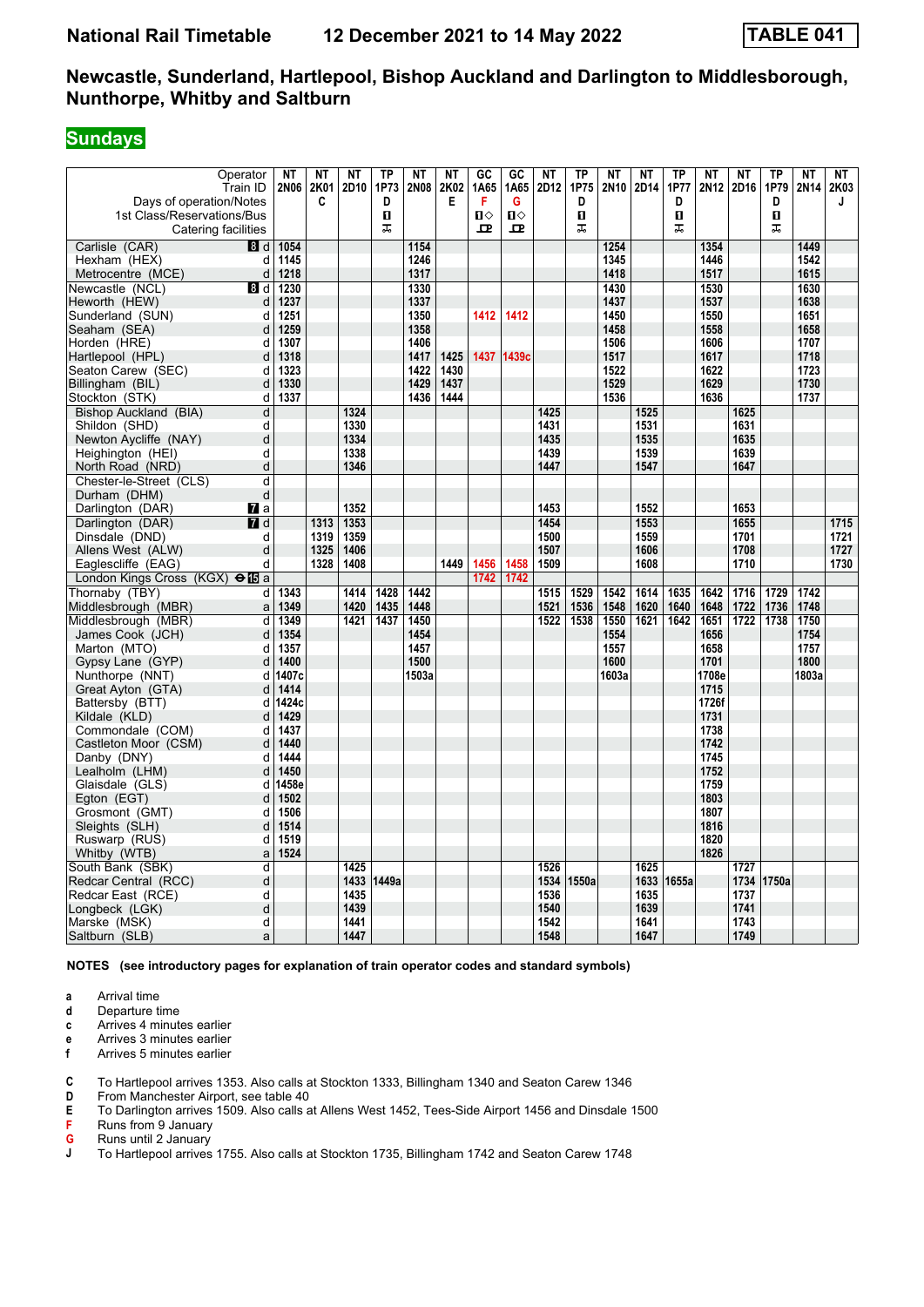# National Rail Timetable — 12 December 2021 to 14 May 2022 — TABLE 041

## Newcastle, Sunderland, Hartlepool, Bishop Auckland and Darlington to Middlesborough, Nunthorpe, Whitby and Saltburn

### Sundays

| Operator | | NT | NT | NT | TP | NT | NT | GC | GC | NT | TP | NT | NT | TP | NT | NT | TP | NT | NT |
|---|---|---|---|---|---|---|---|---|---|---|---|---|---|---|---|---|---|---|---|
| Train ID | | 2N06 | 2K01 | 2D10 | 1P73 | 2N08 | 2K02 | 1A65 | 1A65 | 2D12 | 1P75 | 2N10 | 2D14 | 1P77 | 2N12 | 2D16 | 1P79 | 2N14 | 2K03 |
| Days of operation/Notes | | | C | | D | | E | F | G | | D | | | D | | | D | | J |
| 1st Class/Reservations/Bus | | | | | ■ | | | ■◇ | ■◇ | | ■ | | | ■ | | | ■ | | |
| Catering facilities | | | | | ⊼ | | | ᴿ | ᴿ | | ⊼ | | | ⊼ | | | ⊼ | | |
| Carlisle (CAR) 8 | d | 1054 | | | | 1154 | | | | | | 1254 | | | 1354 | | | 1449 | |
| Hexham (HEX) | d | 1145 | | | | 1246 | | | | | | 1345 | | | 1446 | | | 1542 | |
| Metrocentre (MCE) | d | 1218 | | | | 1317 | | | | | | 1418 | | | 1517 | | | 1615 | |
| Newcastle (NCL) 8 | d | 1230 | | | | 1330 | | | | | | 1430 | | | 1530 | | | 1630 | |
| Heworth (HEW) | d | 1237 | | | | 1337 | | | | | | 1437 | | | 1537 | | | 1638 | |
| Sunderland (SUN) | d | 1251 | | | | 1350 | | 1412 | 1412 | | | 1450 | | | 1550 | | | 1651 | |
| Seaham (SEA) | d | 1259 | | | | 1358 | | | | | | 1458 | | | 1558 | | | 1658 | |
| Horden (HRE) | d | 1307 | | | | 1406 | | | | | | 1506 | | | 1606 | | | 1707 | |
| Hartlepool (HPL) | d | 1318 | | | | 1417 | 1425 | 1437 | 1439c | | | 1517 | | | 1617 | | | 1718 | |
| Seaton Carew (SEC) | d | 1323 | | | | 1422 | 1430 | | | | | 1522 | | | 1622 | | | 1723 | |
| Billingham (BIL) | d | 1330 | | | | 1429 | 1437 | | | | | 1529 | | | 1629 | | | 1730 | |
| Stockton (STK) | d | 1337 | | | | 1436 | 1444 | | | | | 1536 | | | 1636 | | | 1737 | |
| Bishop Auckland (BIA) | d | | | 1324 | | | | | | 1425 | | | 1525 | | | 1625 | | | |
| Shildon (SHD) | d | | | 1330 | | | | | | 1431 | | | 1531 | | | 1631 | | | |
| Newton Aycliffe (NAY) | d | | | 1334 | | | | | | 1435 | | | 1535 | | | 1635 | | | |
| Heighington (HEI) | d | | | 1338 | | | | | | 1439 | | | 1539 | | | 1639 | | | |
| North Road (NRD) | d | | | 1346 | | | | | | 1447 | | | 1547 | | | 1647 | | | |
| Chester-le-Street (CLS) | d | | | | | | | | | | | | | | | | | | |
| Durham (DHM) | d | | | | | | | | | | | | | | | | | | |
| Darlington (DAR) 7 | a | | | 1352 | | | | | | 1453 | | | 1552 | | | 1653 | | | |
| Darlington (DAR) 7 | d | | 1313 | 1353 | | | | | | 1454 | | | 1553 | | | 1655 | | | 1715 |
| Dinsdale (DND) | d | | 1319 | 1359 | | | | | | 1500 | | | 1559 | | | 1701 | | | 1721 |
| Allens West (ALW) | d | | 1325 | 1406 | | | | | | 1507 | | | 1606 | | | 1708 | | | 1727 |
| Eaglescliffe (EAG) | d | | 1328 | 1408 | | | 1449 | 1456 | 1458 | 1509 | | | 1608 | | | 1710 | | | 1730 |
| London Kings Cross (KGX) ⊖ 15 | a | | | | | | | 1742 | 1742 | | | | | | | | | | |
| Thornaby (TBY) | d | 1343 | | 1414 | 1428 | 1442 | | | | 1515 | 1529 | 1542 | 1614 | 1635 | 1642 | 1716 | 1729 | 1742 | |
| Middlesbrough (MBR) | a | 1349 | | 1420 | 1435 | 1448 | | | | 1521 | 1536 | 1548 | 1620 | 1640 | 1648 | 1722 | 1736 | 1748 | |
| Middlesbrough (MBR) | d | 1349 | | 1421 | 1437 | 1450 | | | | 1522 | 1538 | 1550 | 1621 | 1642 | 1651 | 1722 | 1738 | 1750 | |
| James Cook (JCH) | d | 1354 | | | | 1454 | | | | | | 1554 | | | 1656 | | | 1754 | |
| Marton (MTO) | d | 1357 | | | | 1457 | | | | | | 1557 | | | 1658 | | | 1757 | |
| Gypsy Lane (GYP) | d | 1400 | | | | 1500 | | | | | | 1600 | | | 1701 | | | 1800 | |
| Nunthorpe (NNT) | d | 1407c | | | | 1503a | | | | | | 1603a | | | 1708e | | | 1803a | |
| Great Ayton (GTA) | d | 1414 | | | | | | | | | | | | | 1715 | | | | |
| Battersby (BTT) | d | 1424c | | | | | | | | | | | | | 1726f | | | | |
| Kildale (KLD) | d | 1429 | | | | | | | | | | | | | 1731 | | | | |
| Commondale (COM) | d | 1437 | | | | | | | | | | | | | 1738 | | | | |
| Castleton Moor (CSM) | d | 1440 | | | | | | | | | | | | | 1742 | | | | |
| Danby (DNY) | d | 1444 | | | | | | | | | | | | | 1745 | | | | |
| Lealholm (LHM) | d | 1450 | | | | | | | | | | | | | 1752 | | | | |
| Glaisdale (GLS) | d | 1458e | | | | | | | | | | | | | 1759 | | | | |
| Egton (EGT) | d | 1502 | | | | | | | | | | | | | 1803 | | | | |
| Grosmont (GMT) | d | 1506 | | | | | | | | | | | | | 1807 | | | | |
| Sleights (SLH) | d | 1514 | | | | | | | | | | | | | 1816 | | | | |
| Ruswarp (RUS) | d | 1519 | | | | | | | | | | | | | 1820 | | | | |
| Whitby (WTB) | a | 1524 | | | | | | | | | | | | | 1826 | | | | |
| South Bank (SBK) | d | | | 1425 | | | | | | 1526 | | | 1625 | | | 1727 | | | |
| Redcar Central (RCC) | d | | | 1433 | 1449a | | | | | 1534 | 1550a | | 1633 | 1655a | | 1734 | 1750a | | |
| Redcar East (RCE) | d | | | 1435 | | | | | | 1536 | | | 1635 | | | 1737 | | | |
| Longbeck (LGK) | d | | | 1439 | | | | | | 1540 | | | 1639 | | | 1741 | | | |
| Marske (MSK) | d | | | 1441 | | | | | | 1542 | | | 1641 | | | 1743 | | | |
| Saltburn (SLB) | a | | | 1447 | | | | | | 1548 | | | 1647 | | | 1749 | | | |

**NOTES (see introductory pages for explanation of train operator codes and standard symbols)**

- **a** Arrival time
- **d** Departure time
- **c** Arrives 4 minutes earlier
- **e** Arrives 3 minutes earlier
- **f** Arrives 5 minutes earlier

- **C** To Hartlepool arrives 1353. Also calls at Stockton 1333, Billingham 1340 and Seaton Carew 1346
- **D** From Manchester Airport, see table 40
- **E** To Darlington arrives 1509. Also calls at Allens West 1452, Tees-Side Airport 1456 and Dinsdale 1500
- **F** Runs from 9 January
- **G** Runs until 2 January
- **J** To Hartlepool arrives 1755. Also calls at Stockton 1735, Billingham 1742 and Seaton Carew 1748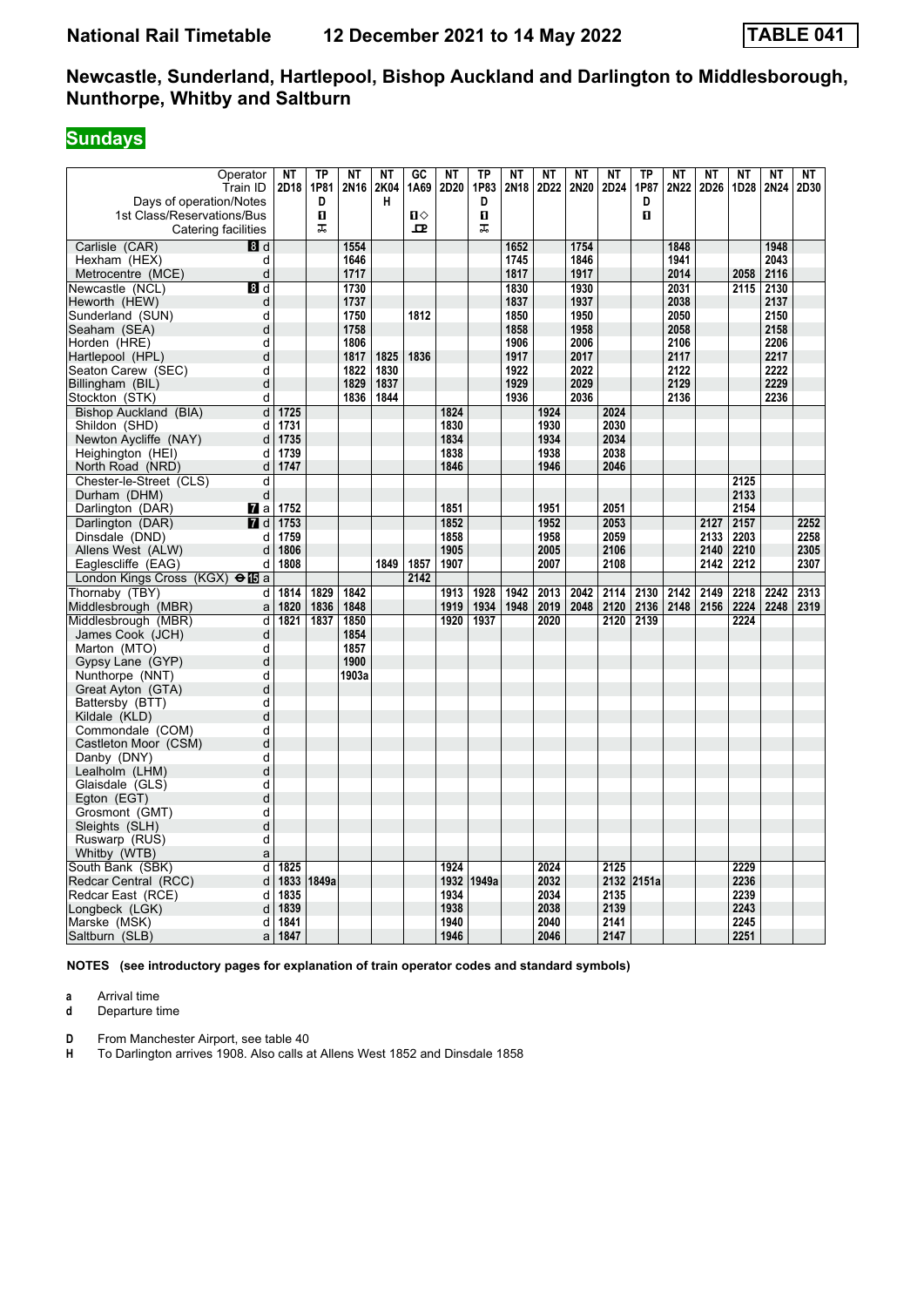# National Rail Timetable 12 December 2021 to 14 May 2022 TABLE 041

## Newcastle, Sunderland, Hartlepool, Bishop Auckland and Darlington to Middlesborough, Nunthorpe, Whitby and Saltburn

### Sundays

| Operator | | NT | TP | NT | NT | GC | NT | TP | NT | NT | NT | NT | TP | NT | NT | NT | NT | NT |
|---|---|---|---|---|---|---|---|---|---|---|---|---|---|---|---|---|---|---|
| Train ID | | 2D18 | 1P81 | 2N16 | 2K04 | 1A69 | 2D20 | 1P83 | 2N18 | 2D22 | 2N20 | 2D24 | 1P87 | 2N22 | 2D26 | 1D28 | 2N24 | 2D30 |
| Days of operation/Notes | | | D | | H | | | D | | | | | D | | | | | |
| 1st Class/Reservations/Bus | | | 1 | | | 1◇ | | 1 | | | | | 1 | | | | | |
| Catering facilities | | | ᅲ | | | ℞ | | ᅲ | | | | | | | | | | |
| Carlisle (CAR) 8 | d | | | 1554 | | | | | 1652 | | 1754 | | | 1848 | | | 1948 | |
| Hexham (HEX) | d | | | 1646 | | | | | 1745 | | 1846 | | | 1941 | | | 2043 | |
| Metrocentre (MCE) | d | | | 1717 | | | | | 1817 | | 1917 | | | 2014 | | 2058 | 2116 | |
| Newcastle (NCL) 8 | d | | | 1730 | | | | | 1830 | | 1930 | | | 2031 | | 2115 | 2130 | |
| Heworth (HEW) | d | | | 1737 | | | | | 1837 | | 1937 | | | 2038 | | | 2137 | |
| Sunderland (SUN) | d | | | 1750 | | 1812 | | | 1850 | | 1950 | | | 2050 | | | 2150 | |
| Seaham (SEA) | d | | | 1758 | | | | | 1858 | | 1958 | | | 2058 | | | 2158 | |
| Horden (HRE) | d | | | 1806 | | | | | 1906 | | 2006 | | | 2106 | | | 2206 | |
| Hartlepool (HPL) | d | | | 1817 | 1825 | 1836 | | | 1917 | | 2017 | | | 2117 | | | 2217 | |
| Seaton Carew (SEC) | d | | | 1822 | 1830 | | | | 1922 | | 2022 | | | 2122 | | | 2222 | |
| Billingham (BIL) | d | | | 1829 | 1837 | | | | 1929 | | 2029 | | | 2129 | | | 2229 | |
| Stockton (STK) | d | | | 1836 | 1844 | | | | 1936 | | 2036 | | | 2136 | | | 2236 | |
| Bishop Auckland (BIA) | d | 1725 | | | | | 1824 | | | 1924 | | 2024 | | | | | | |
| Shildon (SHD) | d | 1731 | | | | | 1830 | | | 1930 | | 2030 | | | | | | |
| Newton Aycliffe (NAY) | d | 1735 | | | | | 1834 | | | 1934 | | 2034 | | | | | | |
| Heighington (HEI) | d | 1739 | | | | | 1838 | | | 1938 | | 2038 | | | | | | |
| North Road (NRD) | d | 1747 | | | | | 1846 | | | 1946 | | 2046 | | | | | | |
| Chester-le-Street (CLS) | d | | | | | | | | | | | | | | | 2125 | | |
| Durham (DHM) | d | | | | | | | | | | | | | | | 2133 | | |
| Darlington (DAR) 7 | a | 1752 | | | | | 1851 | | | 1951 | | 2051 | | | | 2154 | | |
| Darlington (DAR) 7 | d | 1753 | | | | | 1852 | | | 1952 | | 2053 | | | 2127 | 2157 | | 2252 |
| Dinsdale (DND) | d | 1759 | | | | | 1858 | | | 1958 | | 2059 | | | 2133 | 2203 | | 2258 |
| Allens West (ALW) | d | 1806 | | | | | 1905 | | | 2005 | | 2106 | | | 2140 | 2210 | | 2305 |
| Eaglescliffe (EAG) | d | 1808 | | | 1849 | 1857 | 1907 | | | 2007 | | 2108 | | | 2142 | 2212 | | 2307 |
| London Kings Cross (KGX) ⊖15 | a | | | | | 2142 | | | | | | | | | | | | |
| Thornaby (TBY) | d | 1814 | 1829 | 1842 | | | 1913 | 1928 | 1942 | 2013 | 2042 | 2114 | 2130 | 2142 | 2149 | 2218 | 2242 | 2313 |
| Middlesbrough (MBR) | a | 1820 | 1836 | 1848 | | | 1919 | 1934 | 1948 | 2019 | 2048 | 2120 | 2136 | 2148 | 2156 | 2224 | 2248 | 2319 |
| Middlesbrough (MBR) | d | 1821 | 1837 | 1850 | | | 1920 | 1937 | | 2020 | | 2120 | 2139 | | | 2224 | | |
| James Cook (JCH) | d | | | 1854 | | | | | | | | | | | | | | |
| Marton (MTO) | d | | | 1857 | | | | | | | | | | | | | | |
| Gypsy Lane (GYP) | d | | | 1900 | | | | | | | | | | | | | | |
| Nunthorpe (NNT) | d | | | 1903a | | | | | | | | | | | | | | |
| Great Ayton (GTA) | d | | | | | | | | | | | | | | | | | |
| Battersby (BTT) | d | | | | | | | | | | | | | | | | | |
| Kildale (KLD) | d | | | | | | | | | | | | | | | | | |
| Commondale (COM) | d | | | | | | | | | | | | | | | | | |
| Castleton Moor (CSM) | d | | | | | | | | | | | | | | | | | |
| Danby (DNY) | d | | | | | | | | | | | | | | | | | |
| Lealholm (LHM) | d | | | | | | | | | | | | | | | | | |
| Glaisdale (GLS) | d | | | | | | | | | | | | | | | | | |
| Egton (EGT) | d | | | | | | | | | | | | | | | | | |
| Grosmont (GMT) | d | | | | | | | | | | | | | | | | | |
| Sleights (SLH) | d | | | | | | | | | | | | | | | | | |
| Ruswarp (RUS) | d | | | | | | | | | | | | | | | | | |
| Whitby (WTB) | a | | | | | | | | | | | | | | | | | |
| South Bank (SBK) | d | 1825 | | | | | 1924 | | | 2024 | | 2125 | | | | 2229 | | |
| Redcar Central (RCC) | d | 1833 | 1849a | | | | 1932 | 1949a | | 2032 | | 2132 | 2151a | | | 2236 | | |
| Redcar East (RCE) | d | 1835 | | | | | 1934 | | | 2034 | | 2135 | | | | 2239 | | |
| Longbeck (LGK) | d | 1839 | | | | | 1938 | | | 2038 | | 2139 | | | | 2243 | | |
| Marske (MSK) | d | 1841 | | | | | 1940 | | | 2040 | | 2141 | | | | 2245 | | |
| Saltburn (SLB) | a | 1847 | | | | | 1946 | | | 2046 | | 2147 | | | | 2251 | | |

**NOTES (see introductory pages for explanation of train operator codes and standard symbols)**

**a** Arrival time
**d** Departure time

**D** From Manchester Airport, see table 40
**H** To Darlington arrives 1908. Also calls at Allens West 1852 and Dinsdale 1858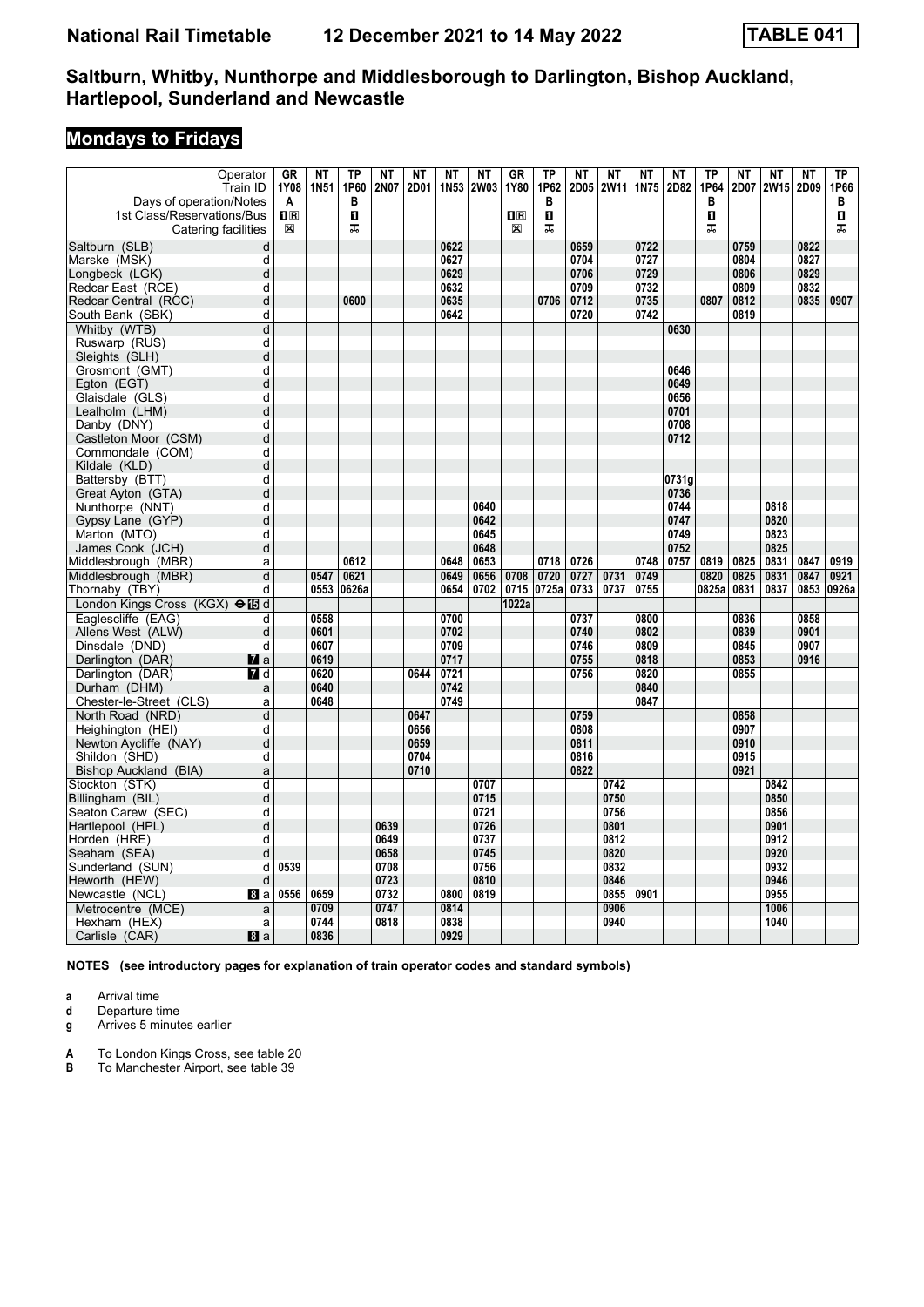# National Rail Timetable 12 December 2021 to 14 May 2022 TABLE 041

## Saltburn, Whitby, Nunthorpe and Middlesborough to Darlington, Bishop Auckland, Hartlepool, Sunderland and Newcastle

### Mondays to Fridays

| Operator | | GR | NT | TP | NT | NT | NT | NT | GR | TP | NT | NT | NT | NT | TP | NT | NT | NT | TP |
|---|---|---|---|---|---|---|---|---|---|---|---|---|---|---|---|---|---|---|---|
| Train ID | | 1Y08 | 1N51 | 1P60 | 2N07 | 2D01 | 1N53 | 2W03 | 1Y80 | 1P62 | 2D05 | 2W11 | 1N75 | 2D82 | 1P64 | 2D07 | 2W15 | 2D09 | 1P66 |
| Days of operation/Notes | | A | | B | | | | | | B | | | | | B | | | | B |
| 1st Class/Reservations/Bus | | 1R | | 1 | | | | | 1R | 1 | | | | | 1 | | | | 1 |
| Catering facilities | | X | | ⊼ | | | | | X | ⊼ | | | | | ⊼ | | | | ⊼ |
| Saltburn (SLB) | d | | | | | | 0622 | | | | 0659 | | 0722 | | | 0759 | | 0822 | |
| Marske (MSK) | d | | | | | | 0627 | | | | 0704 | | 0727 | | | 0804 | | 0827 | |
| Longbeck (LGK) | d | | | | | | 0629 | | | | 0706 | | 0729 | | | 0806 | | 0829 | |
| Redcar East (RCE) | d | | | | | | 0632 | | | | 0709 | | 0732 | | | 0809 | | 0832 | |
| Redcar Central (RCC) | d | | | 0600 | | | 0635 | | | 0706 | 0712 | | 0735 | | 0807 | 0812 | | 0835 | 0907 |
| South Bank (SBK) | d | | | | | | 0642 | | | | 0720 | | 0742 | | | 0819 | | | |
| Whitby (WTB) | d | | | | | | | | | | | | | 0630 | | | | | |
| Ruswarp (RUS) | d | | | | | | | | | | | | | | | | | | |
| Sleights (SLH) | d | | | | | | | | | | | | | | | | | | |
| Grosmont (GMT) | d | | | | | | | | | | | | | 0646 | | | | | |
| Egton (EGT) | d | | | | | | | | | | | | | 0649 | | | | | |
| Glaisdale (GLS) | d | | | | | | | | | | | | | 0656 | | | | | |
| Lealholm (LHM) | d | | | | | | | | | | | | | 0701 | | | | | |
| Danby (DNY) | d | | | | | | | | | | | | | 0708 | | | | | |
| Castleton Moor (CSM) | d | | | | | | | | | | | | | 0712 | | | | | |
| Commondale (COM) | d | | | | | | | | | | | | | | | | | | |
| Kildale (KLD) | d | | | | | | | | | | | | | | | | | | |
| Battersby (BTT) | d | | | | | | | | | | | | | 0731g | | | | | |
| Great Ayton (GTA) | d | | | | | | | | | | | | | 0736 | | | | | |
| Nunthorpe (NNT) | d | | | | | | | 0640 | | | | | | 0744 | | | 0818 | | |
| Gypsy Lane (GYP) | d | | | | | | | 0642 | | | | | | 0747 | | | 0820 | | |
| Marton (MTO) | d | | | | | | | 0645 | | | | | | 0749 | | | 0823 | | |
| James Cook (JCH) | d | | | | | | | 0648 | | | | | | 0752 | | | 0825 | | |
| Middlesbrough (MBR) | a | | | 0612 | | | 0648 | 0653 | | 0718 | 0726 | | 0748 | 0757 | 0819 | 0825 | 0831 | 0847 | 0919 |
| Middlesbrough (MBR) | d | | 0547 | 0621 | | | 0649 | 0656 | 0708 | 0720 | 0727 | 0731 | 0749 | | 0820 | 0825 | 0831 | 0847 | 0921 |
| Thornaby (TBY) | d | | 0553 | 0626a | | | 0654 | 0702 | 0715 | 0725a | 0733 | 0737 | 0755 | | 0825a | 0831 | 0837 | 0853 | 0926a |
| London Kings Cross (KGX) ⊖15 | d | | | | | | | | 1022a | | | | | | | | | | |
| Eaglescliffe (EAG) | d | | 0558 | | | | 0700 | | | | 0737 | | 0800 | | | 0836 | | 0858 | |
| Allens West (ALW) | d | | 0601 | | | | 0702 | | | | 0740 | | 0802 | | | 0839 | | 0901 | |
| Dinsdale (DND) | d | | 0607 | | | | 0709 | | | | 0746 | | 0809 | | | 0845 | | 0907 | |
| Darlington (DAR) 7 | a | | 0619 | | | | 0717 | | | | 0755 | | 0818 | | | 0853 | | 0916 | |
| Darlington (DAR) 7 | d | | 0620 | | | 0644 | 0721 | | | | 0756 | | 0820 | | | 0855 | | | |
| Durham (DHM) | a | | 0640 | | | | 0742 | | | | | | 0840 | | | | | | |
| Chester-le-Street (CLS) | a | | 0648 | | | | 0749 | | | | | | 0847 | | | | | | |
| North Road (NRD) | d | | | | | 0647 | | | | | 0759 | | | | | 0858 | | | |
| Heighington (HEI) | d | | | | | 0656 | | | | | 0808 | | | | | 0907 | | | |
| Newton Aycliffe (NAY) | d | | | | | 0659 | | | | | 0811 | | | | | 0910 | | | |
| Shildon (SHD) | d | | | | | 0704 | | | | | 0816 | | | | | 0915 | | | |
| Bishop Auckland (BIA) | a | | | | | 0710 | | | | | 0822 | | | | | 0921 | | | |
| Stockton (STK) | d | | | | | | | 0707 | | | | 0742 | | | | | 0842 | | |
| Billingham (BIL) | d | | | | | | | 0715 | | | | 0750 | | | | | 0850 | | |
| Seaton Carew (SEC) | d | | | | | | | 0721 | | | | 0756 | | | | | 0856 | | |
| Hartlepool (HPL) | d | | | | 0639 | | | 0726 | | | | 0801 | | | | | 0901 | | |
| Horden (HRE) | d | | | | 0649 | | | 0737 | | | | 0812 | | | | | 0912 | | |
| Seaham (SEA) | d | | | | 0658 | | | 0745 | | | | 0820 | | | | | 0920 | | |
| Sunderland (SUN) | d | 0539 | | | 0708 | | | 0756 | | | | 0832 | | | | | 0932 | | |
| Heworth (HEW) | d | | | | 0723 | | | 0810 | | | | 0846 | | | | | 0946 | | |
| Newcastle (NCL) 8 | a | 0556 | 0659 | | 0732 | | 0800 | 0819 | | | | 0855 | 0901 | | | | 0955 | | |
| Metrocentre (MCE) | a | | 0709 | | 0747 | | 0814 | | | | | 0906 | | | | | 1006 | | |
| Hexham (HEX) | a | | 0744 | | 0818 | | 0838 | | | | | 0940 | | | | | 1040 | | |
| Carlisle (CAR) 8 | a | | 0836 | | | | 0929 | | | | | | | | | | | | |

**NOTES (see introductory pages for explanation of train operator codes and standard symbols)**

- **a** Arrival time
- **d** Departure time
- **g** Arrives 5 minutes earlier

- **A** To London Kings Cross, see table 20
- **B** To Manchester Airport, see table 39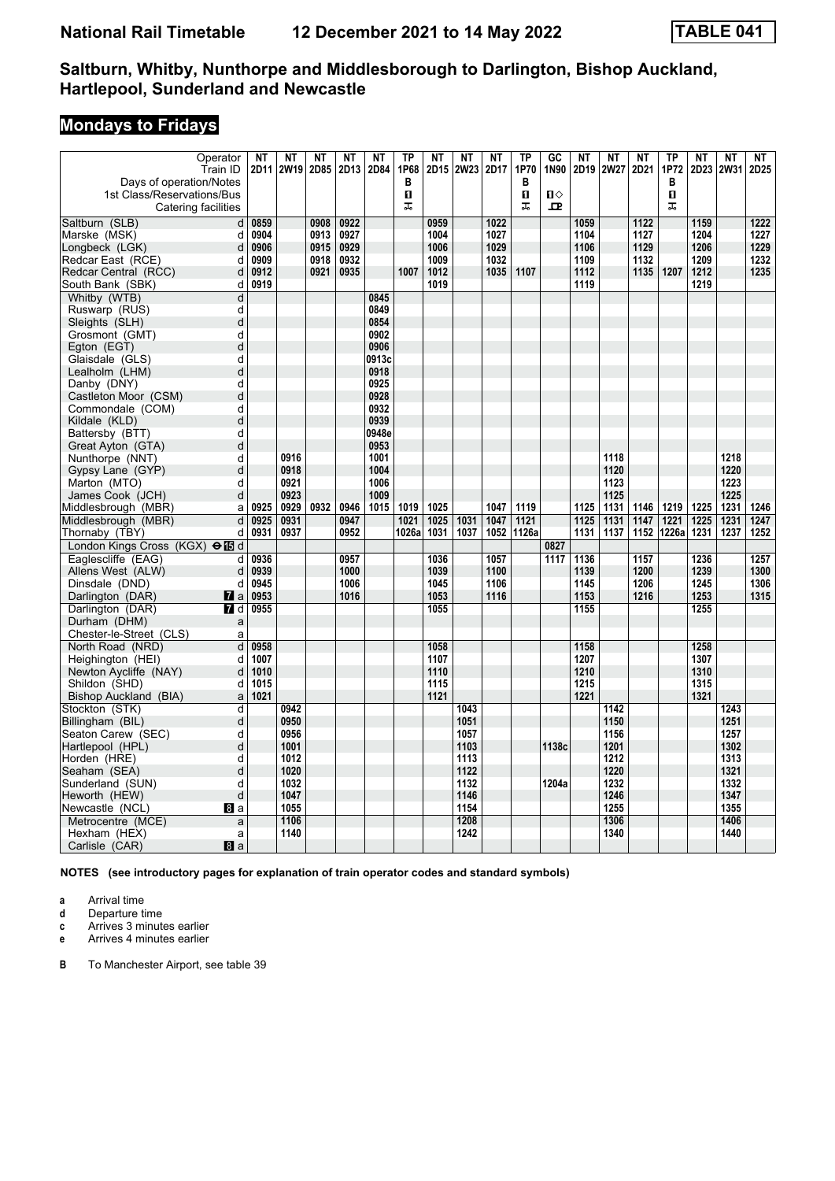# National Rail Timetable    12 December 2021 to 14 May 2022    TABLE 041

## Saltburn, Whitby, Nunthorpe and Middlesborough to Darlington, Bishop Auckland, Hartlepool, Sunderland and Newcastle

## Mondays to Fridays

| Operator | | NT | NT | NT | NT | NT | TP | NT | NT | NT | TP | GC | NT | NT | NT | TP | NT | NT | NT |
|---|---|---|---|---|---|---|---|---|---|---|---|---|---|---|---|---|---|---|---|
| Train ID | | 2D11 | 2W19 | 2D85 | 2D13 | 2D84 | 1P68 | 2D15 | 2W23 | 2D17 | 1P70 | 1N90 | 2D19 | 2W27 | 2D21 | 1P72 | 2D23 | 2W31 | 2D25 |
| Days of operation/Notes | | | | | | | B | | | | B | | | | | B | | | |
| 1st Class/Reservations/Bus | | | | | | | 1 | | | | 1 | 1◇ | | | | 1 | | | |
| Catering facilities | | | | | | | ⚹ | | | | ⚹ | ⚹ | | | | ⚹ | | | |
| Saltburn (SLB) | d | 0859 | | 0908 | 0922 | | | 0959 | | 1022 | | | 1059 | | 1122 | | 1159 | | 1222 |
| Marske (MSK) | d | 0904 | | 0913 | 0927 | | | 1004 | | 1027 | | | 1104 | | 1127 | | 1204 | | 1227 |
| Longbeck (LGK) | d | 0906 | | 0915 | 0929 | | | 1006 | | 1029 | | | 1106 | | 1129 | | 1206 | | 1229 |
| Redcar East (RCE) | d | 0909 | | 0918 | 0932 | | | 1009 | | 1032 | | | 1109 | | 1132 | | 1209 | | 1232 |
| Redcar Central (RCC) | d | 0912 | | 0921 | 0935 | | 1007 | 1012 | | 1035 | 1107 | | 1112 | | 1135 | 1207 | 1212 | | 1235 |
| South Bank (SBK) | d | 0919 | | | | | | 1019 | | | | | 1119 | | | | 1219 | | |
| Whitby (WTB) | d | | | | | 0845 | | | | | | | | | | | | | |
| Ruswarp (RUS) | d | | | | | 0849 | | | | | | | | | | | | | |
| Sleights (SLH) | d | | | | | 0854 | | | | | | | | | | | | | |
| Grosmont (GMT) | d | | | | | 0902 | | | | | | | | | | | | | |
| Egton (EGT) | d | | | | | 0906 | | | | | | | | | | | | | |
| Glaisdale (GLS) | d | | | | | 0913c | | | | | | | | | | | | | |
| Lealholm (LHM) | d | | | | | 0918 | | | | | | | | | | | | | |
| Danby (DNY) | d | | | | | 0925 | | | | | | | | | | | | | |
| Castleton Moor (CSM) | d | | | | | 0928 | | | | | | | | | | | | | |
| Commondale (COM) | d | | | | | 0932 | | | | | | | | | | | | | |
| Kildale (KLD) | d | | | | | 0939 | | | | | | | | | | | | | |
| Battersby (BTT) | d | | | | | 0948e | | | | | | | | | | | | | |
| Great Ayton (GTA) | d | | | | | 0953 | | | | | | | | | | | | | |
| Nunthorpe (NNT) | d | | 0916 | | | 1001 | | | | | | | | 1118 | | | | 1218 | |
| Gypsy Lane (GYP) | d | | 0918 | | | 1004 | | | | | | | | 1120 | | | | 1220 | |
| Marton (MTO) | d | | 0921 | | | 1006 | | | | | | | | 1123 | | | | 1223 | |
| James Cook (JCH) | d | | 0923 | | | 1009 | | | | | | | | 1125 | | | | 1225 | |
| Middlesbrough (MBR) | a | 0925 | 0929 | 0932 | 0946 | 1015 | 1019 | 1025 | | 1047 | 1119 | | 1125 | 1131 | 1146 | 1219 | 1225 | 1231 | 1246 |
| Middlesbrough (MBR) | d | 0925 | 0931 | | 0947 | | 1021 | 1025 | 1031 | 1047 | 1121 | | 1125 | 1131 | 1147 | 1221 | 1225 | 1231 | 1247 |
| Thornaby (TBY) | d | 0931 | 0937 | | 0952 | | 1026a | 1031 | 1037 | 1052 | 1126a | | 1131 | 1137 | 1152 | 1226a | 1231 | 1237 | 1252 |
| London Kings Cross (KGX) ⊖15 | d | | | | | | | | | | | 0827 | | | | | | | |
| Eaglescliffe (EAG) | d | 0936 | | | 0957 | | | 1036 | | 1057 | | 1117 | 1136 | | 1157 | | 1236 | | 1257 |
| Allens West (ALW) | d | 0939 | | | 1000 | | | 1039 | | 1100 | | | 1139 | | 1200 | | 1239 | | 1300 |
| Dinsdale (DND) | d | 0945 | | | 1006 | | | 1045 | | 1106 | | | 1145 | | 1206 | | 1245 | | 1306 |
| Darlington (DAR) 7 | a | 0953 | | | 1016 | | | 1053 | | 1116 | | | 1153 | | 1216 | | 1253 | | 1315 |
| Darlington (DAR) 7 | d | 0955 | | | | | | 1055 | | | | | 1155 | | | | 1255 | | |
| Durham (DHM) | a | | | | | | | | | | | | | | | | | | |
| Chester-le-Street (CLS) | a | | | | | | | | | | | | | | | | | | |
| North Road (NRD) | d | 0958 | | | | | | 1058 | | | | | 1158 | | | | 1258 | | |
| Heighington (HEI) | d | 1007 | | | | | | 1107 | | | | | 1207 | | | | 1307 | | |
| Newton Aycliffe (NAY) | d | 1010 | | | | | | 1110 | | | | | 1210 | | | | 1310 | | |
| Shildon (SHD) | d | 1015 | | | | | | 1115 | | | | | 1215 | | | | 1315 | | |
| Bishop Auckland (BIA) | a | 1021 | | | | | | 1121 | | | | | 1221 | | | | 1321 | | |
| Stockton (STK) | d | | 0942 | | | | | | 1043 | | | | | 1142 | | | | 1243 | |
| Billingham (BIL) | d | | 0950 | | | | | | 1051 | | | | | 1150 | | | | 1251 | |
| Seaton Carew (SEC) | d | | 0956 | | | | | | 1057 | | | | | 1156 | | | | 1257 | |
| Hartlepool (HPL) | d | | 1001 | | | | | | 1103 | | | 1138c | | 1201 | | | | 1302 | |
| Horden (HRE) | d | | 1012 | | | | | | 1113 | | | | | 1212 | | | | 1313 | |
| Seaham (SEA) | d | | 1020 | | | | | | 1122 | | | | | 1220 | | | | 1321 | |
| Sunderland (SUN) | d | | 1032 | | | | | | 1132 | | | 1204a | | 1232 | | | | 1332 | |
| Heworth (HEW) | d | | 1047 | | | | | | 1146 | | | | | 1246 | | | | 1347 | |
| Newcastle (NCL) 8 | a | | 1055 | | | | | | 1154 | | | | | 1255 | | | | 1355 | |
| Metrocentre (MCE) | a | | 1106 | | | | | | 1208 | | | | | 1306 | | | | 1406 | |
| Hexham (HEX) | a | | 1140 | | | | | | 1242 | | | | | 1340 | | | | 1440 | |
| Carlisle (CAR) 8 | a | | | | | | | | | | | | | | | | | | |

**NOTES (see introductory pages for explanation of train operator codes and standard symbols)**

- **a** Arrival time
- **d** Departure time
- **c** Arrives 3 minutes earlier
- **e** Arrives 4 minutes earlier

- **B** To Manchester Airport, see table 39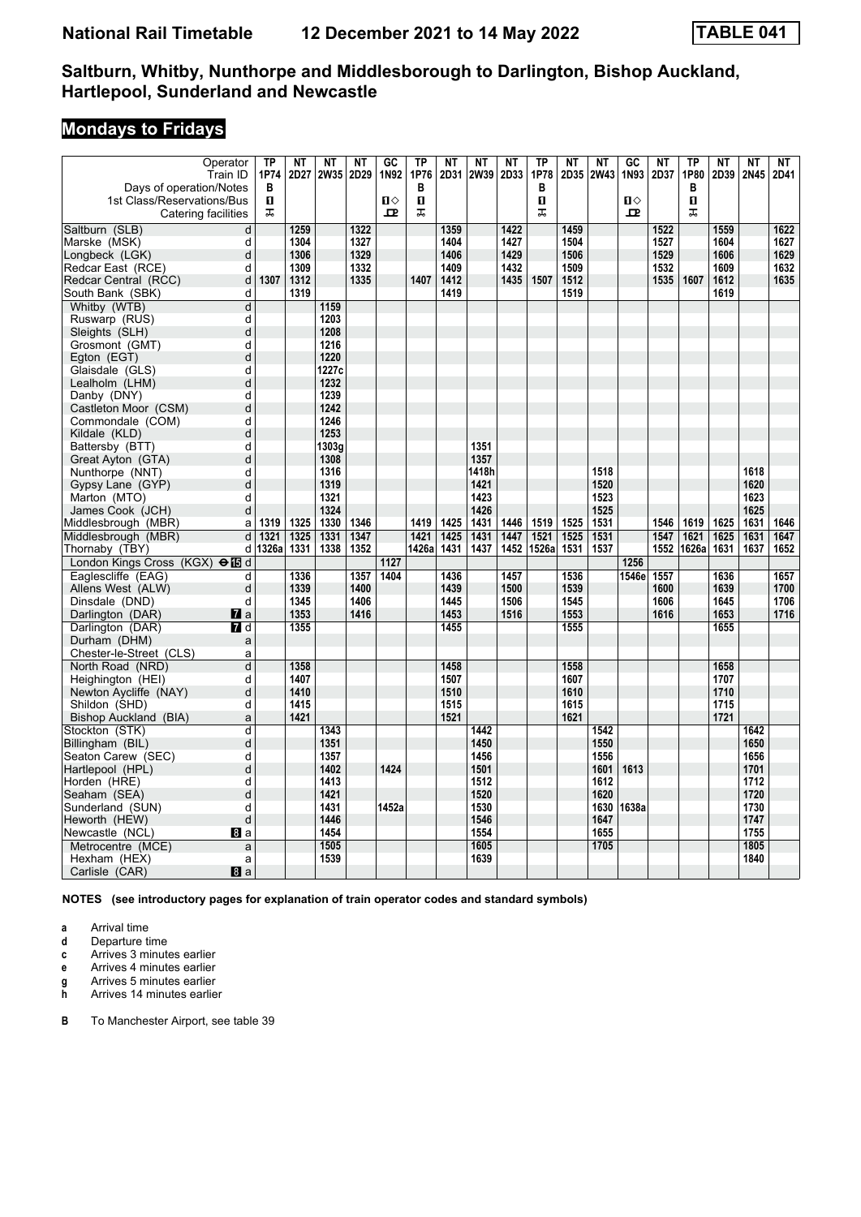# National Rail Timetable 12 December 2021 to 14 May 2022 TABLE 041

## Saltburn, Whitby, Nunthorpe and Middlesborough to Darlington, Bishop Auckland, Hartlepool, Sunderland and Newcastle

### Mondays to Fridays

| Operator | | TP | NT | NT | NT | GC | TP | NT | NT | NT | TP | NT | NT | GC | NT | TP | NT | NT | NT |
|---|---|---|---|---|---|---|---|---|---|---|---|---|---|---|---|---|---|---|---|
| Train ID | | 1P74 | 2D27 | 2W35 | 2D29 | 1N92 | 1P76 | 2D31 | 2W39 | 2D33 | 1P78 | 2D35 | 2W43 | 1N93 | 2D37 | 1P80 | 2D39 | 2N45 | 2D41 |
| Days of operation/Notes | | B | | | | | B | | | | B | | | | | B | | | |
| 1st Class/Reservations/Bus | | 1 | | | | 1◇ | 1 | | | | 1 | | | 1◇ | | 1 | | | |
| Catering facilities | | ⊼ | | | | ⊡ | ⊼ | | | | ⊼ | | | ⊡ | | ⊼ | | | |
| Saltburn (SLB) | d | | 1259 | | 1322 | | | 1359 | | 1422 | | 1459 | | | 1522 | | 1559 | | 1622 |
| Marske (MSK) | d | | 1304 | | 1327 | | | 1404 | | 1427 | | 1504 | | | 1527 | | 1604 | | 1627 |
| Longbeck (LGK) | d | | 1306 | | 1329 | | | 1406 | | 1429 | | 1506 | | | 1529 | | 1606 | | 1629 |
| Redcar East (RCE) | d | | 1309 | | 1332 | | | 1409 | | 1432 | | 1509 | | | 1532 | | 1609 | | 1632 |
| Redcar Central (RCC) | d | 1307 | 1312 | | 1335 | | 1407 | 1412 | | 1435 | 1507 | 1512 | | | 1535 | 1607 | 1612 | | 1635 |
| South Bank (SBK) | d | | 1319 | | | | | 1419 | | | | 1519 | | | | | 1619 | | |
| Whitby (WTB) | d | | | 1159 | | | | | | | | | | | | | | | |
| Ruswarp (RUS) | d | | | 1203 | | | | | | | | | | | | | | | |
| Sleights (SLH) | d | | | 1208 | | | | | | | | | | | | | | | |
| Grosmont (GMT) | d | | | 1216 | | | | | | | | | | | | | | | |
| Egton (EGT) | d | | | 1220 | | | | | | | | | | | | | | | |
| Glaisdale (GLS) | d | | | 1227c | | | | | | | | | | | | | | | |
| Lealholm (LHM) | d | | | 1232 | | | | | | | | | | | | | | | |
| Danby (DNY) | d | | | 1239 | | | | | | | | | | | | | | | |
| Castleton Moor (CSM) | d | | | 1242 | | | | | | | | | | | | | | | |
| Commondale (COM) | d | | | 1246 | | | | | | | | | | | | | | | |
| Kildale (KLD) | d | | | 1253 | | | | | | | | | | | | | | | |
| Battersby (BTT) | d | | | 1303g | | | | | 1351 | | | | | | | | | | |
| Great Ayton (GTA) | d | | | 1308 | | | | | 1357 | | | | | | | | | | |
| Nunthorpe (NNT) | d | | | 1316 | | | | | 1418h | | | | 1518 | | | | | 1618 | |
| Gypsy Lane (GYP) | d | | | 1319 | | | | | 1421 | | | | 1520 | | | | | 1620 | |
| Marton (MTO) | d | | | 1321 | | | | | 1423 | | | | 1523 | | | | | 1623 | |
| James Cook (JCH) | d | | | 1324 | | | | | 1426 | | | | 1525 | | | | | 1625 | |
| Middlesbrough (MBR) | a | 1319 | 1325 | 1330 | 1346 | | 1419 | 1425 | 1431 | 1446 | 1519 | 1525 | 1531 | | 1546 | 1619 | 1625 | 1631 | 1646 |
| Middlesbrough (MBR) | d | 1321 | 1325 | 1331 | 1347 | | 1421 | 1425 | 1431 | 1447 | 1521 | 1525 | 1531 | | 1547 | 1621 | 1625 | 1631 | 1647 |
| Thornaby (TBY) | d | 1326a | 1331 | 1338 | 1352 | | 1426a | 1431 | 1437 | 1452 | 1526a | 1531 | 1537 | | 1552 | 1626a | 1631 | 1637 | 1652 |
| London Kings Cross (KGX) ⊖15 | d | | | | | 1127 | | | | | | | | 1256 | | | | | |
| Eaglescliffe (EAG) | d | | 1336 | | 1357 | 1404 | | 1436 | | 1457 | | 1536 | | 1546e | 1557 | | 1636 | | 1657 |
| Allens West (ALW) | d | | 1339 | | 1400 | | | 1439 | | 1500 | | 1539 | | | 1600 | | 1639 | | 1700 |
| Dinsdale (DND) | d | | 1345 | | 1406 | | | 1445 | | 1506 | | 1545 | | | 1606 | | 1645 | | 1706 |
| Darlington (DAR) 7 | a | | 1353 | | 1416 | | | 1453 | | 1516 | | 1553 | | | 1616 | | 1653 | | 1716 |
| Darlington (DAR) 7 | d | | 1355 | | | | | 1455 | | | | 1555 | | | | | 1655 | | |
| Durham (DHM) | a | | | | | | | | | | | | | | | | | | |
| Chester-le-Street (CLS) | a | | | | | | | | | | | | | | | | | | |
| North Road (NRD) | d | | 1358 | | | | | 1458 | | | | 1558 | | | | | 1658 | | |
| Heighington (HEI) | d | | 1407 | | | | | 1507 | | | | 1607 | | | | | 1707 | | |
| Newton Aycliffe (NAY) | d | | 1410 | | | | | 1510 | | | | 1610 | | | | | 1710 | | |
| Shildon (SHD) | d | | 1415 | | | | | 1515 | | | | 1615 | | | | | 1715 | | |
| Bishop Auckland (BIA) | a | | 1421 | | | | | 1521 | | | | 1621 | | | | | 1721 | | |
| Stockton (STK) | d | | | 1343 | | | | | 1442 | | | | 1542 | | | | | 1642 | |
| Billingham (BIL) | d | | | 1351 | | | | | 1450 | | | | 1550 | | | | | 1650 | |
| Seaton Carew (SEC) | d | | | 1357 | | | | | 1456 | | | | 1556 | | | | | 1656 | |
| Hartlepool (HPL) | d | | | 1402 | | 1424 | | | 1501 | | | | 1601 | 1613 | | | | 1701 | |
| Horden (HRE) | d | | | 1413 | | | | | 1512 | | | | 1612 | | | | | 1712 | |
| Seaham (SEA) | d | | | 1421 | | | | | 1520 | | | | 1620 | | | | | 1720 | |
| Sunderland (SUN) | d | | | 1431 | | 1452a | | | 1530 | | | | 1630 | 1638a | | | | 1730 | |
| Heworth (HEW) | d | | | 1446 | | | | | 1546 | | | | 1647 | | | | | 1747 | |
| Newcastle (NCL) 8 | a | | | 1454 | | | | | 1554 | | | | 1655 | | | | | 1755 | |
| Metrocentre (MCE) | a | | | 1505 | | | | | 1605 | | | | 1705 | | | | | 1805 | |
| Hexham (HEX) | a | | | 1539 | | | | | 1639 | | | | | | | | | 1840 | |
| Carlisle (CAR) 8 | a | | | | | | | | | | | | | | | | | | |

**NOTES (see introductory pages for explanation of train operator codes and standard symbols)**

- **a** Arrival time
- **d** Departure time
- **c** Arrives 3 minutes earlier
- **e** Arrives 4 minutes earlier
- **g** Arrives 5 minutes earlier
- **h** Arrives 14 minutes earlier

- **B** To Manchester Airport, see table 39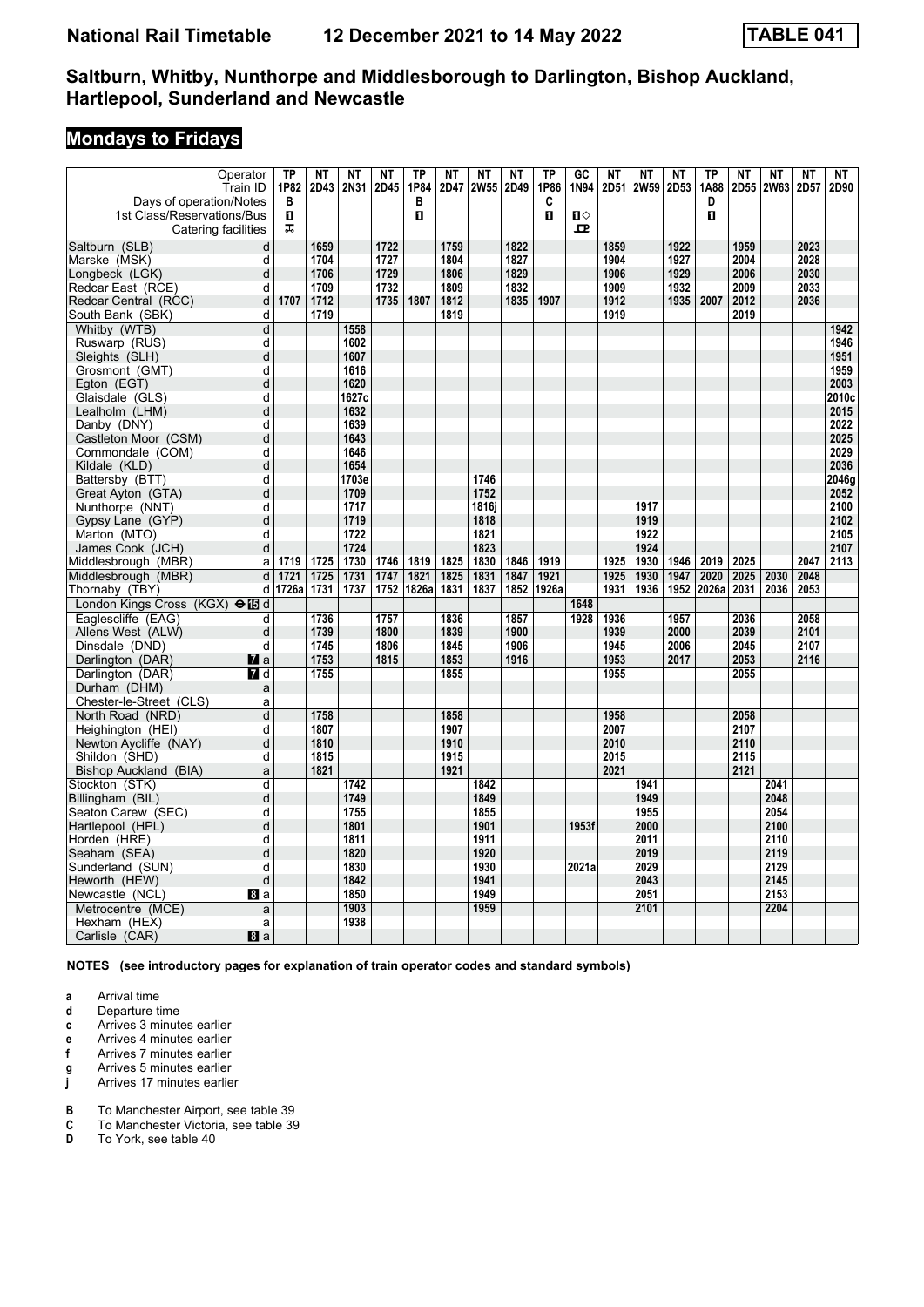# National Rail Timetable 12 December 2021 to 14 May 2022 TABLE 041

## Saltburn, Whitby, Nunthorpe and Middlesborough to Darlington, Bishop Auckland, Hartlepool, Sunderland and Newcastle

## Mondays to Fridays

| Operator | | TP | NT | NT | NT | TP | NT | NT | NT | TP | GC | NT | NT | NT | TP | NT | NT | NT | NT |
|---|---|---|---|---|---|---|---|---|---|---|---|---|---|---|---|---|---|---|---|
| Train ID | | 1P82 | 2D43 | 2N31 | 2D45 | 1P84 | 2D47 | 2W55 | 2D49 | 1P86 | 1N94 | 2D51 | 2W59 | 2D53 | 1A88 | 2D55 | 2W63 | 2D57 | 2D90 |
| Days of operation/Notes | | B | | | | B | | | | C | | | | | D | | | | |
| 1st Class/Reservations/Bus | | 1 | | | | 1 | | | | 1 | 1◇ | | | | 1 | | | | |
| Catering facilities | | ⚗ | | | | | | | | | ⊡ | | | | | | | | |
| Saltburn (SLB) | d | | 1659 | | 1722 | | 1759 | | 1822 | | | 1859 | | 1922 | | 1959 | | 2023 | |
| Marske (MSK) | d | | 1704 | | 1727 | | 1804 | | 1827 | | | 1904 | | 1927 | | 2004 | | 2028 | |
| Longbeck (LGK) | d | | 1706 | | 1729 | | 1806 | | 1829 | | | 1906 | | 1929 | | 2006 | | 2030 | |
| Redcar East (RCE) | d | | 1709 | | 1732 | | 1809 | | 1832 | | | 1909 | | 1932 | | 2009 | | 2033 | |
| Redcar Central (RCC) | d | 1707 | 1712 | | 1735 | 1807 | 1812 | | 1835 | 1907 | | 1912 | | 1935 | 2007 | 2012 | | 2036 | |
| South Bank (SBK) | d | | 1719 | | | | 1819 | | | | | 1919 | | | | 2019 | | | |
| Whitby (WTB) | d | | | 1558 | | | | | | | | | | | | | | | 1942 |
| Ruswarp (RUS) | d | | | 1602 | | | | | | | | | | | | | | | 1946 |
| Sleights (SLH) | d | | | 1607 | | | | | | | | | | | | | | | 1951 |
| Grosmont (GMT) | d | | | 1616 | | | | | | | | | | | | | | | 1959 |
| Egton (EGT) | d | | | 1620 | | | | | | | | | | | | | | | 2003 |
| Glaisdale (GLS) | d | | | 1627c | | | | | | | | | | | | | | | 2010c |
| Lealholm (LHM) | d | | | 1632 | | | | | | | | | | | | | | | 2015 |
| Danby (DNY) | d | | | 1639 | | | | | | | | | | | | | | | 2022 |
| Castleton Moor (CSM) | d | | | 1643 | | | | | | | | | | | | | | | 2025 |
| Commondale (COM) | d | | | 1646 | | | | | | | | | | | | | | | 2029 |
| Kildale (KLD) | d | | | 1654 | | | | | | | | | | | | | | | 2036 |
| Battersby (BTT) | d | | | 1703e | | | | 1746 | | | | | | | | | | | 2046g |
| Great Ayton (GTA) | d | | | 1709 | | | | 1752 | | | | | | | | | | | 2052 |
| Nunthorpe (NNT) | d | | | 1717 | | | | 1816j | | | | | 1917 | | | | | | 2100 |
| Gypsy Lane (GYP) | d | | | 1719 | | | | 1818 | | | | | 1919 | | | | | | 2102 |
| Marton (MTO) | d | | | 1722 | | | | 1821 | | | | | 1922 | | | | | | 2105 |
| James Cook (JCH) | d | | | 1724 | | | | 1823 | | | | | 1924 | | | | | | 2107 |
| Middlesbrough (MBR) | a | 1719 | 1725 | 1730 | 1746 | 1819 | 1825 | 1830 | 1846 | 1919 | | 1925 | 1930 | 1946 | 2019 | 2025 | | 2047 | 2113 |
| Middlesbrough (MBR) | d | 1721 | 1725 | 1731 | 1747 | 1821 | 1825 | 1831 | 1847 | 1921 | | 1925 | 1930 | 1947 | 2020 | 2025 | 2030 | 2048 | |
| Thornaby (TBY) | d | 1726a | 1731 | 1737 | 1752 | 1826a | 1831 | 1837 | 1852 | 1926a | | 1931 | 1936 | 1952 | 2026a | 2031 | 2036 | 2053 | |
| London Kings Cross (KGX) ⊖15 | d | | | | | | | | | | 1648 | | | | | | | | |
| Eaglescliffe (EAG) | d | | 1736 | | 1757 | | 1836 | | 1857 | | 1928 | 1936 | | 1957 | | 2036 | | 2058 | |
| Allens West (ALW) | d | | 1739 | | 1800 | | 1839 | | 1900 | | | 1939 | | 2000 | | 2039 | | 2101 | |
| Dinsdale (DND) | d | | 1745 | | 1806 | | 1845 | | 1906 | | | 1945 | | 2006 | | 2045 | | 2107 | |
| Darlington (DAR) 7 | a | | 1753 | | 1815 | | 1853 | | 1916 | | | 1953 | | 2017 | | 2053 | | 2116 | |
| Darlington (DAR) 7 | d | | 1755 | | | | 1855 | | | | | 1955 | | | | 2055 | | | |
| Durham (DHM) | a | | | | | | | | | | | | | | | | | | |
| Chester-le-Street (CLS) | a | | | | | | | | | | | | | | | | | | |
| North Road (NRD) | d | | 1758 | | | | 1858 | | | | | 1958 | | | | 2058 | | | |
| Heighington (HEI) | d | | 1807 | | | | 1907 | | | | | 2007 | | | | 2107 | | | |
| Newton Aycliffe (NAY) | d | | 1810 | | | | 1910 | | | | | 2010 | | | | 2110 | | | |
| Shildon (SHD) | d | | 1815 | | | | 1915 | | | | | 2015 | | | | 2115 | | | |
| Bishop Auckland (BIA) | a | | 1821 | | | | 1921 | | | | | 2021 | | | | 2121 | | | |
| Stockton (STK) | d | | | 1742 | | | | 1842 | | | | | 1941 | | | | 2041 | | |
| Billingham (BIL) | d | | | 1749 | | | | 1849 | | | | | 1949 | | | | 2048 | | |
| Seaton Carew (SEC) | d | | | 1755 | | | | 1855 | | | | | 1955 | | | | 2054 | | |
| Hartlepool (HPL) | d | | | 1801 | | | | 1901 | | | 1953f | | 2000 | | | | 2100 | | |
| Horden (HRE) | d | | | 1811 | | | | 1911 | | | | | 2011 | | | | 2110 | | |
| Seaham (SEA) | d | | | 1820 | | | | 1920 | | | | | 2019 | | | | 2119 | | |
| Sunderland (SUN) | d | | | 1830 | | | | 1930 | | | 2021a | | 2029 | | | | 2129 | | |
| Heworth (HEW) | d | | | 1842 | | | | 1941 | | | | | 2043 | | | | 2145 | | |
| Newcastle (NCL) 8 | a | | | 1850 | | | | 1949 | | | | | 2051 | | | | 2153 | | |
| Metrocentre (MCE) | a | | | 1903 | | | | 1959 | | | | | 2101 | | | | 2204 | | |
| Hexham (HEX) | a | | | 1938 | | | | | | | | | | | | | | | |
| Carlisle (CAR) 8 | a | | | | | | | | | | | | | | | | | | |

**NOTES (see introductory pages for explanation of train operator codes and standard symbols)**

- **a** Arrival time
- **d** Departure time
- **c** Arrives 3 minutes earlier
- **e** Arrives 4 minutes earlier
- **f** Arrives 7 minutes earlier
- **g** Arrives 5 minutes earlier
- **j** Arrives 17 minutes earlier

- **B** To Manchester Airport, see table 39
- **C** To Manchester Victoria, see table 39
- **D** To York, see table 40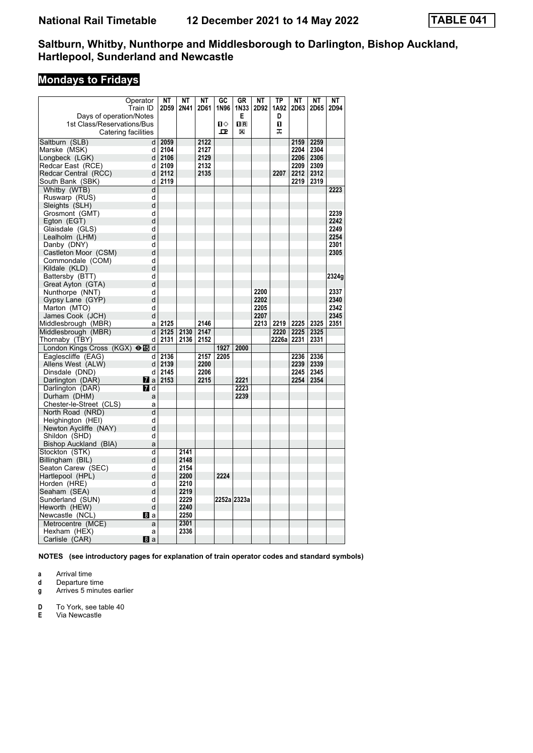# National Rail Timetable 12 December 2021 to 14 May 2022 TABLE 041

## Saltburn, Whitby, Nunthorpe and Middlesborough to Darlington, Bishop Auckland, Hartlepool, Sunderland and Newcastle

### Mondays to Fridays

| Operator | | NT | NT | NT | GC | GR | NT | TP | NT | NT | NT |
|---|---|---|---|---|---|---|---|---|---|---|---|
| Train ID | | 2D59 | 2N41 | 2D61 | 1N96 | 1N33 | 2D92 | 1A92 | 2D63 | 2D65 | 2D94 |
| Days of operation/Notes | | | | | | E | | D | | | |
| 1st Class/Reservations/Bus | | | | | 1◇ | 1R | | 1 | | | |
| Catering facilities | | | | | ⊡ | ✕ | | ⚲ | | | |
| Saltburn (SLB) | d | 2059 | | 2122 | | | | | 2159 | 2259 | |
| Marske (MSK) | d | 2104 | | 2127 | | | | | 2204 | 2304 | |
| Longbeck (LGK) | d | 2106 | | 2129 | | | | | 2206 | 2306 | |
| Redcar East (RCE) | d | 2109 | | 2132 | | | | | 2209 | 2309 | |
| Redcar Central (RCC) | d | 2112 | | 2135 | | | | 2207 | 2212 | 2312 | |
| South Bank (SBK) | d | 2119 | | | | | | | 2219 | 2319 | |
| Whitby (WTB) | d | | | | | | | | | | 2223 |
| Ruswarp (RUS) | d | | | | | | | | | | |
| Sleights (SLH) | d | | | | | | | | | | |
| Grosmont (GMT) | d | | | | | | | | | | 2239 |
| Egton (EGT) | d | | | | | | | | | | 2242 |
| Glaisdale (GLS) | d | | | | | | | | | | 2249 |
| Lealholm (LHM) | d | | | | | | | | | | 2254 |
| Danby (DNY) | d | | | | | | | | | | 2301 |
| Castleton Moor (CSM) | d | | | | | | | | | | 2305 |
| Commondale (COM) | d | | | | | | | | | | |
| Kildale (KLD) | d | | | | | | | | | | |
| Battersby (BTT) | d | | | | | | | | | | 2324g |
| Great Ayton (GTA) | d | | | | | | | | | | |
| Nunthorpe (NNT) | d | | | | | | 2200 | | | | 2337 |
| Gypsy Lane (GYP) | d | | | | | | 2202 | | | | 2340 |
| Marton (MTO) | d | | | | | | 2205 | | | | 2342 |
| James Cook (JCH) | d | | | | | | 2207 | | | | 2345 |
| Middlesbrough (MBR) | a | 2125 | | 2146 | | | 2213 | 2219 | 2225 | 2325 | 2351 |
| Middlesbrough (MBR) | d | 2125 | 2130 | 2147 | | | | 2220 | 2225 | 2325 | |
| Thornaby (TBY) | d | 2131 | 2136 | 2152 | | | | 2226a | 2231 | 2331 | |
| London Kings Cross (KGX) ⊖15 | d | | | | 1927 | 2000 | | | | | |
| Eaglescliffe (EAG) | d | 2136 | | 2157 | 2205 | | | | 2236 | 2336 | |
| Allens West (ALW) | d | 2139 | | 2200 | | | | | 2239 | 2339 | |
| Dinsdale (DND) | d | 2145 | | 2206 | | | | | 2245 | 2345 | |
| Darlington (DAR) 7 | a | 2153 | | 2215 | | 2221 | | | 2254 | 2354 | |
| Darlington (DAR) 7 | d | | | | | 2223 | | | | | |
| Durham (DHM) | a | | | | | 2239 | | | | | |
| Chester-le-Street (CLS) | a | | | | | | | | | | |
| North Road (NRD) | d | | | | | | | | | | |
| Heighington (HEI) | d | | | | | | | | | | |
| Newton Aycliffe (NAY) | d | | | | | | | | | | |
| Shildon (SHD) | d | | | | | | | | | | |
| Bishop Auckland (BIA) | a | | | | | | | | | | |
| Stockton (STK) | d | | 2141 | | | | | | | | |
| Billingham (BIL) | d | | 2148 | | | | | | | | |
| Seaton Carew (SEC) | d | | 2154 | | | | | | | | |
| Hartlepool (HPL) | d | | 2200 | | 2224 | | | | | | |
| Horden (HRE) | d | | 2210 | | | | | | | | |
| Seaham (SEA) | d | | 2219 | | | | | | | | |
| Sunderland (SUN) | d | | 2229 | | 2252a | 2323a | | | | | |
| Heworth (HEW) | d | | 2240 | | | | | | | | |
| Newcastle (NCL) 8 | a | | 2250 | | | | | | | | |
| Metrocentre (MCE) | a | | 2301 | | | | | | | | |
| Hexham (HEX) | a | | 2336 | | | | | | | | |
| Carlisle (CAR) 8 | a | | | | | | | | | | |

**NOTES (see introductory pages for explanation of train operator codes and standard symbols)**

- **a** Arrival time
- **d** Departure time
- **g** Arrives 5 minutes earlier

- **D** To York, see table 40
- **E** Via Newcastle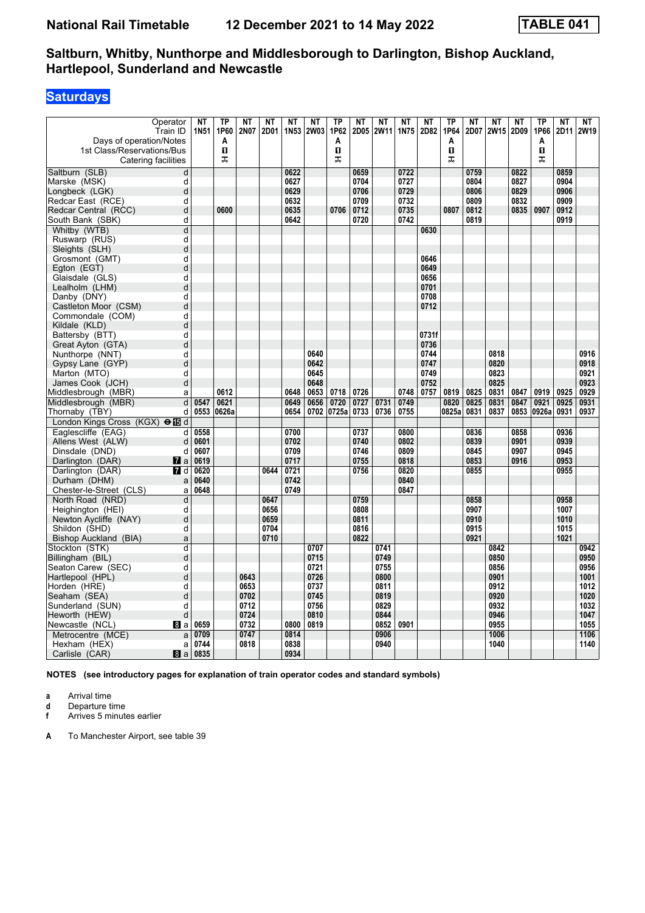# National Rail Timetable 12 December 2021 to 14 May 2022 — TABLE 041

## Saltburn, Whitby, Nunthorpe and Middlesborough to Darlington, Bishop Auckland, Hartlepool, Sunderland and Newcastle

### Saturdays

| Operator | | NT | TP | NT | NT | NT | NT | TP | NT | NT | NT | NT | TP | NT | NT | NT | TP | NT | NT |
|---|---|---|---|---|---|---|---|---|---|---|---|---|---|---|---|---|---|---|---|
| Train ID | | 1N51 | 1P60 | 2N07 | 2D01 | 1N53 | 2W03 | 1P62 | 2D05 | 2W11 | 1N75 | 2D82 | 1P64 | 2D07 | 2W15 | 2D09 | 1P66 | 2D11 | 2W19 |
| Days of operation/Notes | | | A | | | | | A | | | | | A | | | | A | | |
| 1st Class/Reservations/Bus | | | 🅱 | | | | | 🅱 | | | | | 🅱 | | | | 🅱 | | |
| Catering facilities | | | ⚹ | | | | | ⚹ | | | | | ⚹ | | | | ⚹ | | |
| Saltburn (SLB) | d | | | | | 0622 | | | 0659 | | 0722 | | | 0759 | | 0822 | | 0859 | |
| Marske (MSK) | d | | | | | 0627 | | | 0704 | | 0727 | | | 0804 | | 0827 | | 0904 | |
| Longbeck (LGK) | d | | | | | 0629 | | | 0706 | | 0729 | | | 0806 | | 0829 | | 0906 | |
| Redcar East (RCE) | d | | | | | 0632 | | | 0709 | | 0732 | | | 0809 | | 0832 | | 0909 | |
| Redcar Central (RCC) | d | | 0600 | | | 0635 | | 0706 | 0712 | | 0735 | | 0807 | 0812 | | 0835 | 0907 | 0912 | |
| South Bank (SBK) | d | | | | | 0642 | | | 0720 | | 0742 | | | 0819 | | | | 0919 | |
| Whitby (WTB) | d | | | | | | | | | | | 0630 | | | | | | | |
| Ruswarp (RUS) | d | | | | | | | | | | | | | | | | | | |
| Sleights (SLH) | d | | | | | | | | | | | | | | | | | | |
| Grosmont (GMT) | d | | | | | | | | | | | 0646 | | | | | | | |
| Egton (EGT) | d | | | | | | | | | | | 0649 | | | | | | | |
| Glaisdale (GLS) | d | | | | | | | | | | | 0656 | | | | | | | |
| Lealholm (LHM) | d | | | | | | | | | | | 0701 | | | | | | | |
| Danby (DNY) | d | | | | | | | | | | | 0708 | | | | | | | |
| Castleton Moor (CSM) | d | | | | | | | | | | | 0712 | | | | | | | |
| Commondale (COM) | d | | | | | | | | | | | | | | | | | | |
| Kildale (KLD) | d | | | | | | | | | | | | | | | | | | |
| Battersby (BTT) | d | | | | | | | | | | | 0731f | | | | | | | |
| Great Ayton (GTA) | d | | | | | | | | | | | 0736 | | | | | | | |
| Nunthorpe (NNT) | d | | | | | | 0640 | | | | | 0744 | | | 0818 | | | | 0916 |
| Gypsy Lane (GYP) | d | | | | | | 0642 | | | | | 0747 | | | 0820 | | | | 0918 |
| Marton (MTO) | d | | | | | | 0645 | | | | | 0749 | | | 0823 | | | | 0921 |
| James Cook (JCH) | d | | | | | | 0648 | | | | | 0752 | | | 0825 | | | | 0923 |
| Middlesbrough (MBR) | a | | 0612 | | | 0648 | 0653 | 0718 | 0726 | | 0748 | 0757 | 0819 | 0825 | 0831 | 0847 | 0919 | 0925 | 0929 |
| Middlesbrough (MBR) | d | 0547 | 0621 | | | 0649 | 0656 | 0720 | 0727 | 0731 | 0749 | | 0820 | 0825 | 0831 | 0847 | 0921 | 0925 | 0931 |
| Thornaby (TBY) | d | 0553 | 0626a | | | 0654 | 0702 | 0725a | 0733 | 0736 | 0755 | | 0825a | 0831 | 0837 | 0853 | 0926a | 0931 | 0937 |
| London Kings Cross (KGX) ⊖15 | d | | | | | | | | | | | | | | | | | | |
| Eaglescliffe (EAG) | d | 0558 | | | | 0700 | | | 0737 | | 0800 | | | 0836 | | 0858 | | 0936 | |
| Allens West (ALW) | d | 0601 | | | | 0702 | | | 0740 | | 0802 | | | 0839 | | 0901 | | 0939 | |
| Dinsdale (DND) | d | 0607 | | | | 0709 | | | 0746 | | 0809 | | | 0845 | | 0907 | | 0945 | |
| Darlington (DAR) 7 | a | 0619 | | | | 0717 | | | 0755 | | 0818 | | | 0853 | | 0916 | | 0953 | |
| Darlington (DAR) 7 | d | 0620 | | | 0644 | 0721 | | | 0756 | | 0820 | | | 0855 | | | | 0955 | |
| Durham (DHM) | a | 0640 | | | | 0742 | | | | | 0840 | | | | | | | | |
| Chester-le-Street (CLS) | a | 0648 | | | | 0749 | | | | | 0847 | | | | | | | | |
| North Road (NRD) | d | | | | 0647 | | | | 0759 | | | | | 0858 | | | | 0958 | |
| Heighington (HEI) | d | | | | 0656 | | | | 0808 | | | | | 0907 | | | | 1007 | |
| Newton Aycliffe (NAY) | d | | | | 0659 | | | | 0811 | | | | | 0910 | | | | 1010 | |
| Shildon (SHD) | d | | | | 0704 | | | | 0816 | | | | | 0915 | | | | 1015 | |
| Bishop Auckland (BIA) | a | | | | 0710 | | | | 0822 | | | | | 0921 | | | | 1021 | |
| Stockton (STK) | d | | | | | | 0707 | | | 0741 | | | | | 0842 | | | | 0942 |
| Billingham (BIL) | d | | | | | | 0715 | | | 0749 | | | | | 0850 | | | | 0950 |
| Seaton Carew (SEC) | d | | | | | | 0721 | | | 0755 | | | | | 0856 | | | | 0956 |
| Hartlepool (HPL) | d | | | 0643 | | | 0726 | | | 0800 | | | | | 0901 | | | | 1001 |
| Horden (HRE) | d | | | 0653 | | | 0737 | | | 0811 | | | | | 0912 | | | | 1012 |
| Seaham (SEA) | d | | | 0702 | | | 0745 | | | 0819 | | | | | 0920 | | | | 1020 |
| Sunderland (SUN) | d | | | 0712 | | | 0756 | | | 0829 | | | | | 0932 | | | | 1032 |
| Heworth (HEW) | d | | | 0724 | | | 0810 | | | 0844 | | | | | 0946 | | | | 1047 |
| Newcastle (NCL) 8 | a | 0659 | | 0732 | | 0800 | 0819 | | | 0852 | 0901 | | | | 0955 | | | | 1055 |
| Metrocentre (MCE) | a | 0709 | | 0747 | | 0814 | | | | 0906 | | | | | 1006 | | | | 1106 |
| Hexham (HEX) | a | 0744 | | 0818 | | 0838 | | | | 0940 | | | | | 1040 | | | | 1140 |
| Carlisle (CAR) 8 | a | 0835 | | | | 0934 | | | | | | | | | | | | | |

**NOTES** (see introductory pages for explanation of train operator codes and standard symbols)

- **a** Arrival time
- **d** Departure time
- **f** Arrives 5 minutes earlier

- **A** To Manchester Airport, see table 39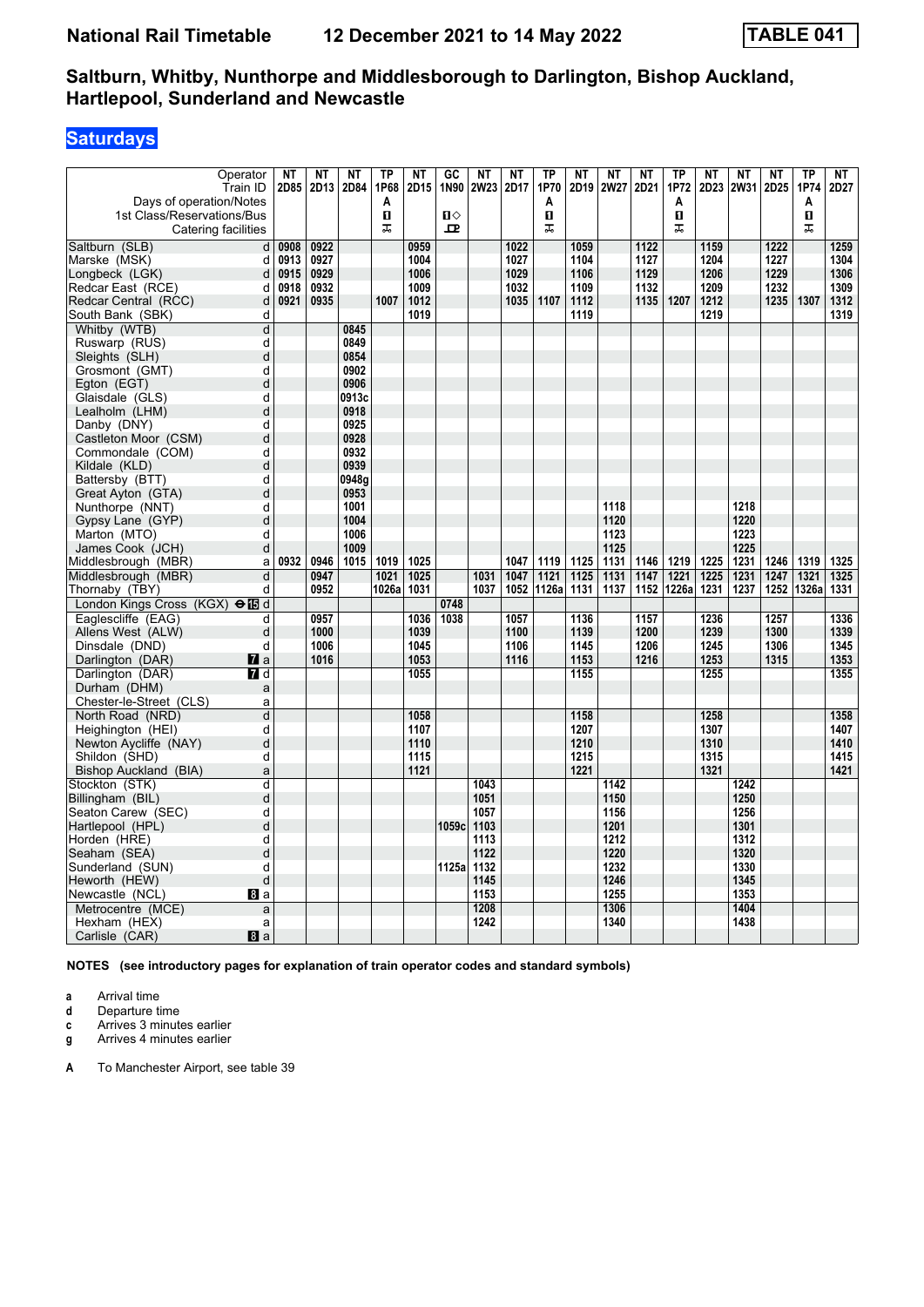**National Rail Timetable** **12 December 2021 to 14 May 2022** **TABLE 041**

## Saltburn, Whitby, Nunthorpe and Middlesborough to Darlington, Bishop Auckland, Hartlepool, Sunderland and Newcastle

### Saturdays

| Operator | | NT | NT | NT | TP | NT | GC | NT | NT | TP | NT | NT | NT | TP | NT | NT | NT | TP | NT |
|---|---|---|---|---|---|---|---|---|---|---|---|---|---|---|---|---|---|---|---|
| Train ID | | 2D85 | 2D13 | 2D84 | 1P68 | 2D15 | 1N90 | 2W23 | 2D17 | 1P70 | 2D19 | 2W27 | 2D21 | 1P72 | 2D23 | 2W31 | 2D25 | 1P74 | 2D27 |
| Days of operation/Notes | | | | | A | | | | | A | | | | A | | | | A | |
| 1st Class/Reservations/Bus | | | | | ■ | | ■◇ | | | ■ | | | | ■ | | | | ■ | |
| Catering facilities | | | | | ⚒ | | 🍴 | | | ⚒ | | | | ⚒ | | | | ⚒ | |
| Saltburn (SLB) | d | 0908 | 0922 | | | 0959 | | | 1022 | | 1059 | | 1122 | | 1159 | | 1222 | | 1259 |
| Marske (MSK) | d | 0913 | 0927 | | | 1004 | | | 1027 | | 1104 | | 1127 | | 1204 | | 1227 | | 1304 |
| Longbeck (LGK) | d | 0915 | 0929 | | | 1006 | | | 1029 | | 1106 | | 1129 | | 1206 | | 1229 | | 1306 |
| Redcar East (RCE) | d | 0918 | 0932 | | | 1009 | | | 1032 | | 1109 | | 1132 | | 1209 | | 1232 | | 1309 |
| Redcar Central (RCC) | d | 0921 | 0935 | | 1007 | 1012 | | | 1035 | 1107 | 1112 | | 1135 | 1207 | 1212 | | 1235 | 1307 | 1312 |
| South Bank (SBK) | d | | | | | 1019 | | | | | 1119 | | | | 1219 | | | | 1319 |
| Whitby (WTB) | d | | | 0845 | | | | | | | | | | | | | | | |
| Ruswarp (RUS) | d | | | 0849 | | | | | | | | | | | | | | | |
| Sleights (SLH) | d | | | 0854 | | | | | | | | | | | | | | | |
| Grosmont (GMT) | d | | | 0902 | | | | | | | | | | | | | | | |
| Egton (EGT) | d | | | 0906 | | | | | | | | | | | | | | | |
| Glaisdale (GLS) | d | | | 0913c | | | | | | | | | | | | | | | |
| Lealholm (LHM) | d | | | 0918 | | | | | | | | | | | | | | | |
| Danby (DNY) | d | | | 0925 | | | | | | | | | | | | | | | |
| Castleton Moor (CSM) | d | | | 0928 | | | | | | | | | | | | | | | |
| Commondale (COM) | d | | | 0932 | | | | | | | | | | | | | | | |
| Kildale (KLD) | d | | | 0939 | | | | | | | | | | | | | | | |
| Battersby (BTT) | d | | | 0948g | | | | | | | | | | | | | | | |
| Great Ayton (GTA) | d | | | 0953 | | | | | | | | | | | | | | | |
| Nunthorpe (NNT) | d | | | 1001 | | | | | | | | 1118 | | | | 1218 | | | |
| Gypsy Lane (GYP) | d | | | 1004 | | | | | | | | 1120 | | | | 1220 | | | |
| Marton (MTO) | d | | | 1006 | | | | | | | | 1123 | | | | 1223 | | | |
| James Cook (JCH) | d | | | 1009 | | | | | | | | 1125 | | | | 1225 | | | |
| Middlesbrough (MBR) | a | 0932 | 0946 | 1015 | 1019 | 1025 | | | 1047 | 1119 | 1125 | 1131 | 1146 | 1219 | 1225 | 1231 | 1246 | 1319 | 1325 |
| Middlesbrough (MBR) | d | | 0947 | | 1021 | 1025 | | 1031 | 1047 | 1121 | 1125 | 1131 | 1147 | 1221 | 1225 | 1231 | 1247 | 1321 | 1325 |
| Thornaby (TBY) | d | | 0952 | | 1026a | 1031 | | 1037 | 1052 | 1126a | 1131 | 1137 | 1152 | 1226a | 1231 | 1237 | 1252 | 1326a | 1331 |
| London Kings Cross (KGX) ⊖15 | d | | | | | | 0748 | | | | | | | | | | | | |
| Eaglescliffe (EAG) | d | | 0957 | | | 1036 | 1038 | | 1057 | | 1136 | | 1157 | | 1236 | | 1257 | | 1336 |
| Allens West (ALW) | d | | 1000 | | | 1039 | | | 1100 | | 1139 | | 1200 | | 1239 | | 1300 | | 1339 |
| Dinsdale (DND) | d | | 1006 | | | 1045 | | | 1106 | | 1145 | | 1206 | | 1245 | | 1306 | | 1345 |
| Darlington (DAR) 7 | a | | 1016 | | | 1053 | | | 1116 | | 1153 | | 1216 | | 1253 | | 1315 | | 1353 |
| Darlington (DAR) 7 | d | | | | | 1055 | | | | | 1155 | | | | 1255 | | | | 1355 |
| Durham (DHM) | a | | | | | | | | | | | | | | | | | | |
| Chester-le-Street (CLS) | a | | | | | | | | | | | | | | | | | | |
| North Road (NRD) | d | | | | | 1058 | | | | | 1158 | | | | 1258 | | | | 1358 |
| Heighington (HEI) | d | | | | | 1107 | | | | | 1207 | | | | 1307 | | | | 1407 |
| Newton Aycliffe (NAY) | d | | | | | 1110 | | | | | 1210 | | | | 1310 | | | | 1410 |
| Shildon (SHD) | d | | | | | 1115 | | | | | 1215 | | | | 1315 | | | | 1415 |
| Bishop Auckland (BIA) | a | | | | | 1121 | | | | | 1221 | | | | 1321 | | | | 1421 |
| Stockton (STK) | d | | | | | | | 1043 | | | | 1142 | | | | 1242 | | | |
| Billingham (BIL) | d | | | | | | | 1051 | | | | 1150 | | | | 1250 | | | |
| Seaton Carew (SEC) | d | | | | | | | 1057 | | | | 1156 | | | | 1256 | | | |
| Hartlepool (HPL) | d | | | | | | 1059c | 1103 | | | | 1201 | | | | 1301 | | | |
| Horden (HRE) | d | | | | | | | 1113 | | | | 1212 | | | | 1312 | | | |
| Seaham (SEA) | d | | | | | | | 1122 | | | | 1220 | | | | 1320 | | | |
| Sunderland (SUN) | d | | | | | | 1125a | 1132 | | | | 1232 | | | | 1330 | | | |
| Heworth (HEW) | d | | | | | | | 1145 | | | | 1246 | | | | 1345 | | | |
| Newcastle (NCL) 8 | a | | | | | | | 1153 | | | | 1255 | | | | 1353 | | | |
| Metrocentre (MCE) | a | | | | | | | 1208 | | | | 1306 | | | | 1404 | | | |
| Hexham (HEX) | a | | | | | | | 1242 | | | | 1340 | | | | 1438 | | | |
| Carlisle (CAR) 8 | a | | | | | | | | | | | | | | | | | | |

**NOTES (see introductory pages for explanation of train operator codes and standard symbols)**

- **a** Arrival time
- **d** Departure time
- **c** Arrives 3 minutes earlier
- **g** Arrives 4 minutes earlier

- **A** To Manchester Airport, see table 39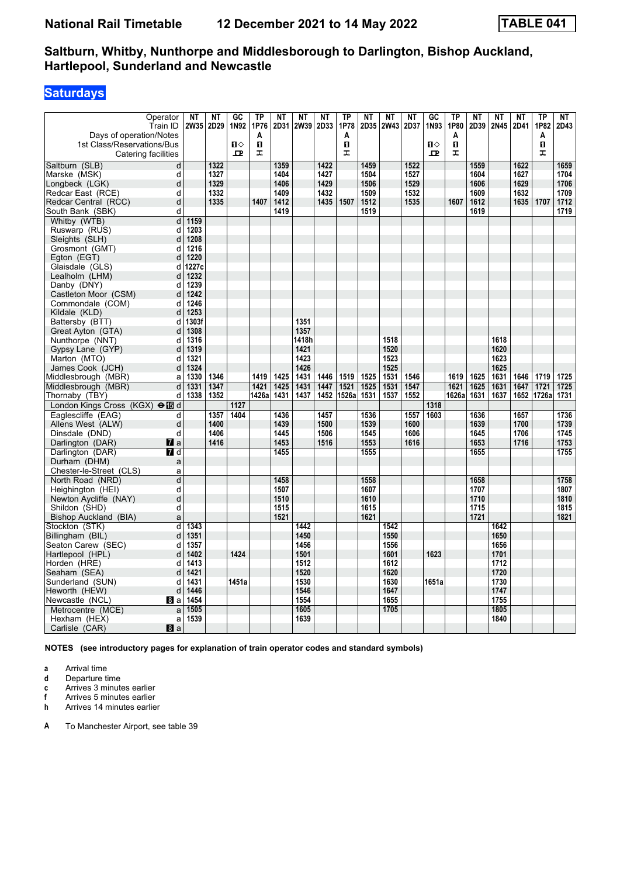# National Rail Timetable — 12 December 2021 to 14 May 2022 — TABLE 041

## Saltburn, Whitby, Nunthorpe and Middlesborough to Darlington, Bishop Auckland, Hartlepool, Sunderland and Newcastle

### Saturdays

| Operator | | NT | NT | GC | TP | NT | NT | NT | TP | NT | NT | NT | GC | TP | NT | NT | NT | TP | NT |
|---|---|---|---|---|---|---|---|---|---|---|---|---|---|---|---|---|---|---|---|
| Train ID | | 2W35 | 2D29 | 1N92 | 1P76 | 2D31 | 2W39 | 2D33 | 1P78 | 2D35 | 2W43 | 2D37 | 1N93 | 1P80 | 2D39 | 2N45 | 2D41 | 1P82 | 2D43 |
| Days of operation/Notes | | | | | A | | | | A | | | | | A | | | | A | |
| 1st Class/Reservations/Bus | | | | ■◇ | ■ | | | | ■ | | | | ■◇ | ■ | | | | ■ | |
| Catering facilities | | | | ⊡ | ⚲ | | | | ⚲ | | | | ⊡ | ⚲ | | | | ⚲ | |
| Saltburn (SLB) | d | | 1322 | | | 1359 | | 1422 | | 1459 | | 1522 | | | 1559 | | 1622 | | 1659 |
| Marske (MSK) | d | | 1327 | | | 1404 | | 1427 | | 1504 | | 1527 | | | 1604 | | 1627 | | 1704 |
| Longbeck (LGK) | d | | 1329 | | | 1406 | | 1429 | | 1506 | | 1529 | | | 1606 | | 1629 | | 1706 |
| Redcar East (RCE) | d | | 1332 | | | 1409 | | 1432 | | 1509 | | 1532 | | | 1609 | | 1632 | | 1709 |
| Redcar Central (RCC) | d | | 1335 | | 1407 | 1412 | | 1435 | 1507 | 1512 | | 1535 | | 1607 | 1612 | | 1635 | 1707 | 1712 |
| South Bank (SBK) | d | | | | | 1419 | | | | 1519 | | | | | 1619 | | | | 1719 |
| Whitby (WTB) | d | 1159 | | | | | | | | | | | | | | | | | |
| Ruswarp (RUS) | d | 1203 | | | | | | | | | | | | | | | | | |
| Sleights (SLH) | d | 1208 | | | | | | | | | | | | | | | | | |
| Grosmont (GMT) | d | 1216 | | | | | | | | | | | | | | | | | |
| Egton (EGT) | d | 1220 | | | | | | | | | | | | | | | | | |
| Glaisdale (GLS) | d | 1227c | | | | | | | | | | | | | | | | | |
| Lealholm (LHM) | d | 1232 | | | | | | | | | | | | | | | | | |
| Danby (DNY) | d | 1239 | | | | | | | | | | | | | | | | | |
| Castleton Moor (CSM) | d | 1242 | | | | | | | | | | | | | | | | | |
| Commondale (COM) | d | 1246 | | | | | | | | | | | | | | | | | |
| Kildale (KLD) | d | 1253 | | | | | | | | | | | | | | | | | |
| Battersby (BTT) | d | 1303f | | | | | 1351 | | | | | | | | | | | | |
| Great Ayton (GTA) | d | 1308 | | | | | 1357 | | | | | | | | | | | | |
| Nunthorpe (NNT) | d | 1316 | | | | | 1418h | | | | 1518 | | | | | 1618 | | | |
| Gypsy Lane (GYP) | d | 1319 | | | | | 1421 | | | | 1520 | | | | | 1620 | | | |
| Marton (MTO) | d | 1321 | | | | | 1423 | | | | 1523 | | | | | 1623 | | | |
| James Cook (JCH) | d | 1324 | | | | | 1426 | | | | 1525 | | | | | 1625 | | | |
| Middlesbrough (MBR) | a | 1330 | 1346 | | 1419 | 1425 | 1431 | 1446 | 1519 | 1525 | 1531 | 1546 | | 1619 | 1625 | 1631 | 1646 | 1719 | 1725 |
| Middlesbrough (MBR) | d | 1331 | 1347 | | 1421 | 1425 | 1431 | 1447 | 1521 | 1525 | 1531 | 1547 | | 1621 | 1625 | 1631 | 1647 | 1721 | 1725 |
| Thornaby (TBY) | d | 1338 | 1352 | | 1426a | 1431 | 1437 | 1452 | 1526a | 1531 | 1537 | 1552 | | 1626a | 1631 | 1637 | 1652 | 1726a | 1731 |
| London Kings Cross (KGX) ⊖ 15 | d | | | 1127 | | | | | | | | | 1318 | | | | | | |
| Eaglescliffe (EAG) | d | | 1357 | 1404 | | 1436 | | 1457 | | 1536 | | 1557 | 1603 | | 1636 | | 1657 | | 1736 |
| Allens West (ALW) | d | | 1400 | | | 1439 | | 1500 | | 1539 | | 1600 | | | 1639 | | 1700 | | 1739 |
| Dinsdale (DND) | d | | 1406 | | | 1445 | | 1506 | | 1545 | | 1606 | | | 1645 | | 1706 | | 1745 |
| Darlington (DAR) 7 | a | | 1416 | | | 1453 | | 1516 | | 1553 | | 1616 | | | 1653 | | 1716 | | 1753 |
| Darlington (DAR) 7 | d | | | | | 1455 | | | | 1555 | | | | | 1655 | | | | 1755 |
| Durham (DHM) | a | | | | | | | | | | | | | | | | | | |
| Chester-le-Street (CLS) | a | | | | | | | | | | | | | | | | | | |
| North Road (NRD) | d | | | | | 1458 | | | | 1558 | | | | | 1658 | | | | 1758 |
| Heighington (HEI) | d | | | | | 1507 | | | | 1607 | | | | | 1707 | | | | 1807 |
| Newton Aycliffe (NAY) | d | | | | | 1510 | | | | 1610 | | | | | 1710 | | | | 1810 |
| Shildon (SHD) | d | | | | | 1515 | | | | 1615 | | | | | 1715 | | | | 1815 |
| Bishop Auckland (BIA) | a | | | | | 1521 | | | | 1621 | | | | | 1721 | | | | 1821 |
| Stockton (STK) | d | 1343 | | | | | 1442 | | | | 1542 | | | | | 1642 | | | |
| Billingham (BIL) | d | 1351 | | | | | 1450 | | | | 1550 | | | | | 1650 | | | |
| Seaton Carew (SEC) | d | 1357 | | | | | 1456 | | | | 1556 | | | | | 1656 | | | |
| Hartlepool (HPL) | d | 1402 | | 1424 | | | 1501 | | | | 1601 | | 1623 | | | 1701 | | | |
| Horden (HRE) | d | 1413 | | | | | 1512 | | | | 1612 | | | | | 1712 | | | |
| Seaham (SEA) | d | 1421 | | | | | 1520 | | | | 1620 | | | | | 1720 | | | |
| Sunderland (SUN) | d | 1431 | | 1451a | | | 1530 | | | | 1630 | | 1651a | | | 1730 | | | |
| Heworth (HEW) | d | 1446 | | | | | 1546 | | | | 1647 | | | | | 1747 | | | |
| Newcastle (NCL) 8 | a | 1454 | | | | | 1554 | | | | 1655 | | | | | 1755 | | | |
| Metrocentre (MCE) | a | 1505 | | | | | 1605 | | | | 1705 | | | | | 1805 | | | |
| Hexham (HEX) | a | 1539 | | | | | 1639 | | | | | | | | | 1840 | | | |
| Carlisle (CAR) 8 | a | | | | | | | | | | | | | | | | | | |

**NOTES (see introductory pages for explanation of train operator codes and standard symbols)**

- **a** Arrival time
- **d** Departure time
- **c** Arrives 3 minutes earlier
- **f** Arrives 5 minutes earlier
- **h** Arrives 14 minutes earlier

- **A** To Manchester Airport, see table 39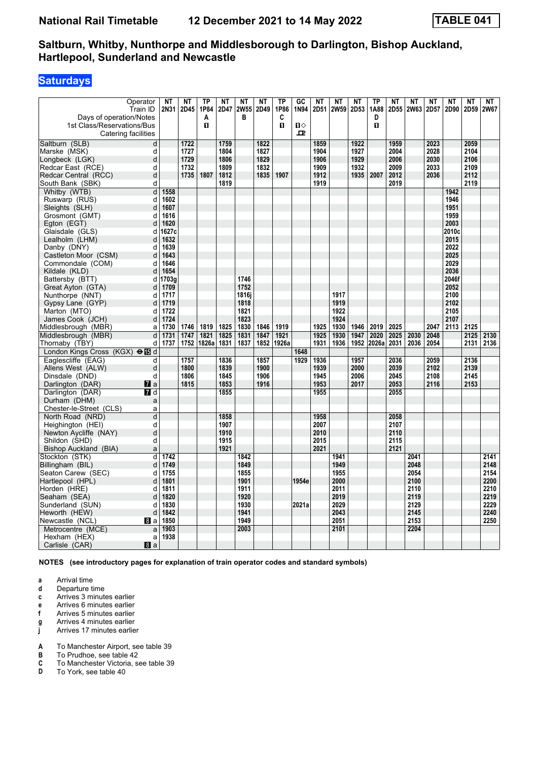# National Rail Timetable 12 December 2021 to 14 May 2022 TABLE 041

## Saltburn, Whitby, Nunthorpe and Middlesborough to Darlington, Bishop Auckland, Hartlepool, Sunderland and Newcastle

### Saturdays

| Operator | | NT | NT | TP | NT | NT | NT | TP | GC | NT | NT | NT | TP | NT | NT | NT | NT | NT | NT |
|---|---|---|---|---|---|---|---|---|---|---|---|---|---|---|---|---|---|---|---|
| Train ID | | 2N31 | 2D45 | 1P84 | 2D47 | 2W55 | 2D49 | 1P86 | 1N94 | 2D51 | 2W59 | 2D53 | 1A88 | 2D55 | 2W63 | 2D57 | 2D90 | 2D59 | 2W67 |
| Days of operation/Notes | | | | A | | B | | C | | | | | D | | | | | | |
| 1st Class/Reservations/Bus | | | | 1 | | | | 1 | 1◇ | | | | 1 | | | | | | |
| Catering facilities | | | | | | | | | ⅊ | | | | | | | | | | |
| Saltburn (SLB) | d | | 1722 | | 1759 | | 1822 | | | 1859 | | 1922 | | 1959 | | 2023 | | 2059 | |
| Marske (MSK) | d | | 1727 | | 1804 | | 1827 | | | 1904 | | 1927 | | 2004 | | 2028 | | 2104 | |
| Longbeck (LGK) | d | | 1729 | | 1806 | | 1829 | | | 1906 | | 1929 | | 2006 | | 2030 | | 2106 | |
| Redcar East (RCE) | d | | 1732 | | 1809 | | 1832 | | | 1909 | | 1932 | | 2009 | | 2033 | | 2109 | |
| Redcar Central (RCC) | d | | 1735 | 1807 | 1812 | | 1835 | 1907 | | 1912 | | 1935 | 2007 | 2012 | | 2036 | | 2112 | |
| South Bank (SBK) | d | | | | 1819 | | | | | 1919 | | | | 2019 | | | | 2119 | |
| Whitby (WTB) | d | 1558 | | | | | | | | | | | | | | | 1942 | | |
| Ruswarp (RUS) | d | 1602 | | | | | | | | | | | | | | | 1946 | | |
| Sleights (SLH) | d | 1607 | | | | | | | | | | | | | | | 1951 | | |
| Grosmont (GMT) | d | 1616 | | | | | | | | | | | | | | | 1959 | | |
| Egton (EGT) | d | 1620 | | | | | | | | | | | | | | | 2003 | | |
| Glaisdale (GLS) | d | 1627c | | | | | | | | | | | | | | | 2010c | | |
| Lealholm (LHM) | d | 1632 | | | | | | | | | | | | | | | 2015 | | |
| Danby (DNY) | d | 1639 | | | | | | | | | | | | | | | 2022 | | |
| Castleton Moor (CSM) | d | 1643 | | | | | | | | | | | | | | | 2025 | | |
| Commondale (COM) | d | 1646 | | | | | | | | | | | | | | | 2029 | | |
| Kildale (KLD) | d | 1654 | | | | | | | | | | | | | | | 2036 | | |
| Battersby (BTT) | d | 1703g | | | | 1746 | | | | | | | | | | | 2046f | | |
| Great Ayton (GTA) | d | 1709 | | | | 1752 | | | | | | | | | | | 2052 | | |
| Nunthorpe (NNT) | d | 1717 | | | | 1816j | | | | | 1917 | | | | | | 2100 | | |
| Gypsy Lane (GYP) | d | 1719 | | | | 1818 | | | | | 1919 | | | | | | 2102 | | |
| Marton (MTO) | d | 1722 | | | | 1821 | | | | | 1922 | | | | | | 2105 | | |
| James Cook (JCH) | d | 1724 | | | | 1823 | | | | | 1924 | | | | | | 2107 | | |
| Middlesbrough (MBR) | a | 1730 | 1746 | 1819 | 1825 | 1830 | 1846 | 1919 | | 1925 | 1930 | 1946 | 2019 | 2025 | | 2047 | 2113 | 2125 | |
| Middlesbrough (MBR) | d | 1731 | 1747 | 1821 | 1825 | 1831 | 1847 | 1921 | | 1925 | 1930 | 1947 | 2020 | 2025 | 2030 | 2048 | | 2125 | 2130 |
| Thornaby (TBY) | d | 1737 | 1752 | 1826a | 1831 | 1837 | 1852 | 1926a | | 1931 | 1936 | 1952 | 2026a | 2031 | 2036 | 2054 | | 2131 | 2136 |
| London Kings Cross (KGX) ⊖15 | d | | | | | | | | 1648 | | | | | | | | | | |
| Eaglescliffe (EAG) | d | | 1757 | | 1836 | | 1857 | | 1929 | 1936 | | 1957 | | 2036 | | 2059 | | 2136 | |
| Allens West (ALW) | d | | 1800 | | 1839 | | 1900 | | | 1939 | | 2000 | | 2039 | | 2102 | | 2139 | |
| Dinsdale (DND) | d | | 1806 | | 1845 | | 1906 | | | 1945 | | 2006 | | 2045 | | 2108 | | 2145 | |
| Darlington (DAR) 7 | a | | 1815 | | 1853 | | 1916 | | | 1953 | | 2017 | | 2053 | | 2116 | | 2153 | |
| Darlington (DAR) 7 | d | | | | 1855 | | | | | 1955 | | | | 2055 | | | | | |
| Durham (DHM) | a | | | | | | | | | | | | | | | | | | |
| Chester-le-Street (CLS) | a | | | | | | | | | | | | | | | | | | |
| North Road (NRD) | d | | | | 1858 | | | | | 1958 | | | | 2058 | | | | | |
| Heighington (HEI) | d | | | | 1907 | | | | | 2007 | | | | 2107 | | | | | |
| Newton Aycliffe (NAY) | d | | | | 1910 | | | | | 2010 | | | | 2110 | | | | | |
| Shildon (SHD) | d | | | | 1915 | | | | | 2015 | | | | 2115 | | | | | |
| Bishop Auckland (BIA) | a | | | | 1921 | | | | | 2021 | | | | 2121 | | | | | |
| Stockton (STK) | d | 1742 | | | | 1842 | | | | | 1941 | | | | 2041 | | | | 2141 |
| Billingham (BIL) | d | 1749 | | | | 1849 | | | | | 1949 | | | | 2048 | | | | 2148 |
| Seaton Carew (SEC) | d | 1755 | | | | 1855 | | | | | 1955 | | | | 2054 | | | | 2154 |
| Hartlepool (HPL) | d | 1801 | | | | 1901 | | | 1954e | | 2000 | | | | 2100 | | | | 2200 |
| Horden (HRE) | d | 1811 | | | | 1911 | | | | | 2011 | | | | 2110 | | | | 2210 |
| Seaham (SEA) | d | 1820 | | | | 1920 | | | | | 2019 | | | | 2119 | | | | 2219 |
| Sunderland (SUN) | d | 1830 | | | | 1930 | | | 2021a | | 2029 | | | | 2129 | | | | 2229 |
| Heworth (HEW) | d | 1842 | | | | 1941 | | | | | 2043 | | | | 2145 | | | | 2240 |
| Newcastle (NCL) 8 | a | 1850 | | | | 1949 | | | | | 2051 | | | | 2153 | | | | 2250 |
| Metrocentre (MCE) | a | 1903 | | | | 2003 | | | | | 2101 | | | | 2204 | | | | |
| Hexham (HEX) | a | 1938 | | | | | | | | | | | | | | | | | |
| Carlisle (CAR) 8 | a | | | | | | | | | | | | | | | | | | |

**NOTES (see introductory pages for explanation of train operator codes and standard symbols)**

- **a** Arrival time
- **d** Departure time
- **c** Arrives 3 minutes earlier
- **e** Arrives 6 minutes earlier
- **f** Arrives 5 minutes earlier
- **g** Arrives 4 minutes earlier
- **j** Arrives 17 minutes earlier

- **A** To Manchester Airport, see table 39
- **B** To Prudhoe, see table 42
- **C** To Manchester Victoria, see table 39
- **D** To York, see table 40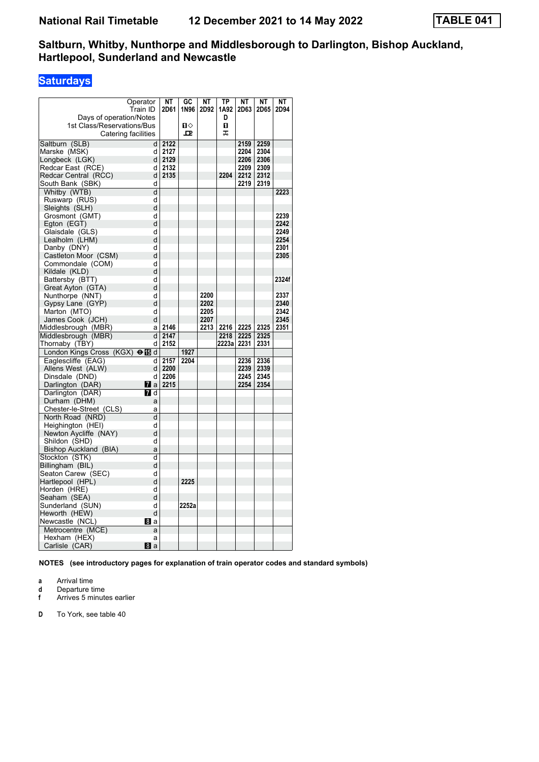# National Rail Timetable 12 December 2021 to 14 May 2022 TABLE 041

## Saltburn, Whitby, Nunthorpe and Middlesborough to Darlington, Bishop Auckland, Hartlepool, Sunderland and Newcastle

### Saturdays

| Operator | | NT | GC | NT | TP | NT | NT | NT |
|---|---|---|---|---|---|---|---|---|
| Train ID | | 2D61 | 1N96 | 2D92 | 1A92 | 2D63 | 2D65 | 2D94 |
| Days of operation/Notes | | | | | D | | | |
| 1st Class/Reservations/Bus | | | ■◇ | | ■ | | | |
| Catering facilities | | | ⊡ | | ⚮ | | | |
| Saltburn (SLB) | d | 2122 | | | | 2159 | 2259 | |
| Marske (MSK) | d | 2127 | | | | 2204 | 2304 | |
| Longbeck (LGK) | d | 2129 | | | | 2206 | 2306 | |
| Redcar East (RCE) | d | 2132 | | | | 2209 | 2309 | |
| Redcar Central (RCC) | d | 2135 | | | 2204 | 2212 | 2312 | |
| South Bank (SBK) | d | | | | | 2219 | 2319 | |
| Whitby (WTB) | d | | | | | | | 2223 |
| Ruswarp (RUS) | d | | | | | | | |
| Sleights (SLH) | d | | | | | | | |
| Grosmont (GMT) | d | | | | | | | 2239 |
| Egton (EGT) | d | | | | | | | 2242 |
| Glaisdale (GLS) | d | | | | | | | 2249 |
| Lealholm (LHM) | d | | | | | | | 2254 |
| Danby (DNY) | d | | | | | | | 2301 |
| Castleton Moor (CSM) | d | | | | | | | 2305 |
| Commondale (COM) | d | | | | | | | |
| Kildale (KLD) | d | | | | | | | |
| Battersby (BTT) | d | | | | | | | 2324f |
| Great Ayton (GTA) | d | | | | | | | |
| Nunthorpe (NNT) | d | | | 2200 | | | | 2337 |
| Gypsy Lane (GYP) | d | | | 2202 | | | | 2340 |
| Marton (MTO) | d | | | 2205 | | | | 2342 |
| James Cook (JCH) | d | | | 2207 | | | | 2345 |
| Middlesbrough (MBR) | a | 2146 | | 2213 | 2216 | 2225 | 2325 | 2351 |
| Middlesbrough (MBR) | d | 2147 | | | 2218 | 2225 | 2325 | |
| Thornaby (TBY) | d | 2152 | | | 2223a | 2231 | 2331 | |
| London Kings Cross (KGX) ⊖15 | d | | 1927 | | | | | |
| Eaglescliffe (EAG) | d | 2157 | 2204 | | | 2236 | 2336 | |
| Allens West (ALW) | d | 2200 | | | | 2239 | 2339 | |
| Dinsdale (DND) | d | 2206 | | | | 2245 | 2345 | |
| Darlington (DAR) 7 | a | 2215 | | | | 2254 | 2354 | |
| Darlington (DAR) 7 | d | | | | | | | |
| Durham (DHM) | a | | | | | | | |
| Chester-le-Street (CLS) | a | | | | | | | |
| North Road (NRD) | d | | | | | | | |
| Heighington (HEI) | d | | | | | | | |
| Newton Aycliffe (NAY) | d | | | | | | | |
| Shildon (SHD) | d | | | | | | | |
| Bishop Auckland (BIA) | a | | | | | | | |
| Stockton (STK) | d | | | | | | | |
| Billingham (BIL) | d | | | | | | | |
| Seaton Carew (SEC) | d | | | | | | | |
| Hartlepool (HPL) | d | | 2225 | | | | | |
| Horden (HRE) | d | | | | | | | |
| Seaham (SEA) | d | | | | | | | |
| Sunderland (SUN) | d | | 2252a | | | | | |
| Heworth (HEW) | d | | | | | | | |
| Newcastle (NCL) 8 | a | | | | | | | |
| Metrocentre (MCE) | a | | | | | | | |
| Hexham (HEX) | a | | | | | | | |
| Carlisle (CAR) 8 | a | | | | | | | |

**NOTES** (see introductory pages for explanation of train operator codes and standard symbols)

- **a** Arrival time
- **d** Departure time
- **f** Arrives 5 minutes earlier

- **D** To York, see table 40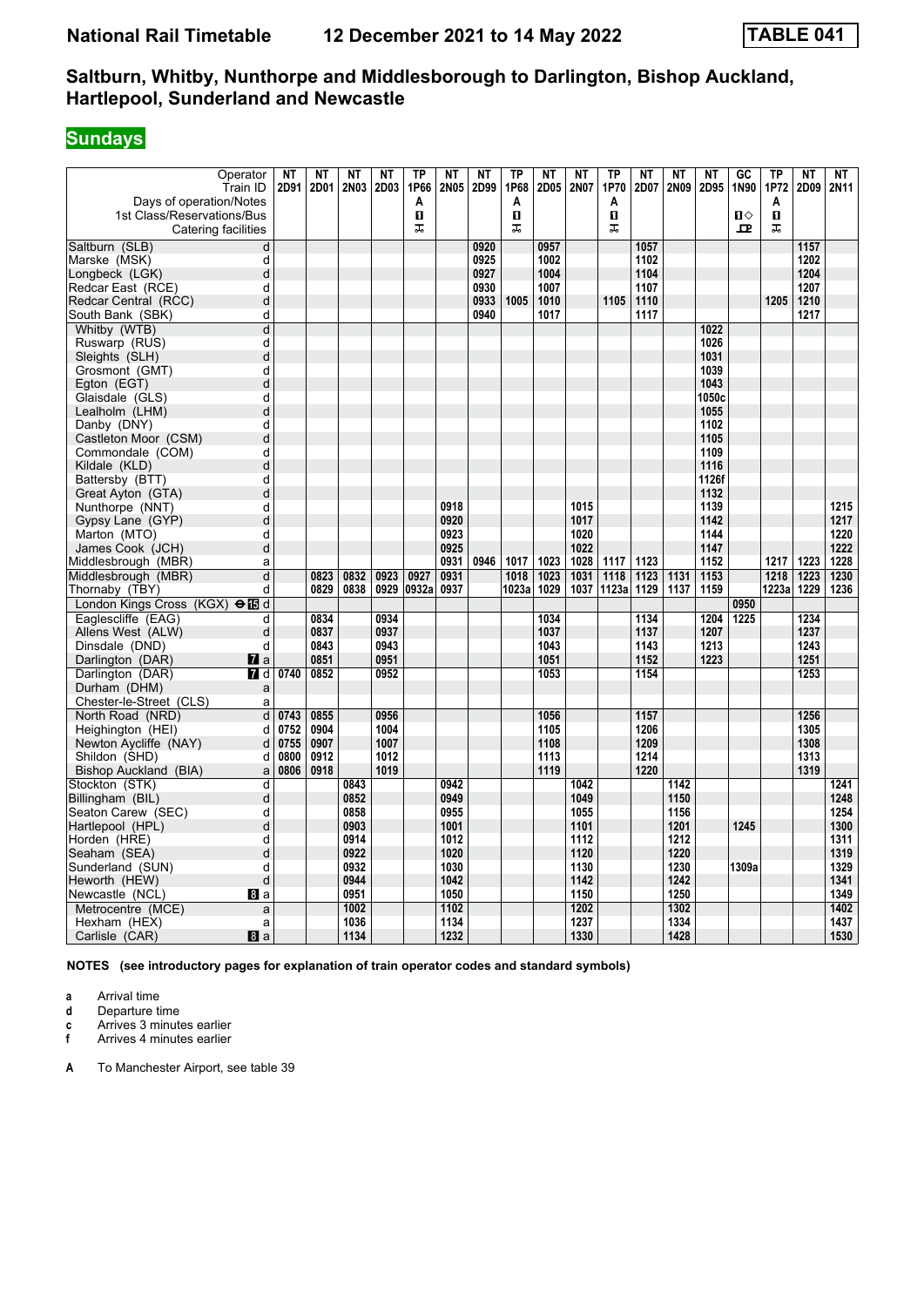# National Rail Timetable 12 December 2021 to 14 May 2022 TABLE 041

## Saltburn, Whitby, Nunthorpe and Middlesborough to Darlington, Bishop Auckland, Hartlepool, Sunderland and Newcastle

### Sundays

| Operator | | NT | NT | NT | NT | TP | NT | NT | TP | NT | NT | TP | NT | NT | NT | GC | TP | NT | NT |
|---|---|---|---|---|---|---|---|---|---|---|---|---|---|---|---|---|---|---|---|
| Train ID | | 2D91 | 2D01 | 2N03 | 2D03 | 1P66 | 2N05 | 2D99 | 1P68 | 2D05 | 2N07 | 1P70 | 2D07 | 2N09 | 2D95 | 1N90 | 1P72 | 2D09 | 2N11 |
| Days of operation/Notes | | | | | | A | | | A | | | A | | | | | A | | |
| 1st Class/Reservations/Bus | | | | | | ■ | | | ■ | | | ■ | | | | ■◇ | ■ | | |
| Catering facilities | | | | | | T | | | T | | | T | | | | R | T | | |
| Saltburn (SLB) | d | | | | | | | 0920 | | 0957 | | | 1057 | | | | | 1157 | |
| Marske (MSK) | d | | | | | | | 0925 | | 1002 | | | 1102 | | | | | 1202 | |
| Longbeck (LGK) | d | | | | | | | 0927 | | 1004 | | | 1104 | | | | | 1204 | |
| Redcar East (RCE) | d | | | | | | | 0930 | | 1007 | | | 1107 | | | | | 1207 | |
| Redcar Central (RCC) | d | | | | | | | 0933 | 1005 | 1010 | | 1105 | 1110 | | | | 1205 | 1210 | |
| South Bank (SBK) | d | | | | | | | 0940 | | 1017 | | | 1117 | | | | | 1217 | |
| Whitby (WTB) | d | | | | | | | | | | | | | | 1022 | | | | |
| Ruswarp (RUS) | d | | | | | | | | | | | | | | 1026 | | | | |
| Sleights (SLH) | d | | | | | | | | | | | | | | 1031 | | | | |
| Grosmont (GMT) | d | | | | | | | | | | | | | | 1039 | | | | |
| Egton (EGT) | d | | | | | | | | | | | | | | 1043 | | | | |
| Glaisdale (GLS) | d | | | | | | | | | | | | | | 1050c | | | | |
| Lealholm (LHM) | d | | | | | | | | | | | | | | 1055 | | | | |
| Danby (DNY) | d | | | | | | | | | | | | | | 1102 | | | | |
| Castleton Moor (CSM) | d | | | | | | | | | | | | | | 1105 | | | | |
| Commondale (COM) | d | | | | | | | | | | | | | | 1109 | | | | |
| Kildale (KLD) | d | | | | | | | | | | | | | | 1116 | | | | |
| Battersby (BTT) | d | | | | | | | | | | | | | | 1126f | | | | |
| Great Ayton (GTA) | d | | | | | | | | | | | | | | 1132 | | | | |
| Nunthorpe (NNT) | d | | | | | | 0918 | | | | 1015 | | | | 1139 | | | | 1215 |
| Gypsy Lane (GYP) | d | | | | | | 0920 | | | | 1017 | | | | 1142 | | | | 1217 |
| Marton (MTO) | d | | | | | | 0923 | | | | 1020 | | | | 1144 | | | | 1220 |
| James Cook (JCH) | d | | | | | | 0925 | | | | 1022 | | | | 1147 | | | | 1222 |
| Middlesbrough (MBR) | a | | | | | | 0931 | 0946 | 1017 | 1023 | 1028 | 1117 | 1123 | | 1152 | | 1217 | 1223 | 1228 |
| Middlesbrough (MBR) | d | | 0823 | 0832 | 0923 | 0927 | 0931 | | 1018 | 1023 | 1031 | 1118 | 1123 | 1131 | 1153 | | 1218 | 1223 | 1230 |
| Thornaby (TBY) | d | | 0829 | 0838 | 0929 | 0932a | 0937 | | 1023a | 1029 | 1037 | 1123a | 1129 | 1137 | 1159 | | 1223a | 1229 | 1236 |
| London Kings Cross (KGX) ⊖ 15 | d | | | | | | | | | | | | | | | 0950 | | | |
| Eaglescliffe (EAG) | d | | 0834 | | 0934 | | | | | 1034 | | | 1134 | | 1204 | 1225 | | 1234 | |
| Allens West (ALW) | d | | 0837 | | 0937 | | | | | 1037 | | | 1137 | | 1207 | | | 1237 | |
| Dinsdale (DND) | d | | 0843 | | 0943 | | | | | 1043 | | | 1143 | | 1213 | | | 1243 | |
| Darlington (DAR) 7 | a | | 0851 | | 0951 | | | | | 1051 | | | 1152 | | 1223 | | | 1251 | |
| Darlington (DAR) 7 | d | 0740 | 0852 | | 0952 | | | | | 1053 | | | 1154 | | | | | 1253 | |
| Durham (DHM) | a | | | | | | | | | | | | | | | | | | |
| Chester-le-Street (CLS) | a | | | | | | | | | | | | | | | | | | |
| North Road (NRD) | d | 0743 | 0855 | | 0956 | | | | | 1056 | | | 1157 | | | | | 1256 | |
| Heighington (HEI) | d | 0752 | 0904 | | 1004 | | | | | 1105 | | | 1206 | | | | | 1305 | |
| Newton Aycliffe (NAY) | d | 0755 | 0907 | | 1007 | | | | | 1108 | | | 1209 | | | | | 1308 | |
| Shildon (SHD) | d | 0800 | 0912 | | 1012 | | | | | 1113 | | | 1214 | | | | | 1313 | |
| Bishop Auckland (BIA) | a | 0806 | 0918 | | 1019 | | | | | 1119 | | | 1220 | | | | | 1319 | |
| Stockton (STK) | d | | | 0843 | | | 0942 | | | | 1042 | | | 1142 | | | | | 1241 |
| Billingham (BIL) | d | | | 0852 | | | 0949 | | | | 1049 | | | 1150 | | | | | 1248 |
| Seaton Carew (SEC) | d | | | 0858 | | | 0955 | | | | 1055 | | | 1156 | | | | | 1254 |
| Hartlepool (HPL) | d | | | 0903 | | | 1001 | | | | 1101 | | | 1201 | | 1245 | | | 1300 |
| Horden (HRE) | d | | | 0914 | | | 1012 | | | | 1112 | | | 1212 | | | | | 1311 |
| Seaham (SEA) | d | | | 0922 | | | 1020 | | | | 1120 | | | 1220 | | | | | 1319 |
| Sunderland (SUN) | d | | | 0932 | | | 1030 | | | | 1130 | | | 1230 | | 1309a | | | 1329 |
| Heworth (HEW) | d | | | 0944 | | | 1042 | | | | 1142 | | | 1242 | | | | | 1341 |
| Newcastle (NCL) 8 | a | | | 0951 | | | 1050 | | | | 1150 | | | 1250 | | | | | 1349 |
| Metrocentre (MCE) | a | | | 1002 | | | 1102 | | | | 1202 | | | 1302 | | | | | 1402 |
| Hexham (HEX) | a | | | 1036 | | | 1134 | | | | 1237 | | | 1334 | | | | | 1437 |
| Carlisle (CAR) 8 | a | | | 1134 | | | 1232 | | | | 1330 | | | 1428 | | | | | 1530 |

**NOTES (see introductory pages for explanation of train operator codes and standard symbols)**

- **a** Arrival time
- **d** Departure time
- **c** Arrives 3 minutes earlier
- **f** Arrives 4 minutes earlier

- **A** To Manchester Airport, see table 39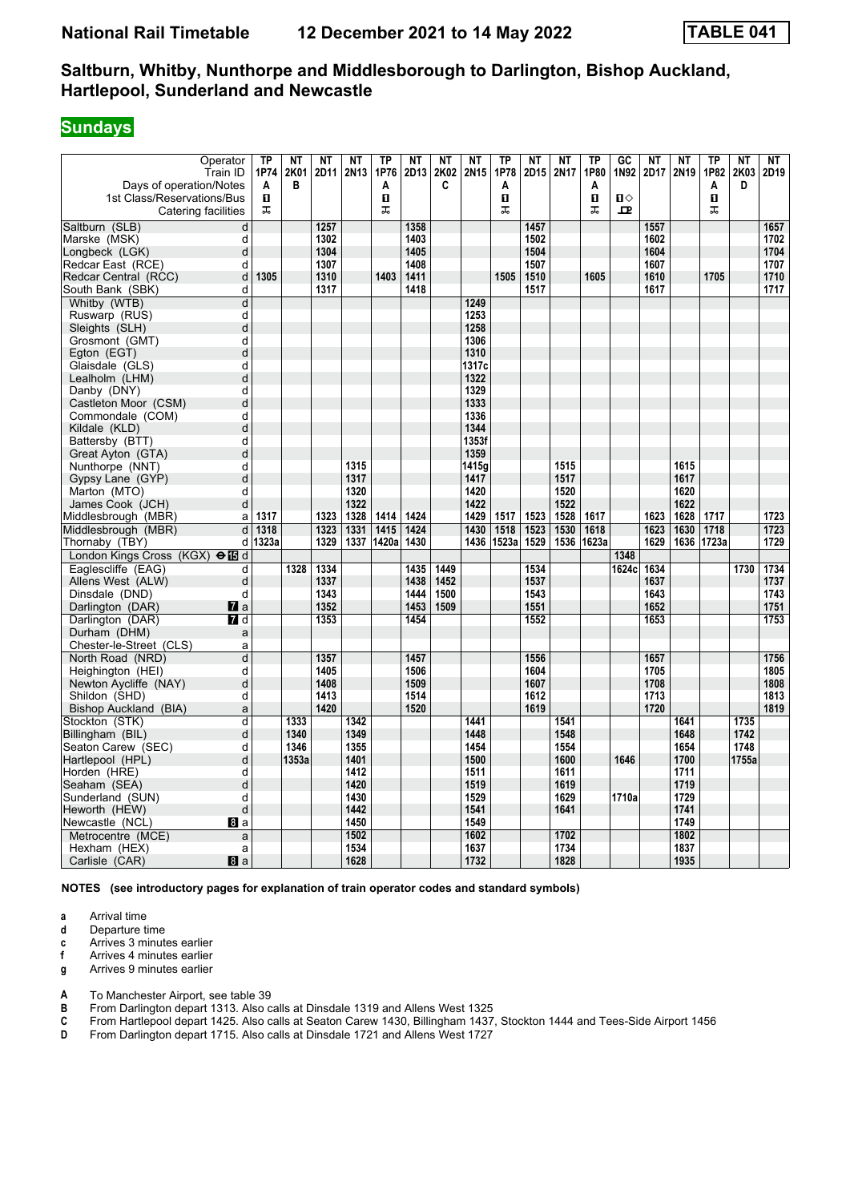# National Rail Timetable 12 December 2021 to 14 May 2022 TABLE 041

## Saltburn, Whitby, Nunthorpe and Middlesborough to Darlington, Bishop Auckland, Hartlepool, Sunderland and Newcastle

## Sundays

| Operator | | TP | NT | NT | NT | TP | NT | NT | NT | TP | NT | NT | TP | GC | NT | NT | TP | NT | NT |
|---|---|---|---|---|---|---|---|---|---|---|---|---|---|---|---|---|---|---|---|
| Train ID | | 1P74 | 2K01 | 2D11 | 2N13 | 1P76 | 2D13 | 2K02 | 2N15 | 1P78 | 2D15 | 2N17 | 1P80 | 1N92 | 2D17 | 2N19 | 1P82 | 2K03 | 2D19 |
| Days of operation/Notes | | A | B | | | A | | C | | A | | | A | | | | A | D | |
| 1st Class/Reservations/Bus | | ◼ | | | | ◼ | | | | ◼ | | | ◼ | ◼◇ | | | ◼ | | |
| Catering facilities | | ⊼ | | | | ⊼ | | | | ⊼ | | | ⊼ | ⊡ | | | ⊼ | | |
| Saltburn (SLB) | d | | | 1257 | | | 1358 | | | | 1457 | | | | 1557 | | | | 1657 |
| Marske (MSK) | d | | | 1302 | | | 1403 | | | | 1502 | | | | 1602 | | | | 1702 |
| Longbeck (LGK) | d | | | 1304 | | | 1405 | | | | 1504 | | | | 1604 | | | | 1704 |
| Redcar East (RCE) | d | | | 1307 | | | 1408 | | | | 1507 | | | | 1607 | | | | 1707 |
| Redcar Central (RCC) | d | 1305 | | 1310 | | 1403 | 1411 | | | 1505 | 1510 | | 1605 | | 1610 | | 1705 | | 1710 |
| South Bank (SBK) | d | | | 1317 | | | 1418 | | | | 1517 | | | | 1617 | | | | 1717 |
| Whitby (WTB) | d | | | | | | | | 1249 | | | | | | | | | | |
| Ruswarp (RUS) | d | | | | | | | | 1253 | | | | | | | | | | |
| Sleights (SLH) | d | | | | | | | | 1258 | | | | | | | | | | |
| Grosmont (GMT) | d | | | | | | | | 1306 | | | | | | | | | | |
| Egton (EGT) | d | | | | | | | | 1310 | | | | | | | | | | |
| Glaisdale (GLS) | d | | | | | | | | 1317c | | | | | | | | | | |
| Lealholm (LHM) | d | | | | | | | | 1322 | | | | | | | | | | |
| Danby (DNY) | d | | | | | | | | 1329 | | | | | | | | | | |
| Castleton Moor (CSM) | d | | | | | | | | 1333 | | | | | | | | | | |
| Commondale (COM) | d | | | | | | | | 1336 | | | | | | | | | | |
| Kildale (KLD) | d | | | | | | | | 1344 | | | | | | | | | | |
| Battersby (BTT) | d | | | | | | | | 1353f | | | | | | | | | | |
| Great Ayton (GTA) | d | | | | | | | | 1359 | | | | | | | | | | |
| Nunthorpe (NNT) | d | | | | 1315 | | | | 1415g | | | 1515 | | | | 1615 | | | |
| Gypsy Lane (GYP) | d | | | | 1317 | | | | 1417 | | | 1517 | | | | 1617 | | | |
| Marton (MTO) | d | | | | 1320 | | | | 1420 | | | 1520 | | | | 1620 | | | |
| James Cook (JCH) | d | | | | 1322 | | | | 1422 | | | 1522 | | | | 1622 | | | |
| Middlesbrough (MBR) | a | 1317 | | 1323 | 1328 | 1414 | 1424 | | 1429 | 1517 | 1523 | 1528 | 1617 | | 1623 | 1628 | 1717 | | 1723 |
| Middlesbrough (MBR) | d | 1318 | | 1323 | 1331 | 1415 | 1424 | | 1430 | 1518 | 1523 | 1530 | 1618 | | 1623 | 1630 | 1718 | | 1723 |
| Thornaby (TBY) | d | 1323a | | 1329 | 1337 | 1420a | 1430 | | 1436 | 1523a | 1529 | 1536 | 1623a | | 1629 | 1636 | 1723a | | 1729 |
| London Kings Cross (KGX) ⊖15 | d | | | | | | | | | | | | | 1348 | | | | | |
| Eaglescliffe (EAG) | d | | 1328 | 1334 | | | 1435 | 1449 | | | 1534 | | | 1624c | 1634 | | | 1730 | 1734 |
| Allens West (ALW) | d | | | 1337 | | | 1438 | 1452 | | | 1537 | | | | 1637 | | | | 1737 |
| Dinsdale (DND) | d | | | 1343 | | | 1444 | 1500 | | | 1543 | | | | 1643 | | | | 1743 |
| Darlington (DAR) 7 | a | | | 1352 | | | 1453 | 1509 | | | 1551 | | | | 1652 | | | | 1751 |
| Darlington (DAR) 7 | d | | | 1353 | | | 1454 | | | | 1552 | | | | 1653 | | | | 1753 |
| Durham (DHM) | a | | | | | | | | | | | | | | | | | | |
| Chester-le-Street (CLS) | a | | | | | | | | | | | | | | | | | | |
| North Road (NRD) | d | | | 1357 | | | 1457 | | | | 1556 | | | | 1657 | | | | 1756 |
| Heighington (HEI) | d | | | 1405 | | | 1506 | | | | 1604 | | | | 1705 | | | | 1805 |
| Newton Aycliffe (NAY) | d | | | 1408 | | | 1509 | | | | 1607 | | | | 1708 | | | | 1808 |
| Shildon (SHD) | d | | | 1413 | | | 1514 | | | | 1612 | | | | 1713 | | | | 1813 |
| Bishop Auckland (BIA) | a | | | 1420 | | | 1520 | | | | 1619 | | | | 1720 | | | | 1819 |
| Stockton (STK) | d | | 1333 | | 1342 | | | | 1441 | | | 1541 | | | | 1641 | | 1735 | |
| Billingham (BIL) | d | | 1340 | | 1349 | | | | 1448 | | | 1548 | | | | 1648 | | 1742 | |
| Seaton Carew (SEC) | d | | 1346 | | 1355 | | | | 1454 | | | 1554 | | | | 1654 | | 1748 | |
| Hartlepool (HPL) | d | | 1353a | | 1401 | | | | 1500 | | | 1600 | | 1646 | | 1700 | | 1755a | |
| Horden (HRE) | d | | | | 1412 | | | | 1511 | | | 1611 | | | | 1711 | | | |
| Seaham (SEA) | d | | | | 1420 | | | | 1519 | | | 1619 | | | | 1719 | | | |
| Sunderland (SUN) | d | | | | 1430 | | | | 1529 | | | 1629 | | 1710a | | 1729 | | | |
| Heworth (HEW) | d | | | | 1442 | | | | 1541 | | | 1641 | | | | 1741 | | | |
| Newcastle (NCL) 8 | a | | | | 1450 | | | | 1549 | | | | | | | 1749 | | | |
| Metrocentre (MCE) | a | | | | 1502 | | | | 1602 | | | 1702 | | | | 1802 | | | |
| Hexham (HEX) | a | | | | 1534 | | | | 1637 | | | 1734 | | | | 1837 | | | |
| Carlisle (CAR) 8 | a | | | | 1628 | | | | 1732 | | | 1828 | | | | 1935 | | | |

**NOTES (see introductory pages for explanation of train operator codes and standard symbols)**

- **a** Arrival time
- **d** Departure time
- **c** Arrives 3 minutes earlier
- **f** Arrives 4 minutes earlier
- **g** Arrives 9 minutes earlier

- **A** To Manchester Airport, see table 39
- **B** From Darlington depart 1313. Also calls at Dinsdale 1319 and Allens West 1325
- **C** From Hartlepool depart 1425. Also calls at Seaton Carew 1430, Billingham 1437, Stockton 1444 and Tees-Side Airport 1456
- **D** From Darlington depart 1715. Also calls at Dinsdale 1721 and Allens West 1727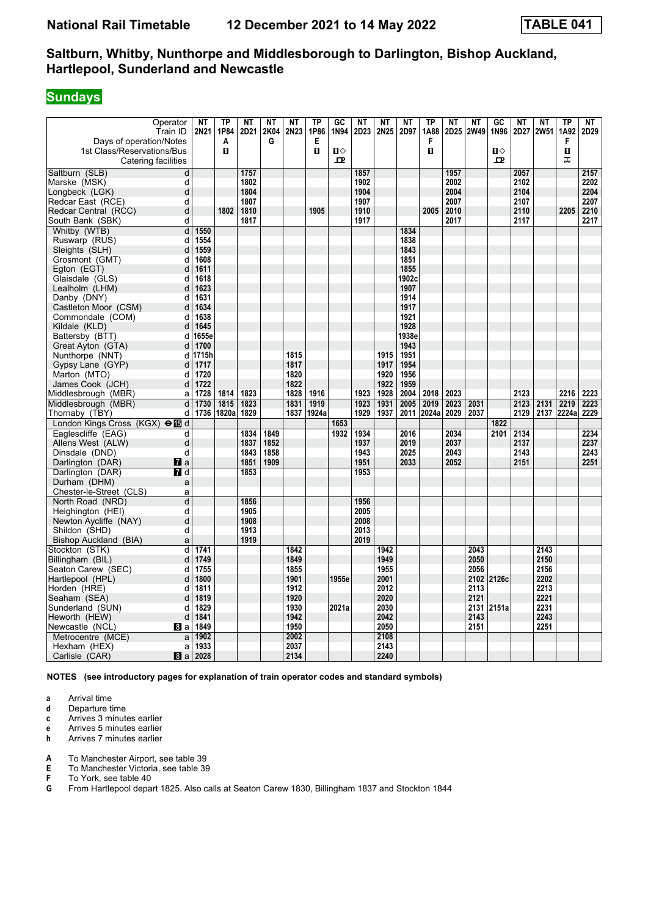# National Rail Timetable 12 December 2021 to 14 May 2022 TABLE 041

## Saltburn, Whitby, Nunthorpe and Middlesborough to Darlington, Bishop Auckland, Hartlepool, Sunderland and Newcastle

### Sundays

| Operator | | NT | TP | NT | NT | NT | TP | GC | NT | NT | NT | TP | NT | NT | GC | NT | NT | TP | NT |
|---|---|---|---|---|---|---|---|---|---|---|---|---|---|---|---|---|---|---|---|
| Train ID | | 2N21 | 1P84 | 2D21 | 2K04 | 2N23 | 1P86 | 1N94 | 2D23 | 2N25 | 2D97 | 1A88 | 2D25 | 2W49 | 1N96 | 2D27 | 2W51 | 1A92 | 2D29 |
| Days of operation/Notes | | | A | | G | | E | | | | | F | | | | | | F | |
| 1st Class/Reservations/Bus | | | 1 | | | | 1 | 1◇ | | | | 1 | | | 1◇ | | | 1 | |
| Catering facilities | | | | | | | | ⊡ | | | | | | | ⊡ | | | ⊼ | |
| Saltburn (SLB) | d | | | 1757 | | | | | 1857 | | | | 1957 | | | 2057 | | | 2157 |
| Marske (MSK) | d | | | 1802 | | | | | 1902 | | | | 2002 | | | 2102 | | | 2202 |
| Longbeck (LGK) | d | | | 1804 | | | | | 1904 | | | | 2004 | | | 2104 | | | 2204 |
| Redcar East (RCE) | d | | | 1807 | | | | | 1907 | | | | 2007 | | | 2107 | | | 2207 |
| Redcar Central (RCC) | d | | 1802 | 1810 | | | 1905 | | 1910 | | | 2005 | 2010 | | | 2110 | | 2205 | 2210 |
| South Bank (SBK) | d | | | 1817 | | | | | 1917 | | | | 2017 | | | 2117 | | | 2217 |
| Whitby (WTB) | d | 1550 | | | | | | | | | 1834 | | | | | | | | |
| Ruswarp (RUS) | d | 1554 | | | | | | | | | 1838 | | | | | | | | |
| Sleights (SLH) | d | 1559 | | | | | | | | | 1843 | | | | | | | | |
| Grosmont (GMT) | d | 1608 | | | | | | | | | 1851 | | | | | | | | |
| Egton (EGT) | d | 1611 | | | | | | | | | 1855 | | | | | | | | |
| Glaisdale (GLS) | d | 1618 | | | | | | | | | 1902c | | | | | | | | |
| Lealholm (LHM) | d | 1623 | | | | | | | | | 1907 | | | | | | | | |
| Danby (DNY) | d | 1631 | | | | | | | | | 1914 | | | | | | | | |
| Castleton Moor (CSM) | d | 1634 | | | | | | | | | 1917 | | | | | | | | |
| Commondale (COM) | d | 1638 | | | | | | | | | 1921 | | | | | | | | |
| Kildale (KLD) | d | 1645 | | | | | | | | | 1928 | | | | | | | | |
| Battersby (BTT) | d | 1655e | | | | | | | | | 1938e | | | | | | | | |
| Great Ayton (GTA) | d | 1700 | | | | | | | | | 1943 | | | | | | | | |
| Nunthorpe (NNT) | d | 1715h | | | | 1815 | | | | 1915 | 1951 | | | | | | | | |
| Gypsy Lane (GYP) | d | 1717 | | | | 1817 | | | | 1917 | 1954 | | | | | | | | |
| Marton (MTO) | d | 1720 | | | | 1820 | | | | 1920 | 1956 | | | | | | | | |
| James Cook (JCH) | d | 1722 | | | | 1822 | | | | 1922 | 1959 | | | | | | | | |
| Middlesbrough (MBR) | a | 1728 | 1814 | 1823 | | 1828 | 1916 | | 1923 | 1928 | 2004 | 2018 | 2023 | | | 2123 | | 2216 | 2223 |
| Middlesbrough (MBR) | d | 1730 | 1815 | 1823 | | 1831 | 1919 | | 1923 | 1931 | 2005 | 2019 | 2023 | 2031 | | 2123 | 2131 | 2219 | 2223 |
| Thornaby (TBY) | d | 1736 | 1820a | 1829 | | 1837 | 1924a | | 1929 | 1937 | 2011 | 2024a | 2029 | 2037 | | 2129 | 2137 | 2224a | 2229 |
| London Kings Cross (KGX) ⊖15 | d | | | | | | | 1653 | | | | | | | 1822 | | | | |
| Eaglescliffe (EAG) | d | | | 1834 | 1849 | | | 1932 | 1934 | | 2016 | | 2034 | | 2101 | 2134 | | | 2234 |
| Allens West (ALW) | d | | | 1837 | 1852 | | | | 1937 | | 2019 | | 2037 | | | 2137 | | | 2237 |
| Dinsdale (DND) | d | | | 1843 | 1858 | | | | 1943 | | 2025 | | 2043 | | | 2143 | | | 2243 |
| Darlington (DAR) 7 | a | | | 1851 | 1909 | | | | 1951 | | 2033 | | 2052 | | | 2151 | | | 2251 |
| Darlington (DAR) 7 | d | | | 1853 | | | | | 1953 | | | | | | | | | | |
| Durham (DHM) | a | | | | | | | | | | | | | | | | | | |
| Chester-le-Street (CLS) | a | | | | | | | | | | | | | | | | | | |
| North Road (NRD) | d | | | 1856 | | | | | 1956 | | | | | | | | | | |
| Heighington (HEI) | d | | | 1905 | | | | | 2005 | | | | | | | | | | |
| Newton Aycliffe (NAY) | d | | | 1908 | | | | | 2008 | | | | | | | | | | |
| Shildon (SHD) | d | | | 1913 | | | | | 2013 | | | | | | | | | | |
| Bishop Auckland (BIA) | a | | | 1919 | | | | | 2019 | | | | | | | | | | |
| Stockton (STK) | d | 1741 | | | | 1842 | | | | 1942 | | | | 2043 | | | 2143 | | |
| Billingham (BIL) | d | 1749 | | | | 1849 | | | | 1949 | | | | 2050 | | | 2150 | | |
| Seaton Carew (SEC) | d | 1755 | | | | 1855 | | | | 1955 | | | | 2056 | | | 2156 | | |
| Hartlepool (HPL) | d | 1800 | | | | 1901 | | 1955e | | 2001 | | | | 2102 | 2126c | | 2202 | | |
| Horden (HRE) | d | 1811 | | | | 1912 | | | | 2012 | | | | 2113 | | | 2213 | | |
| Seaham (SEA) | d | 1819 | | | | 1920 | | | | 2020 | | | | 2121 | | | 2221 | | |
| Sunderland (SUN) | d | 1829 | | | | 1930 | | 2021a | | 2030 | | | | 2131 | 2151a | | 2231 | | |
| Heworth (HEW) | d | 1841 | | | | 1942 | | | | 2042 | | | | 2143 | | | 2243 | | |
| Newcastle (NCL) 8 | a | 1849 | | | | 1950 | | | | 2050 | | | | 2151 | | | 2251 | | |
| Metrocentre (MCE) | a | 1902 | | | | 2002 | | | | 2108 | | | | | | | | | |
| Hexham (HEX) | a | 1933 | | | | 2037 | | | | 2143 | | | | | | | | | |
| Carlisle (CAR) 8 | a | 2028 | | | | 2134 | | | | 2240 | | | | | | | | | |

**NOTES (see introductory pages for explanation of train operator codes and standard symbols)**

- **a** Arrival time
- **d** Departure time
- **c** Arrives 3 minutes earlier
- **e** Arrives 5 minutes earlier
- **h** Arrives 7 minutes earlier

- **A** To Manchester Airport, see table 39
- **E** To Manchester Victoria, see table 39
- **F** To York, see table 40
- **G** From Hartlepool depart 1825. Also calls at Seaton Carew 1830, Billingham 1837 and Stockton 1844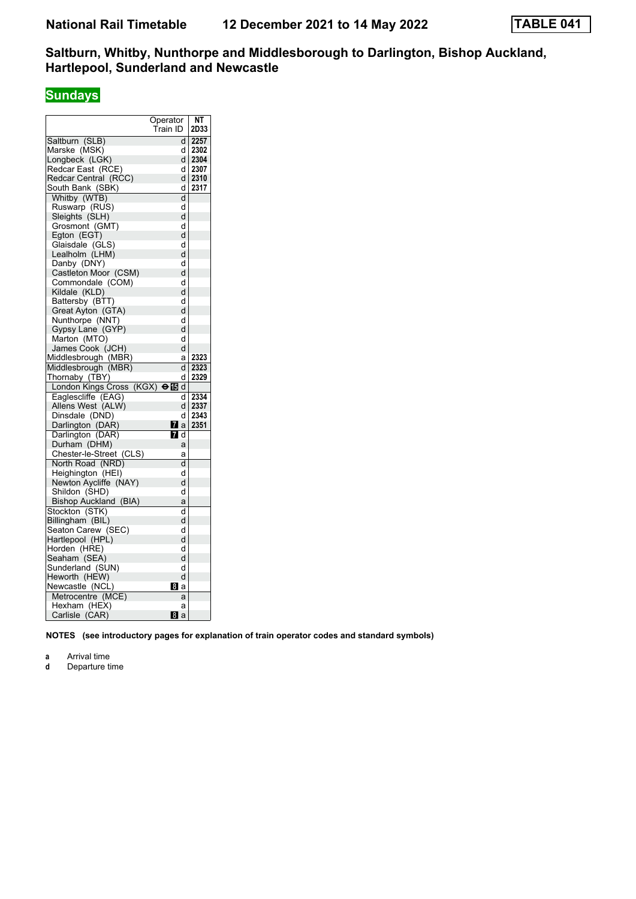# National Rail Timetable 12 December 2021 to 14 May 2022 TABLE 041

## Saltburn, Whitby, Nunthorpe and Middlesborough to Darlington, Bishop Auckland, Hartlepool, Sunderland and Newcastle

### Sundays

| Operator | | NT |
|---|---|---|
| Train ID | | 2D33 |
| Saltburn (SLB) | d | 2257 |
| Marske (MSK) | d | 2302 |
| Longbeck (LGK) | d | 2304 |
| Redcar East (RCE) | d | 2307 |
| Redcar Central (RCC) | d | 2310 |
| South Bank (SBK) | d | 2317 |
| Whitby (WTB) | d | |
| Ruswarp (RUS) | d | |
| Sleights (SLH) | d | |
| Grosmont (GMT) | d | |
| Egton (EGT) | d | |
| Glaisdale (GLS) | d | |
| Lealholm (LHM) | d | |
| Danby (DNY) | d | |
| Castleton Moor (CSM) | d | |
| Commondale (COM) | d | |
| Kildale (KLD) | d | |
| Battersby (BTT) | d | |
| Great Ayton (GTA) | d | |
| Nunthorpe (NNT) | d | |
| Gypsy Lane (GYP) | d | |
| Marton (MTO) | d | |
| James Cook (JCH) | d | |
| Middlesbrough (MBR) | a | 2323 |
| Middlesbrough (MBR) | d | 2323 |
| Thornaby (TBY) | d | 2329 |
| London Kings Cross (KGX) ⊖ 15 | d | |
| Eaglescliffe (EAG) | d | 2334 |
| Allens West (ALW) | d | 2337 |
| Dinsdale (DND) | d | 2343 |
| Darlington (DAR) 7 | a | 2351 |
| Darlington (DAR) 7 | d | |
| Durham (DHM) | a | |
| Chester-le-Street (CLS) | a | |
| North Road (NRD) | d | |
| Heighington (HEI) | d | |
| Newton Aycliffe (NAY) | d | |
| Shildon (SHD) | d | |
| Bishop Auckland (BIA) | a | |
| Stockton (STK) | d | |
| Billingham (BIL) | d | |
| Seaton Carew (SEC) | d | |
| Hartlepool (HPL) | d | |
| Horden (HRE) | d | |
| Seaham (SEA) | d | |
| Sunderland (SUN) | d | |
| Heworth (HEW) | d | |
| Newcastle (NCL) 8 | a | |
| Metrocentre (MCE) | a | |
| Hexham (HEX) | a | |
| Carlisle (CAR) 8 | a | |

**NOTES (see introductory pages for explanation of train operator codes and standard symbols)**

**a** Arrival time
**d** Departure time